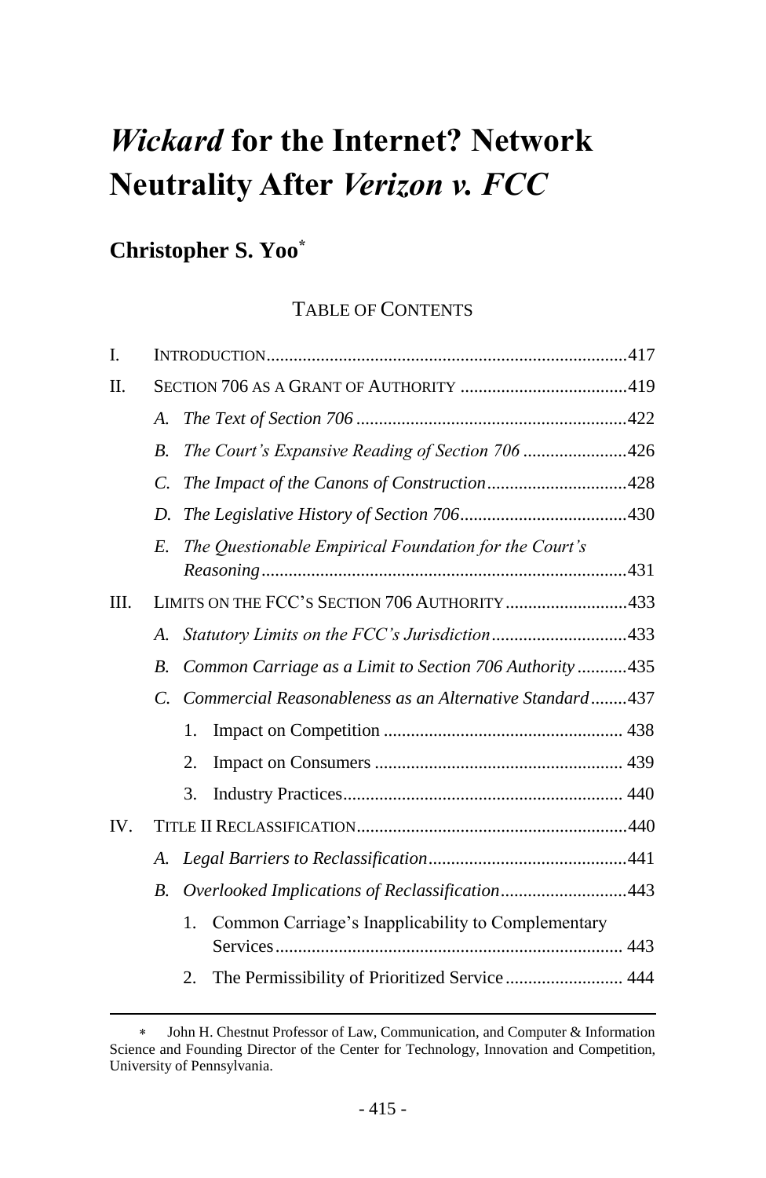# *Wickard* for the Internet? Network Neutrality After *Verizon v. FCC*

## Christopher S. Yoo*

### TABLE OF CONTENTS

I. INTRODUCTION ............................................................................. 417

II. SECTION 706 AS A GRANT OF AUTHORITY ..................................... 419

- A. *The Text of Section 706* ........................................................... 422
- B. *The Court's Expansive Reading of Section 706* ....................... 426
- C. *The Impact of the Canons of Construction* ............................... 428
- D. *The Legislative History of Section 706* .................................... 430
- E. *The Questionable Empirical Foundation for the Court's Reasoning* ................................................................................ 431

III. LIMITS ON THE FCC'S SECTION 706 AUTHORITY ........................... 433

- A. *Statutory Limits on the FCC's Jurisdiction* ............................. 433
- B. *Common Carriage as a Limit to Section 706 Authority* ........... 435
- C. *Commercial Reasonableness as an Alternative Standard* ........ 437
  1. Impact on Competition .................................................... 438
  2. Impact on Consumers ...................................................... 439
  3. Industry Practices ............................................................. 440

IV. TITLE II RECLASSIFICATION ........................................................... 440

- A. *Legal Barriers to Reclassification* ............................................ 441
- B. *Overlooked Implications of Reclassification* ............................ 443
  1. Common Carriage's Inapplicability to Complementary Services ............................................................................ 443
  2. The Permissibility of Prioritized Service .......................... 444

---

* John H. Chestnut Professor of Law, Communication, and Computer & Information Science and Founding Director of the Center for Technology, Innovation and Competition, University of Pennsylvania.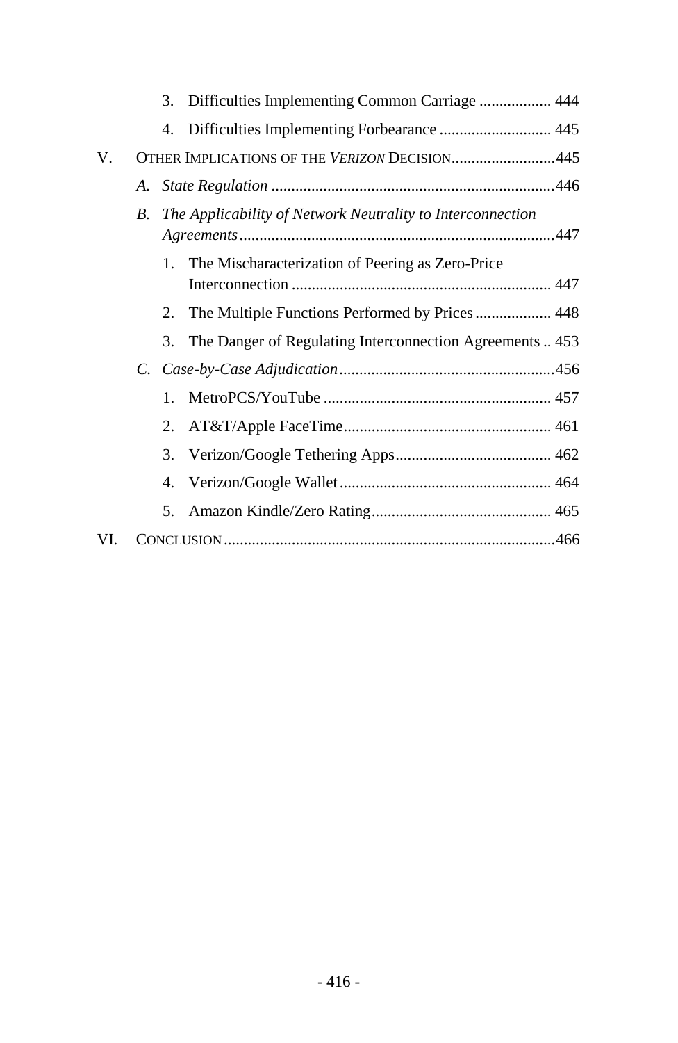3. Difficulties Implementing Common Carriage .................. 444
4. Difficulties Implementing Forbearance ............................ 445

V. OTHER IMPLICATIONS OF THE *VERIZON* DECISION..........................445

*A. State Regulation* ......................................................................446

*B. The Applicability of Network Neutrality to Interconnection Agreements*..............................................................................447

1. The Mischaracterization of Peering as Zero-Price Interconnection ................................................................ 447
2. The Multiple Functions Performed by Prices ................... 448
3. The Danger of Regulating Interconnection Agreements .. 453

*C. Case-by-Case Adjudication*......................................................456

1. MetroPCS/YouTube ......................................................... 457
2. AT&T/Apple FaceTime.................................................... 461
3. Verizon/Google Tethering Apps....................................... 462
4. Verizon/Google Wallet..................................................... 464
5. Amazon Kindle/Zero Rating............................................. 465

VI. CONCLUSION..................................................................................466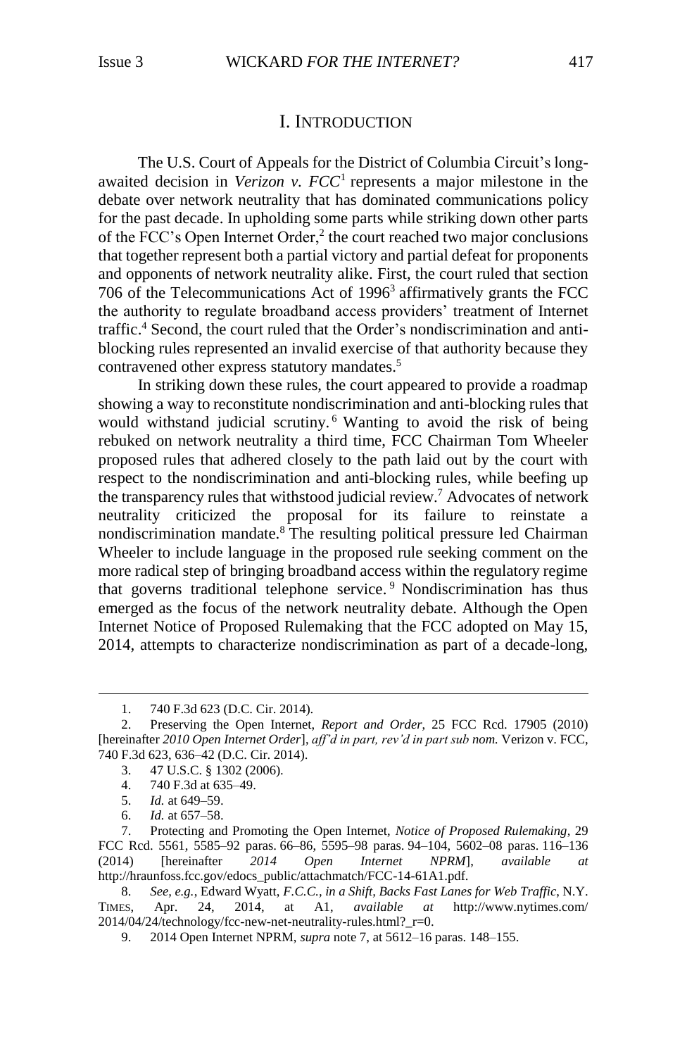# I. INTRODUCTION

The U.S. Court of Appeals for the District of Columbia Circuit's long-awaited decision in *Verizon v. FCC*[1] represents a major milestone in the debate over network neutrality that has dominated communications policy for the past decade. In upholding some parts while striking down other parts of the FCC's Open Internet Order,[2] the court reached two major conclusions that together represent both a partial victory and partial defeat for proponents and opponents of network neutrality alike. First, the court ruled that section 706 of the Telecommunications Act of 1996[3] affirmatively grants the FCC the authority to regulate broadband access providers' treatment of Internet traffic.[4] Second, the court ruled that the Order's nondiscrimination and anti-blocking rules represented an invalid exercise of that authority because they contravened other express statutory mandates.[5]

In striking down these rules, the court appeared to provide a roadmap showing a way to reconstitute nondiscrimination and anti-blocking rules that would withstand judicial scrutiny.[6] Wanting to avoid the risk of being rebuked on network neutrality a third time, FCC Chairman Tom Wheeler proposed rules that adhered closely to the path laid out by the court with respect to the nondiscrimination and anti-blocking rules, while beefing up the transparency rules that withstood judicial review.[7] Advocates of network neutrality criticized the proposal for its failure to reinstate a nondiscrimination mandate.[8] The resulting political pressure led Chairman Wheeler to include language in the proposed rule seeking comment on the more radical step of bringing broadband access within the regulatory regime that governs traditional telephone service.[9] Nondiscrimination has thus emerged as the focus of the network neutrality debate. Although the Open Internet Notice of Proposed Rulemaking that the FCC adopted on May 15, 2014, attempts to characterize nondiscrimination as part of a decade-long,

---

1. 740 F.3d 623 (D.C. Cir. 2014).
2. Preserving the Open Internet, *Report and Order*, 25 FCC Rcd. 17905 (2010) [hereinafter *2010 Open Internet Order*], *aff'd in part, rev'd in part sub nom.* Verizon v. FCC, 740 F.3d 623, 636–42 (D.C. Cir. 2014).
3. 47 U.S.C. § 1302 (2006).
4. 740 F.3d at 635–49.
5. *Id.* at 649–59.
6. *Id.* at 657–58.
7. Protecting and Promoting the Open Internet, *Notice of Proposed Rulemaking*, 29 FCC Rcd. 5561, 5585–92 paras. 66–86, 5595–98 paras. 94–104, 5602–08 paras. 116–136 (2014) [hereinafter *2014 Open Internet NPRM*], *available at* http://hraunfoss.fcc.gov/edocs_public/attachmatch/FCC-14-61A1.pdf.
8. *See, e.g.*, Edward Wyatt, *F.C.C., in a Shift, Backs Fast Lanes for Web Traffic*, N.Y. TIMES, Apr. 24, 2014, at A1, *available at* http://www.nytimes.com/2014/04/24/technology/fcc-new-net-neutrality-rules.html?_r=0.
9. 2014 Open Internet NPRM, *supra* note 7, at 5612–16 paras. 148–155.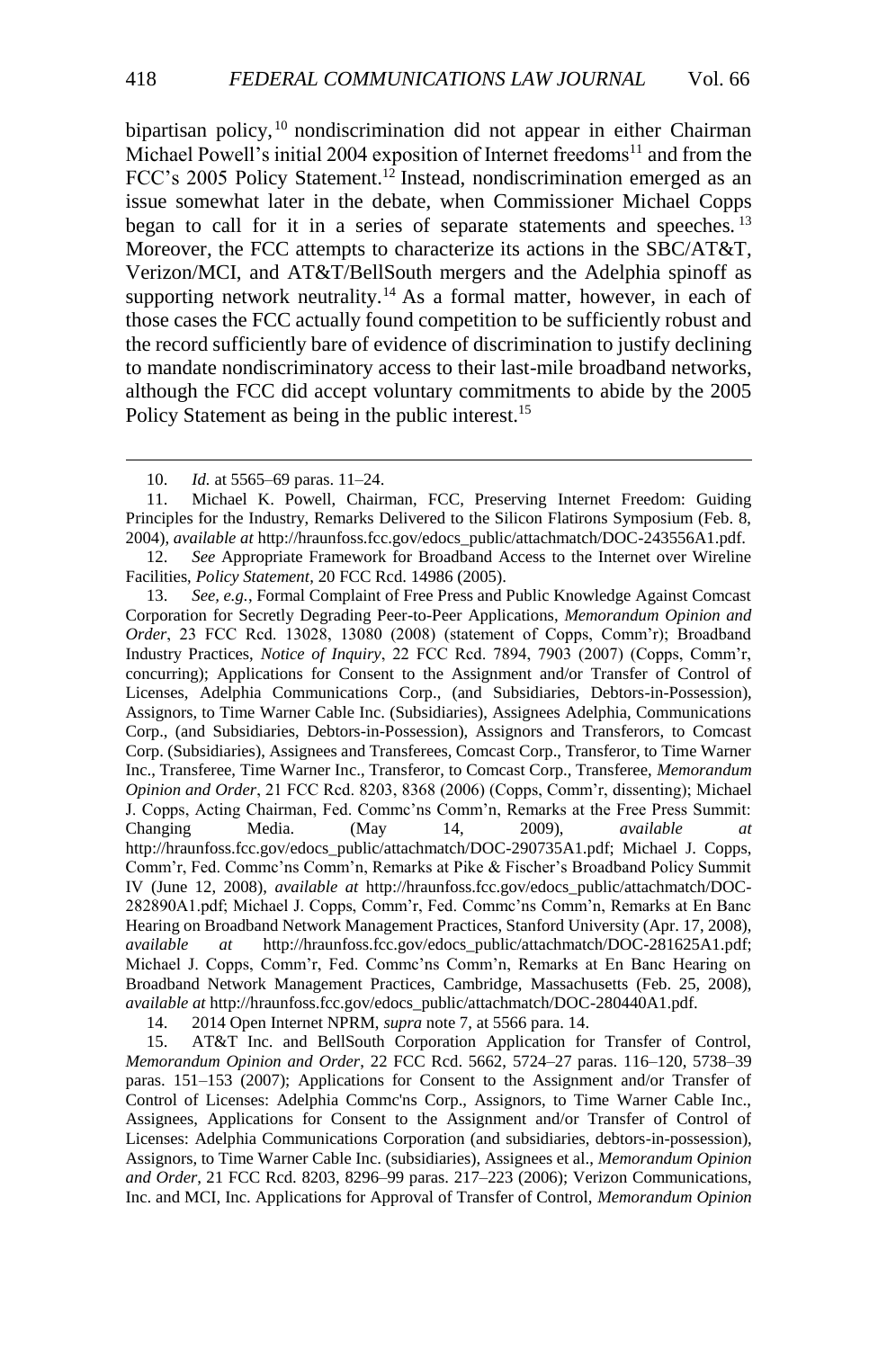bipartisan policy,[10] nondiscrimination did not appear in either Chairman Michael Powell's initial 2004 exposition of Internet freedoms[11] and from the FCC's 2005 Policy Statement.[12] Instead, nondiscrimination emerged as an issue somewhat later in the debate, when Commissioner Michael Copps began to call for it in a series of separate statements and speeches.[13] Moreover, the FCC attempts to characterize its actions in the SBC/AT&T, Verizon/MCI, and AT&T/BellSouth mergers and the Adelphia spinoff as supporting network neutrality.[14] As a formal matter, however, in each of those cases the FCC actually found competition to be sufficiently robust and the record sufficiently bare of evidence of discrimination to justify declining to mandate nondiscriminatory access to their last-mile broadband networks, although the FCC did accept voluntary commitments to abide by the 2005 Policy Statement as being in the public interest.[15]

---

10. *Id.* at 5565–69 paras. 11–24.

11. Michael K. Powell, Chairman, FCC, Preserving Internet Freedom: Guiding Principles for the Industry, Remarks Delivered to the Silicon Flatirons Symposium (Feb. 8, 2004), *available at* http://hraunfoss.fcc.gov/edocs_public/attachmatch/DOC-243556A1.pdf.

12. *See* Appropriate Framework for Broadband Access to the Internet over Wireline Facilities, *Policy Statement*, 20 FCC Rcd. 14986 (2005).

13. *See, e.g.*, Formal Complaint of Free Press and Public Knowledge Against Comcast Corporation for Secretly Degrading Peer-to-Peer Applications, *Memorandum Opinion and Order*, 23 FCC Rcd. 13028, 13080 (2008) (statement of Copps, Comm'r); Broadband Industry Practices, *Notice of Inquiry*, 22 FCC Rcd. 7894, 7903 (2007) (Copps, Comm'r, concurring); Applications for Consent to the Assignment and/or Transfer of Control of Licenses, Adelphia Communications Corp., (and Subsidiaries, Debtors-in-Possession), Assignors, to Time Warner Cable Inc. (Subsidiaries), Assignees Adelphia, Communications Corp., (and Subsidiaries, Debtors-in-Possession), Assignors and Transferors, to Comcast Corp. (Subsidiaries), Assignees and Transferees, Comcast Corp., Transferor, to Time Warner Inc., Transferee, Time Warner Inc., Transferor, to Comcast Corp., Transferee, *Memorandum Opinion and Order*, 21 FCC Rcd. 8203, 8368 (2006) (Copps, Comm'r, dissenting); Michael J. Copps, Acting Chairman, Fed. Commc'ns Comm'n, Remarks at the Free Press Summit: Changing Media. (May 14, 2009), *available at* http://hraunfoss.fcc.gov/edocs_public/attachmatch/DOC-290735A1.pdf; Michael J. Copps, Comm'r, Fed. Commc'ns Comm'n, Remarks at Pike & Fischer's Broadband Policy Summit IV (June 12, 2008), *available at* http://hraunfoss.fcc.gov/edocs_public/attachmatch/DOC-282890A1.pdf; Michael J. Copps, Comm'r, Fed. Commc'ns Comm'n, Remarks at En Banc Hearing on Broadband Network Management Practices, Stanford University (Apr. 17, 2008), *available at* http://hraunfoss.fcc.gov/edocs_public/attachmatch/DOC-281625A1.pdf; Michael J. Copps, Comm'r, Fed. Commc'ns Comm'n, Remarks at En Banc Hearing on Broadband Network Management Practices, Cambridge, Massachusetts (Feb. 25, 2008), *available at* http://hraunfoss.fcc.gov/edocs_public/attachmatch/DOC-280440A1.pdf.

14. 2014 Open Internet NPRM, *supra* note 7, at 5566 para. 14.

15. AT&T Inc. and BellSouth Corporation Application for Transfer of Control, *Memorandum Opinion and Order*, 22 FCC Rcd. 5662, 5724–27 paras. 116–120, 5738–39 paras. 151–153 (2007); Applications for Consent to the Assignment and/or Transfer of Control of Licenses: Adelphia Commc'ns Corp., Assignors, to Time Warner Cable Inc., Assignees, Applications for Consent to the Assignment and/or Transfer of Control of Licenses: Adelphia Communications Corporation (and subsidiaries, debtors-in-possession), Assignors, to Time Warner Cable Inc. (subsidiaries), Assignees et al., *Memorandum Opinion and Order*, 21 FCC Rcd. 8203, 8296–99 paras. 217–223 (2006); Verizon Communications, Inc. and MCI, Inc. Applications for Approval of Transfer of Control, *Memorandum Opinion*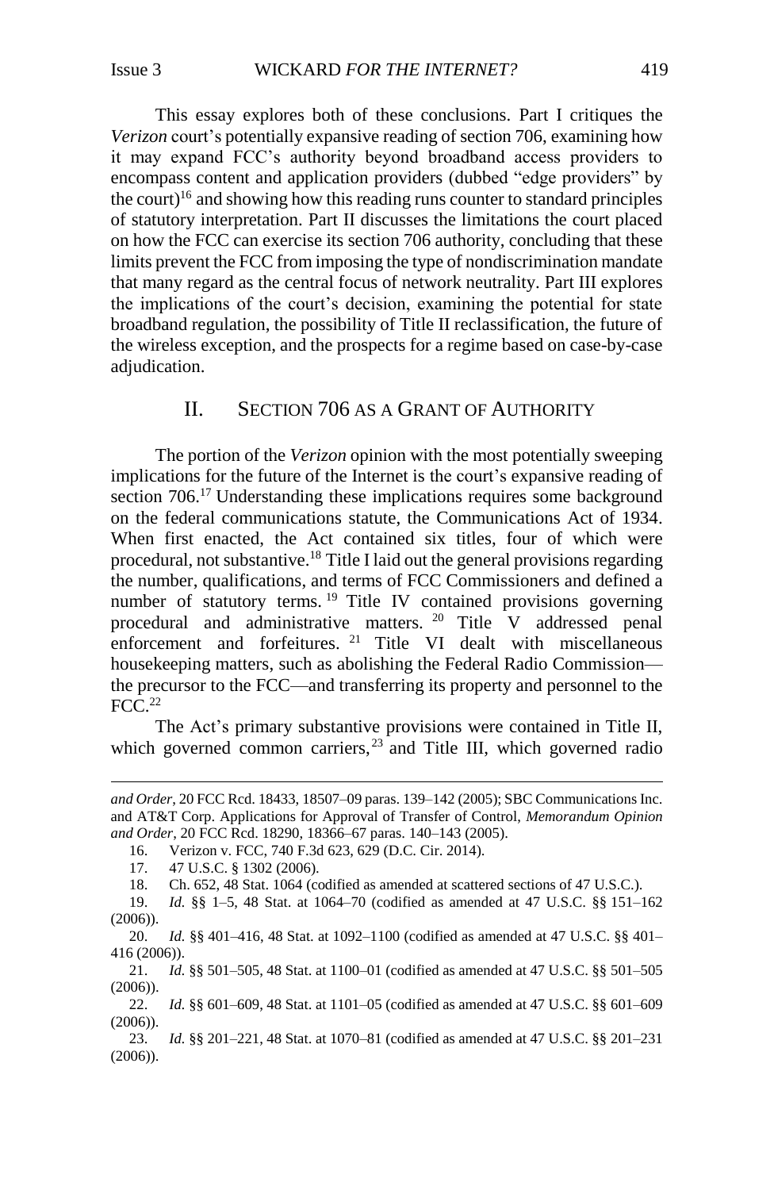This essay explores both of these conclusions. Part I critiques the *Verizon* court's potentially expansive reading of section 706, examining how it may expand FCC's authority beyond broadband access providers to encompass content and application providers (dubbed "edge providers" by the court)[16] and showing how this reading runs counter to standard principles of statutory interpretation. Part II discusses the limitations the court placed on how the FCC can exercise its section 706 authority, concluding that these limits prevent the FCC from imposing the type of nondiscrimination mandate that many regard as the central focus of network neutrality. Part III explores the implications of the court's decision, examining the potential for state broadband regulation, the possibility of Title II reclassification, the future of the wireless exception, and the prospects for a regime based on case-by-case adjudication.

## II. SECTION 706 AS A GRANT OF AUTHORITY

The portion of the *Verizon* opinion with the most potentially sweeping implications for the future of the Internet is the court's expansive reading of section 706.[17] Understanding these implications requires some background on the federal communications statute, the Communications Act of 1934. When first enacted, the Act contained six titles, four of which were procedural, not substantive.[18] Title I laid out the general provisions regarding the number, qualifications, and terms of FCC Commissioners and defined a number of statutory terms.[19] Title IV contained provisions governing procedural and administrative matters.[20] Title V addressed penal enforcement and forfeitures.[21] Title VI dealt with miscellaneous housekeeping matters, such as abolishing the Federal Radio Commission—the precursor to the FCC—and transferring its property and personnel to the FCC.[22]

The Act's primary substantive provisions were contained in Title II, which governed common carriers,[23] and Title III, which governed radio

---

*and Order*, 20 FCC Rcd. 18433, 18507–09 paras. 139–142 (2005); SBC Communications Inc. and AT&T Corp. Applications for Approval of Transfer of Control, *Memorandum Opinion and Order*, 20 FCC Rcd. 18290, 18366–67 paras. 140–143 (2005).

16. Verizon v. FCC, 740 F.3d 623, 629 (D.C. Cir. 2014).

17. 47 U.S.C. § 1302 (2006).

18. Ch. 652, 48 Stat. 1064 (codified as amended at scattered sections of 47 U.S.C.).

19. *Id.* §§ 1–5, 48 Stat. at 1064–70 (codified as amended at 47 U.S.C. §§ 151–162 (2006)).

20. *Id.* §§ 401–416, 48 Stat. at 1092–1100 (codified as amended at 47 U.S.C. §§ 401–416 (2006)).

21. *Id.* §§ 501–505, 48 Stat. at 1100–01 (codified as amended at 47 U.S.C. §§ 501–505 (2006)).

22. *Id.* §§ 601–609, 48 Stat. at 1101–05 (codified as amended at 47 U.S.C. §§ 601–609 (2006)).

23. *Id.* §§ 201–221, 48 Stat. at 1070–81 (codified as amended at 47 U.S.C. §§ 201–231 (2006)).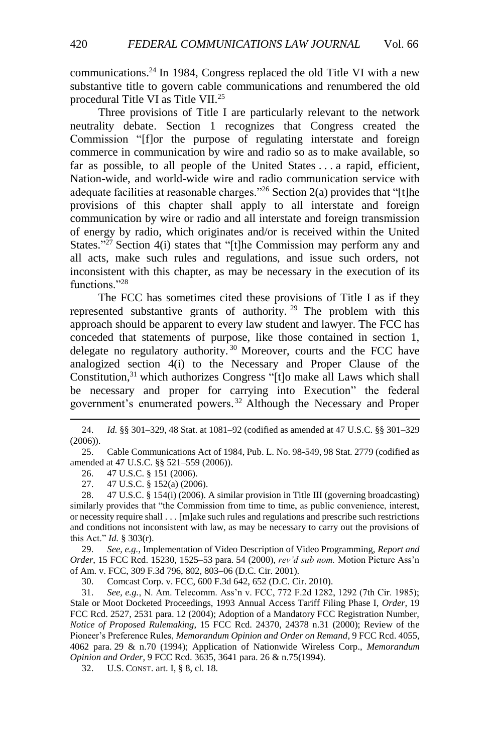communications.[24] In 1984, Congress replaced the old Title VI with a new substantive title to govern cable communications and renumbered the old procedural Title VI as Title VII.[25]

Three provisions of Title I are particularly relevant to the network neutrality debate. Section 1 recognizes that Congress created the Commission "[f]or the purpose of regulating interstate and foreign commerce in communication by wire and radio so as to make available, so far as possible, to all people of the United States . . . a rapid, efficient, Nation-wide, and world-wide wire and radio communication service with adequate facilities at reasonable charges."[26] Section 2(a) provides that "[t]he provisions of this chapter shall apply to all interstate and foreign communication by wire or radio and all interstate and foreign transmission of energy by radio, which originates and/or is received within the United States."[27] Section 4(i) states that "[t]he Commission may perform any and all acts, make such rules and regulations, and issue such orders, not inconsistent with this chapter, as may be necessary in the execution of its functions."[28]

The FCC has sometimes cited these provisions of Title I as if they represented substantive grants of authority.[29] The problem with this approach should be apparent to every law student and lawyer. The FCC has conceded that statements of purpose, like those contained in section 1, delegate no regulatory authority.[30] Moreover, courts and the FCC have analogized section 4(i) to the Necessary and Proper Clause of the Constitution,[31] which authorizes Congress "[t]o make all Laws which shall be necessary and proper for carrying into Execution" the federal government's enumerated powers.[32] Although the Necessary and Proper

---

24. *Id.* §§ 301–329, 48 Stat. at 1081–92 (codified as amended at 47 U.S.C. §§ 301–329 (2006)).

25. Cable Communications Act of 1984, Pub. L. No. 98-549, 98 Stat. 2779 (codified as amended at 47 U.S.C. §§ 521–559 (2006)).

26. 47 U.S.C. § 151 (2006).

27. 47 U.S.C. § 152(a) (2006).

28. 47 U.S.C. § 154(i) (2006). A similar provision in Title III (governing broadcasting) similarly provides that "the Commission from time to time, as public convenience, interest, or necessity require shall . . . [m]ake such rules and regulations and prescribe such restrictions and conditions not inconsistent with law, as may be necessary to carry out the provisions of this Act." *Id.* § 303(r).

29. *See, e.g.*, Implementation of Video Description of Video Programming, *Report and Order*, 15 FCC Rcd. 15230, 1525–53 para. 54 (2000), *rev'd sub nom.* Motion Picture Ass'n of Am. v. FCC, 309 F.3d 796, 802, 803–06 (D.C. Cir. 2001).

30. Comcast Corp. v. FCC, 600 F.3d 642, 652 (D.C. Cir. 2010).

31. *See, e.g.*, N. Am. Telecomm. Ass'n v. FCC, 772 F.2d 1282, 1292 (7th Cir. 1985); Stale or Moot Docketed Proceedings, 1993 Annual Access Tariff Filing Phase I, *Order*, 19 FCC Rcd. 2527, 2531 para. 12 (2004); Adoption of a Mandatory FCC Registration Number, *Notice of Proposed Rulemaking*, 15 FCC Rcd. 24370, 24378 n.31 (2000); Review of the Pioneer's Preference Rules, *Memorandum Opinion and Order on Remand*, 9 FCC Rcd. 4055, 4062 para. 29 & n.70 (1994); Application of Nationwide Wireless Corp., *Memorandum Opinion and Order*, 9 FCC Rcd. 3635, 3641 para. 26 & n.75(1994).

32. U.S. CONST. art. I, § 8, cl. 18.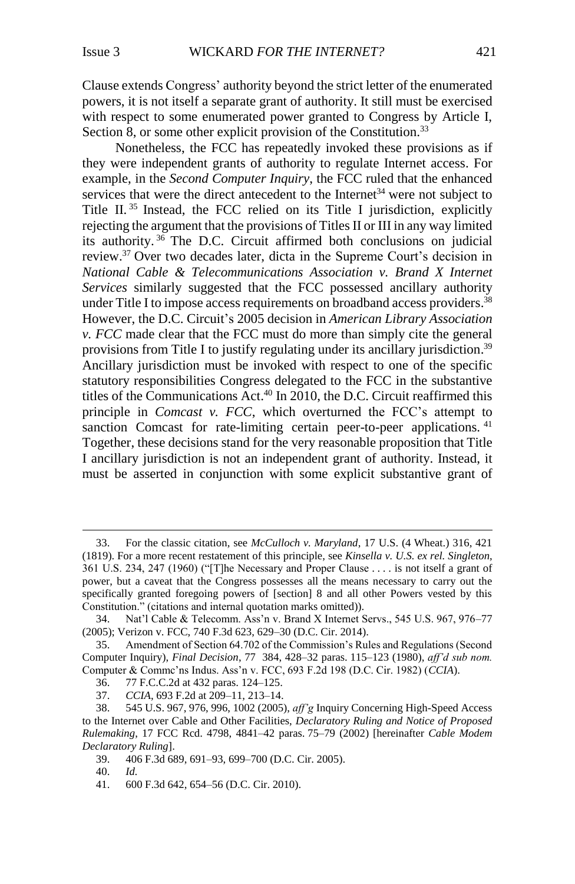Clause extends Congress' authority beyond the strict letter of the enumerated powers, it is not itself a separate grant of authority. It still must be exercised with respect to some enumerated power granted to Congress by Article I, Section 8, or some other explicit provision of the Constitution.[33]

Nonetheless, the FCC has repeatedly invoked these provisions as if they were independent grants of authority to regulate Internet access. For example, in the *Second Computer Inquiry*, the FCC ruled that the enhanced services that were the direct antecedent to the Internet[34] were not subject to Title II.[35] Instead, the FCC relied on its Title I jurisdiction, explicitly rejecting the argument that the provisions of Titles II or III in any way limited its authority.[36] The D.C. Circuit affirmed both conclusions on judicial review.[37] Over two decades later, dicta in the Supreme Court's decision in *National Cable & Telecommunications Association v. Brand X Internet Services* similarly suggested that the FCC possessed ancillary authority under Title I to impose access requirements on broadband access providers.[38] However, the D.C. Circuit's 2005 decision in *American Library Association v. FCC* made clear that the FCC must do more than simply cite the general provisions from Title I to justify regulating under its ancillary jurisdiction.[39] Ancillary jurisdiction must be invoked with respect to one of the specific statutory responsibilities Congress delegated to the FCC in the substantive titles of the Communications Act.[40] In 2010, the D.C. Circuit reaffirmed this principle in *Comcast v. FCC*, which overturned the FCC's attempt to sanction Comcast for rate-limiting certain peer-to-peer applications.[41] Together, these decisions stand for the very reasonable proposition that Title I ancillary jurisdiction is not an independent grant of authority. Instead, it must be asserted in conjunction with some explicit substantive grant of

---

33. For the classic citation, see *McCulloch v. Maryland*, 17 U.S. (4 Wheat.) 316, 421 (1819). For a more recent restatement of this principle, see *Kinsella v. U.S. ex rel. Singleton*, 361 U.S. 234, 247 (1960) ("[T]he Necessary and Proper Clause . . . . is not itself a grant of power, but a caveat that the Congress possesses all the means necessary to carry out the specifically granted foregoing powers of [section] 8 and all other Powers vested by this Constitution." (citations and internal quotation marks omitted)).

34. Nat'l Cable & Telecomm. Ass'n v. Brand X Internet Servs., 545 U.S. 967, 976–77 (2005); Verizon v. FCC, 740 F.3d 623, 629–30 (D.C. Cir. 2014).

35. Amendment of Section 64.702 of the Commission's Rules and Regulations (Second Computer Inquiry), *Final Decision*, 77 384, 428–32 paras. 115–123 (1980), *aff'd sub nom.* Computer & Commc'ns Indus. Ass'n v. FCC, 693 F.2d 198 (D.C. Cir. 1982) (*CCIA*).

36. 77 F.C.C.2d at 432 paras. 124–125.

37. *CCIA*, 693 F.2d at 209–11, 213–14.

38. 545 U.S. 967, 976, 996, 1002 (2005), *aff'g* Inquiry Concerning High-Speed Access to the Internet over Cable and Other Facilities, *Declaratory Ruling and Notice of Proposed Rulemaking*, 17 FCC Rcd. 4798, 4841–42 paras. 75–79 (2002) [hereinafter *Cable Modem Declaratory Ruling*].

39. 406 F.3d 689, 691–93, 699–700 (D.C. Cir. 2005).

40. *Id.*

41. 600 F.3d 642, 654–56 (D.C. Cir. 2010).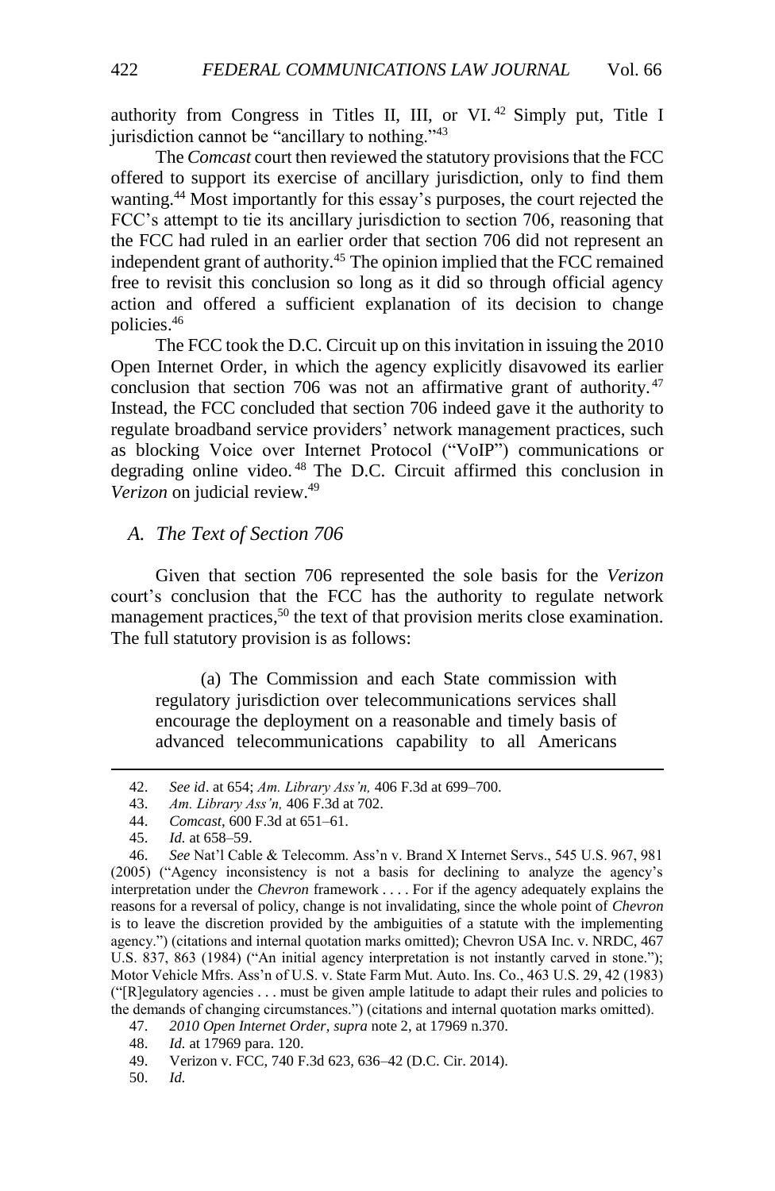authority from Congress in Titles II, III, or VI.[42] Simply put, Title I jurisdiction cannot be "ancillary to nothing."[43]

The *Comcast* court then reviewed the statutory provisions that the FCC offered to support its exercise of ancillary jurisdiction, only to find them wanting.[44] Most importantly for this essay's purposes, the court rejected the FCC's attempt to tie its ancillary jurisdiction to section 706, reasoning that the FCC had ruled in an earlier order that section 706 did not represent an independent grant of authority.[45] The opinion implied that the FCC remained free to revisit this conclusion so long as it did so through official agency action and offered a sufficient explanation of its decision to change policies.[46]

The FCC took the D.C. Circuit up on this invitation in issuing the 2010 Open Internet Order, in which the agency explicitly disavowed its earlier conclusion that section 706 was not an affirmative grant of authority.[47] Instead, the FCC concluded that section 706 indeed gave it the authority to regulate broadband service providers' network management practices, such as blocking Voice over Internet Protocol ("VoIP") communications or degrading online video.[48] The D.C. Circuit affirmed this conclusion in *Verizon* on judicial review.[49]

### *A. The Text of Section 706*

Given that section 706 represented the sole basis for the *Verizon* court's conclusion that the FCC has the authority to regulate network management practices,[50] the text of that provision merits close examination. The full statutory provision is as follows:

> (a) The Commission and each State commission with regulatory jurisdiction over telecommunications services shall encourage the deployment on a reasonable and timely basis of advanced telecommunications capability to all Americans

---

42. *See id*. at 654; *Am. Library Ass'n,* 406 F.3d at 699–700.

43. *Am. Library Ass'n,* 406 F.3d at 702.

44. *Comcast*, 600 F.3d at 651–61.

45. *Id.* at 658–59.

46. *See* Nat'l Cable & Telecomm. Ass'n v. Brand X Internet Servs., 545 U.S. 967, 981 (2005) ("Agency inconsistency is not a basis for declining to analyze the agency's interpretation under the *Chevron* framework . . . . For if the agency adequately explains the reasons for a reversal of policy, change is not invalidating, since the whole point of *Chevron* is to leave the discretion provided by the ambiguities of a statute with the implementing agency.") (citations and internal quotation marks omitted); Chevron USA Inc. v. NRDC, 467 U.S. 837, 863 (1984) ("An initial agency interpretation is not instantly carved in stone."); Motor Vehicle Mfrs. Ass'n of U.S. v. State Farm Mut. Auto. Ins. Co., 463 U.S. 29, 42 (1983) ("[R]egulatory agencies . . . must be given ample latitude to adapt their rules and policies to the demands of changing circumstances.") (citations and internal quotation marks omitted).

47. *2010 Open Internet Order, supra* note 2, at 17969 n.370.

48. *Id.* at 17969 para. 120.

49. Verizon v. FCC, 740 F.3d 623, 636–42 (D.C. Cir. 2014).

50. *Id.*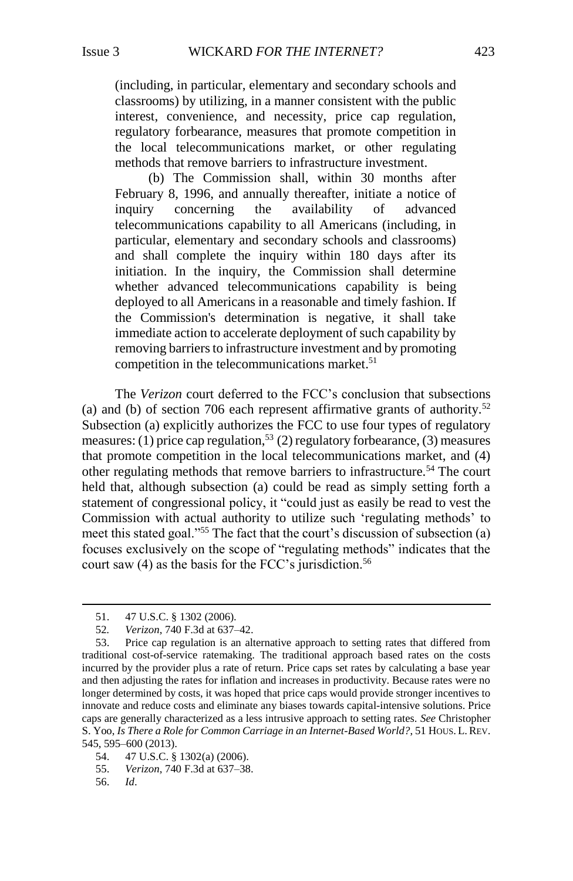> (including, in particular, elementary and secondary schools and classrooms) by utilizing, in a manner consistent with the public interest, convenience, and necessity, price cap regulation, regulatory forbearance, measures that promote competition in the local telecommunications market, or other regulating methods that remove barriers to infrastructure investment.
>
> (b) The Commission shall, within 30 months after February 8, 1996, and annually thereafter, initiate a notice of inquiry concerning the availability of advanced telecommunications capability to all Americans (including, in particular, elementary and secondary schools and classrooms) and shall complete the inquiry within 180 days after its initiation. In the inquiry, the Commission shall determine whether advanced telecommunications capability is being deployed to all Americans in a reasonable and timely fashion. If the Commission's determination is negative, it shall take immediate action to accelerate deployment of such capability by removing barriers to infrastructure investment and by promoting competition in the telecommunications market.[51]

The *Verizon* court deferred to the FCC's conclusion that subsections (a) and (b) of section 706 each represent affirmative grants of authority.[52] Subsection (a) explicitly authorizes the FCC to use four types of regulatory measures: (1) price cap regulation,[53] (2) regulatory forbearance, (3) measures that promote competition in the local telecommunications market, and (4) other regulating methods that remove barriers to infrastructure.[54] The court held that, although subsection (a) could be read as simply setting forth a statement of congressional policy, it "could just as easily be read to vest the Commission with actual authority to utilize such 'regulating methods' to meet this stated goal."[55] The fact that the court's discussion of subsection (a) focuses exclusively on the scope of "regulating methods" indicates that the court saw (4) as the basis for the FCC's jurisdiction.[56]

---

51. 47 U.S.C. § 1302 (2006).

52. *Verizon*, 740 F.3d at 637–42.

53. Price cap regulation is an alternative approach to setting rates that differed from traditional cost-of-service ratemaking. The traditional approach based rates on the costs incurred by the provider plus a rate of return. Price caps set rates by calculating a base year and then adjusting the rates for inflation and increases in productivity. Because rates were no longer determined by costs, it was hoped that price caps would provide stronger incentives to innovate and reduce costs and eliminate any biases towards capital-intensive solutions. Price caps are generally characterized as a less intrusive approach to setting rates. *See* Christopher S. Yoo, *Is There a Role for Common Carriage in an Internet-Based World?*, 51 HOUS. L. REV. 545, 595–600 (2013).

54. 47 U.S.C. § 1302(a) (2006).

55. *Verizon*, 740 F.3d at 637–38.

56. *Id*.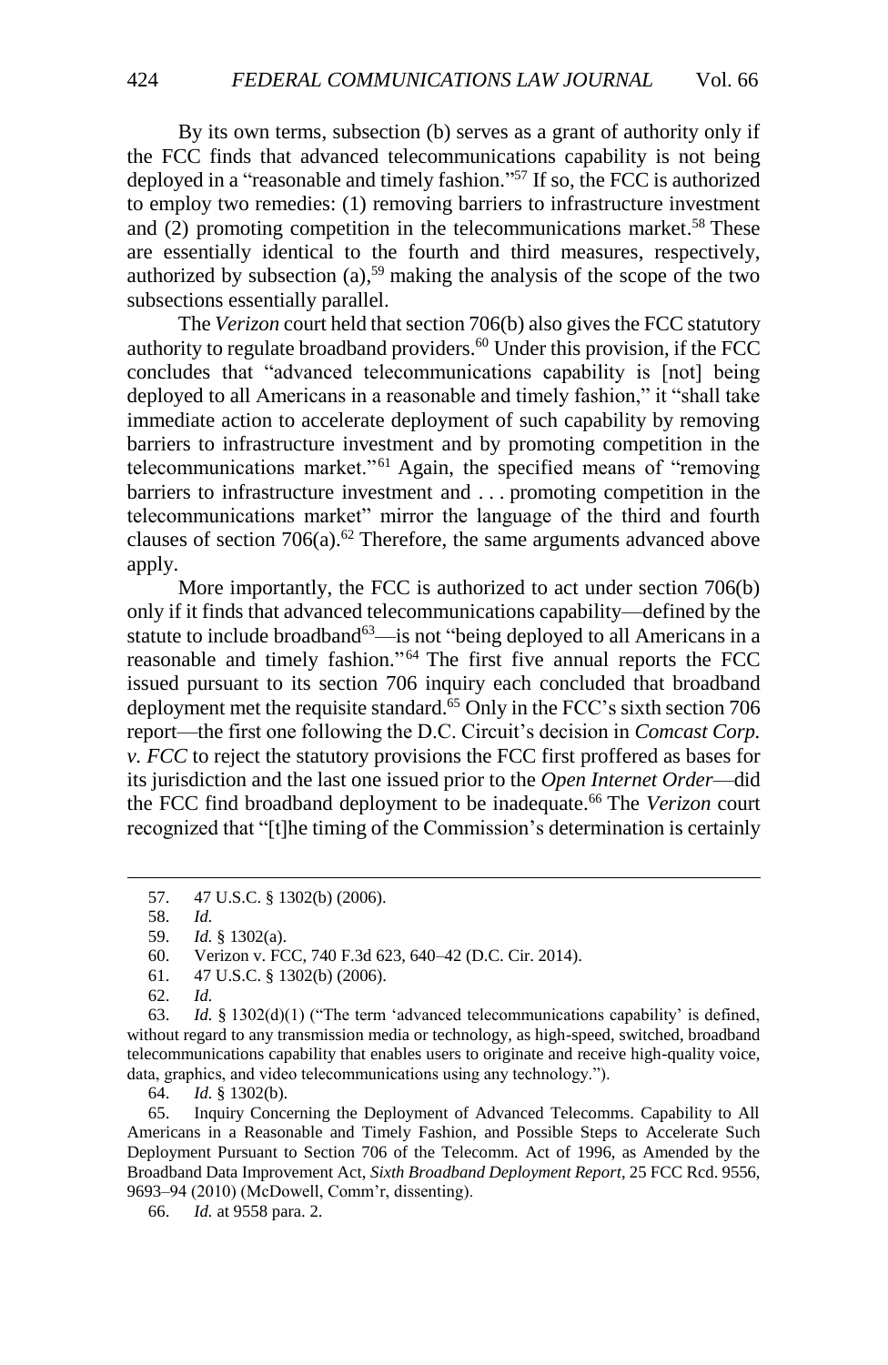By its own terms, subsection (b) serves as a grant of authority only if the FCC finds that advanced telecommunications capability is not being deployed in a "reasonable and timely fashion."[57] If so, the FCC is authorized to employ two remedies: (1) removing barriers to infrastructure investment and (2) promoting competition in the telecommunications market.[58] These are essentially identical to the fourth and third measures, respectively, authorized by subsection (a),[59] making the analysis of the scope of the two subsections essentially parallel.

The *Verizon* court held that section 706(b) also gives the FCC statutory authority to regulate broadband providers.[60] Under this provision, if the FCC concludes that "advanced telecommunications capability is [not] being deployed to all Americans in a reasonable and timely fashion," it "shall take immediate action to accelerate deployment of such capability by removing barriers to infrastructure investment and by promoting competition in the telecommunications market."[61] Again, the specified means of "removing barriers to infrastructure investment and . . . promoting competition in the telecommunications market" mirror the language of the third and fourth clauses of section 706(a).[62] Therefore, the same arguments advanced above apply.

More importantly, the FCC is authorized to act under section 706(b) only if it finds that advanced telecommunications capability—defined by the statute to include broadband[63]—is not "being deployed to all Americans in a reasonable and timely fashion."[64] The first five annual reports the FCC issued pursuant to its section 706 inquiry each concluded that broadband deployment met the requisite standard.[65] Only in the FCC's sixth section 706 report—the first one following the D.C. Circuit's decision in *Comcast Corp. v. FCC* to reject the statutory provisions the FCC first proffered as bases for its jurisdiction and the last one issued prior to the *Open Internet Order*—did the FCC find broadband deployment to be inadequate.[66] The *Verizon* court recognized that "[t]he timing of the Commission's determination is certainly

57. 47 U.S.C. § 1302(b) (2006).

58. *Id.*

59. *Id.* § 1302(a).

60. Verizon v. FCC, 740 F.3d 623, 640–42 (D.C. Cir. 2014).

61. 47 U.S.C. § 1302(b) (2006).

62. *Id.*

63. *Id.* § 1302(d)(1) ("The term 'advanced telecommunications capability' is defined, without regard to any transmission media or technology, as high-speed, switched, broadband telecommunications capability that enables users to originate and receive high-quality voice, data, graphics, and video telecommunications using any technology.").

64. *Id.* § 1302(b).

65. Inquiry Concerning the Deployment of Advanced Telecomms. Capability to All Americans in a Reasonable and Timely Fashion, and Possible Steps to Accelerate Such Deployment Pursuant to Section 706 of the Telecomm. Act of 1996, as Amended by the Broadband Data Improvement Act, *Sixth Broadband Deployment Report*, 25 FCC Rcd. 9556, 9693–94 (2010) (McDowell, Comm'r, dissenting).

66. *Id.* at 9558 para. 2.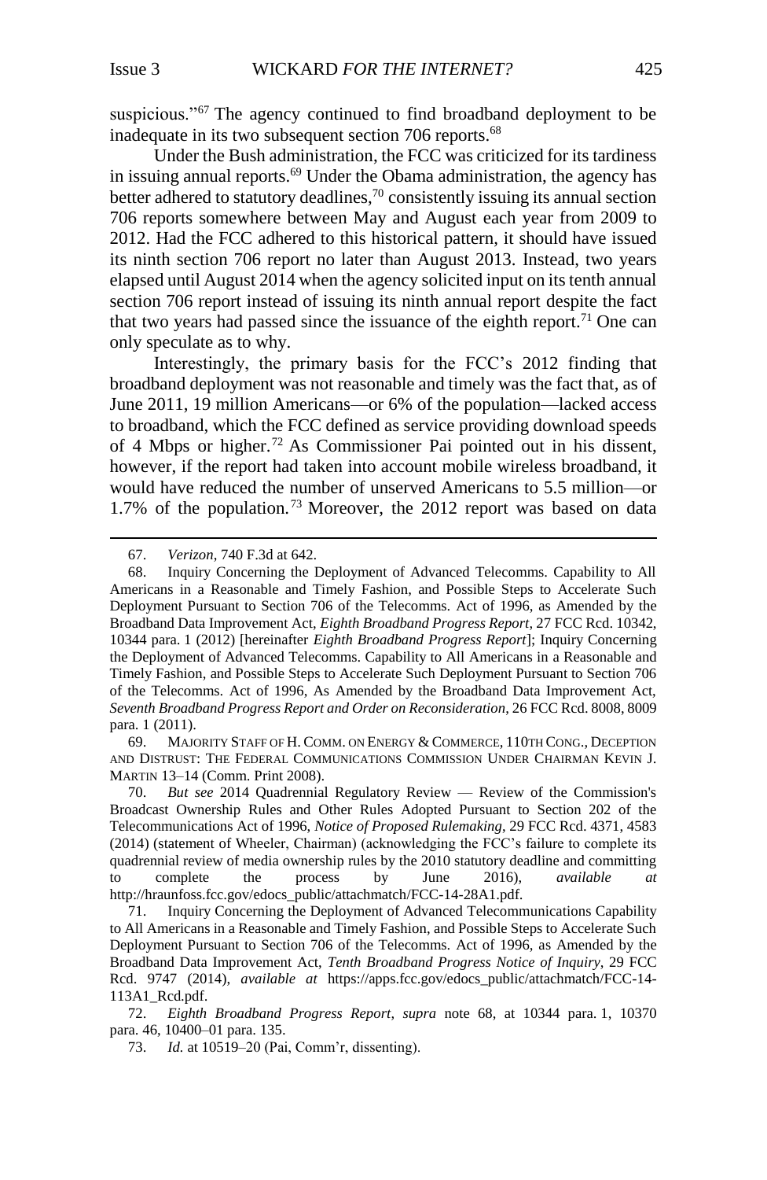suspicious."[67] The agency continued to find broadband deployment to be inadequate in its two subsequent section 706 reports.[68]

Under the Bush administration, the FCC was criticized for its tardiness in issuing annual reports.[69] Under the Obama administration, the agency has better adhered to statutory deadlines,[70] consistently issuing its annual section 706 reports somewhere between May and August each year from 2009 to 2012. Had the FCC adhered to this historical pattern, it should have issued its ninth section 706 report no later than August 2013. Instead, two years elapsed until August 2014 when the agency solicited input on its tenth annual section 706 report instead of issuing its ninth annual report despite the fact that two years had passed since the issuance of the eighth report.[71] One can only speculate as to why.

Interestingly, the primary basis for the FCC's 2012 finding that broadband deployment was not reasonable and timely was the fact that, as of June 2011, 19 million Americans—or 6% of the population—lacked access to broadband, which the FCC defined as service providing download speeds of 4 Mbps or higher.[72] As Commissioner Pai pointed out in his dissent, however, if the report had taken into account mobile wireless broadband, it would have reduced the number of unserved Americans to 5.5 million—or 1.7% of the population.[73] Moreover, the 2012 report was based on data

---

67. *Verizon*, 740 F.3d at 642.

68. Inquiry Concerning the Deployment of Advanced Telecomms. Capability to All Americans in a Reasonable and Timely Fashion, and Possible Steps to Accelerate Such Deployment Pursuant to Section 706 of the Telecomms. Act of 1996, as Amended by the Broadband Data Improvement Act, *Eighth Broadband Progress Report*, 27 FCC Rcd. 10342, 10344 para. 1 (2012) [hereinafter *Eighth Broadband Progress Report*]; Inquiry Concerning the Deployment of Advanced Telecomms. Capability to All Americans in a Reasonable and Timely Fashion, and Possible Steps to Accelerate Such Deployment Pursuant to Section 706 of the Telecomms. Act of 1996, As Amended by the Broadband Data Improvement Act, *Seventh Broadband Progress Report and Order on Reconsideration*, 26 FCC Rcd. 8008, 8009 para. 1 (2011).

69. MAJORITY STAFF OF H. COMM. ON ENERGY & COMMERCE, 110TH CONG., DECEPTION AND DISTRUST: THE FEDERAL COMMUNICATIONS COMMISSION UNDER CHAIRMAN KEVIN J. MARTIN 13–14 (Comm. Print 2008).

70. *But see* 2014 Quadrennial Regulatory Review — Review of the Commission's Broadcast Ownership Rules and Other Rules Adopted Pursuant to Section 202 of the Telecommunications Act of 1996, *Notice of Proposed Rulemaking*, 29 FCC Rcd. 4371, 4583 (2014) (statement of Wheeler, Chairman) (acknowledging the FCC's failure to complete its quadrennial review of media ownership rules by the 2010 statutory deadline and committing to complete the process by June 2016), *available at* http://hraunfoss.fcc.gov/edocs_public/attachmatch/FCC-14-28A1.pdf.

71. Inquiry Concerning the Deployment of Advanced Telecommunications Capability to All Americans in a Reasonable and Timely Fashion, and Possible Steps to Accelerate Such Deployment Pursuant to Section 706 of the Telecomms. Act of 1996, as Amended by the Broadband Data Improvement Act, *Tenth Broadband Progress Notice of Inquiry*, 29 FCC Rcd. 9747 (2014), *available at* https://apps.fcc.gov/edocs_public/attachmatch/FCC-14-113A1_Rcd.pdf.

72. *Eighth Broadband Progress Report*, *supra* note 68, at 10344 para. 1, 10370 para. 46, 10400–01 para. 135.

73. *Id.* at 10519–20 (Pai, Comm'r, dissenting).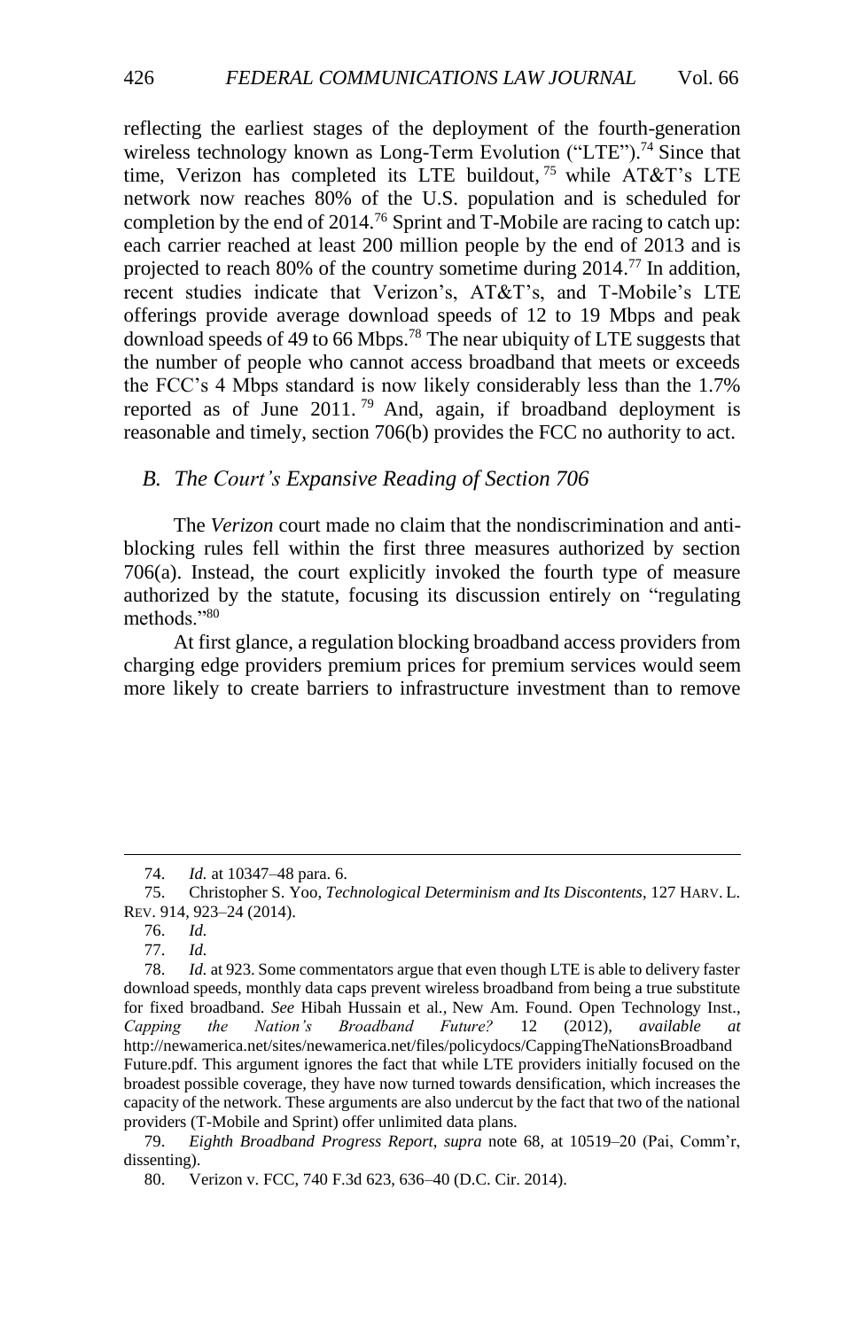reflecting the earliest stages of the deployment of the fourth-generation wireless technology known as Long-Term Evolution ("LTE").[74] Since that time, Verizon has completed its LTE buildout,[75] while AT&T's LTE network now reaches 80% of the U.S. population and is scheduled for completion by the end of 2014.[76] Sprint and T-Mobile are racing to catch up: each carrier reached at least 200 million people by the end of 2013 and is projected to reach 80% of the country sometime during 2014.[77] In addition, recent studies indicate that Verizon's, AT&T's, and T-Mobile's LTE offerings provide average download speeds of 12 to 19 Mbps and peak download speeds of 49 to 66 Mbps.[78] The near ubiquity of LTE suggests that the number of people who cannot access broadband that meets or exceeds the FCC's 4 Mbps standard is now likely considerably less than the 1.7% reported as of June 2011.[79] And, again, if broadband deployment is reasonable and timely, section 706(b) provides the FCC no authority to act.

### *B. The Court's Expansive Reading of Section 706*

The *Verizon* court made no claim that the nondiscrimination and anti-blocking rules fell within the first three measures authorized by section 706(a). Instead, the court explicitly invoked the fourth type of measure authorized by the statute, focusing its discussion entirely on "regulating methods."[80]

At first glance, a regulation blocking broadband access providers from charging edge providers premium prices for premium services would seem more likely to create barriers to infrastructure investment than to remove

---

74. *Id.* at 10347–48 para. 6.

75. Christopher S. Yoo, *Technological Determinism and Its Discontents*, 127 HARV. L. REV. 914, 923–24 (2014).

76. *Id.*

77. *Id.*

78. *Id.* at 923. Some commentators argue that even though LTE is able to delivery faster download speeds, monthly data caps prevent wireless broadband from being a true substitute for fixed broadband. *See* Hibah Hussain et al., New Am. Found. Open Technology Inst., *Capping the Nation's Broadband Future?* 12 (2012), *available at* http://newamerica.net/sites/newamerica.net/files/policydocs/CappingTheNationsBroadbandFuture.pdf. This argument ignores the fact that while LTE providers initially focused on the broadest possible coverage, they have now turned towards densification, which increases the capacity of the network. These arguments are also undercut by the fact that two of the national providers (T-Mobile and Sprint) offer unlimited data plans.

79. *Eighth Broadband Progress Report*, *supra* note 68, at 10519–20 (Pai, Comm'r, dissenting).

80. Verizon v. FCC, 740 F.3d 623, 636–40 (D.C. Cir. 2014).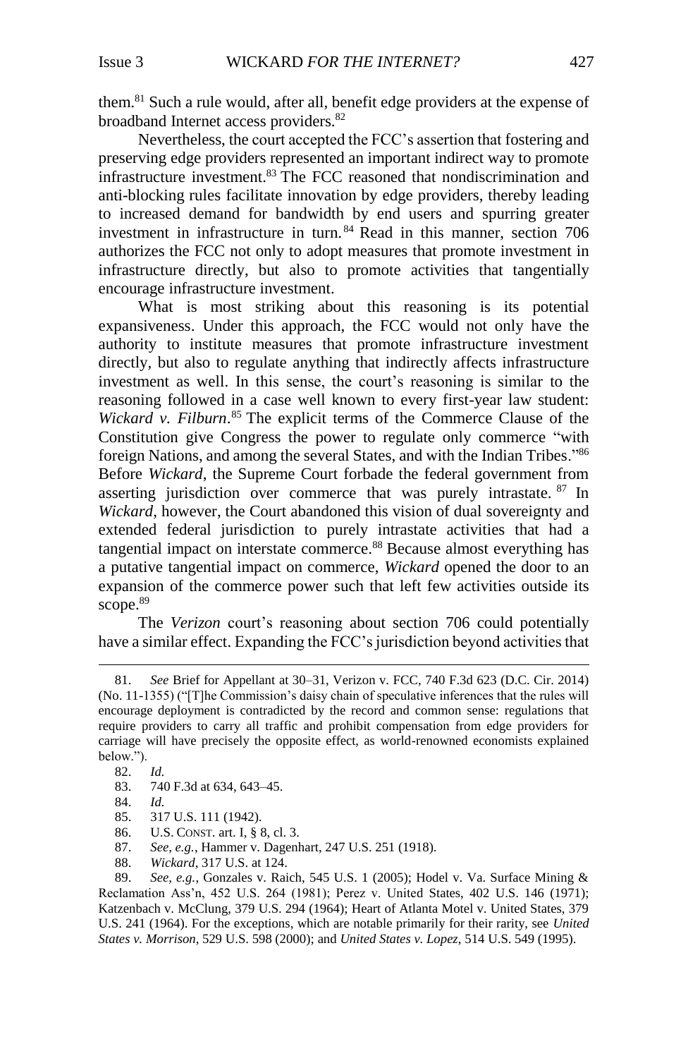them.[81] Such a rule would, after all, benefit edge providers at the expense of broadband Internet access providers.[82]

Nevertheless, the court accepted the FCC's assertion that fostering and preserving edge providers represented an important indirect way to promote infrastructure investment.[83] The FCC reasoned that nondiscrimination and anti-blocking rules facilitate innovation by edge providers, thereby leading to increased demand for bandwidth by end users and spurring greater investment in infrastructure in turn.[84] Read in this manner, section 706 authorizes the FCC not only to adopt measures that promote investment in infrastructure directly, but also to promote activities that tangentially encourage infrastructure investment.

What is most striking about this reasoning is its potential expansiveness. Under this approach, the FCC would not only have the authority to institute measures that promote infrastructure investment directly, but also to regulate anything that indirectly affects infrastructure investment as well. In this sense, the court's reasoning is similar to the reasoning followed in a case well known to every first-year law student: *Wickard v. Filburn*.[85] The explicit terms of the Commerce Clause of the Constitution give Congress the power to regulate only commerce "with foreign Nations, and among the several States, and with the Indian Tribes."[86] Before *Wickard*, the Supreme Court forbade the federal government from asserting jurisdiction over commerce that was purely intrastate.[87] In *Wickard*, however, the Court abandoned this vision of dual sovereignty and extended federal jurisdiction to purely intrastate activities that had a tangential impact on interstate commerce.[88] Because almost everything has a putative tangential impact on commerce, *Wickard* opened the door to an expansion of the commerce power such that left few activities outside its scope.[89]

The *Verizon* court's reasoning about section 706 could potentially have a similar effect. Expanding the FCC's jurisdiction beyond activities that

---

81. *See* Brief for Appellant at 30–31, Verizon v. FCC, 740 F.3d 623 (D.C. Cir. 2014) (No. 11-1355) ("[T]he Commission's daisy chain of speculative inferences that the rules will encourage deployment is contradicted by the record and common sense: regulations that require providers to carry all traffic and prohibit compensation from edge providers for carriage will have precisely the opposite effect, as world-renowned economists explained below.").

82. *Id.*

83. 740 F.3d at 634, 643–45.

84. *Id.*

85. 317 U.S. 111 (1942).

86. U.S. CONST. art. I, § 8, cl. 3.

87. *See, e.g.*, Hammer v. Dagenhart, 247 U.S. 251 (1918).

88. *Wickard*, 317 U.S. at 124.

89. *See, e.g.*, Gonzales v. Raich, 545 U.S. 1 (2005); Hodel v. Va. Surface Mining & Reclamation Ass'n, 452 U.S. 264 (1981); Perez v. United States, 402 U.S. 146 (1971); Katzenbach v. McClung, 379 U.S. 294 (1964); Heart of Atlanta Motel v. United States, 379 U.S. 241 (1964). For the exceptions, which are notable primarily for their rarity, see *United States v. Morrison*, 529 U.S. 598 (2000); and *United States v. Lopez*, 514 U.S. 549 (1995).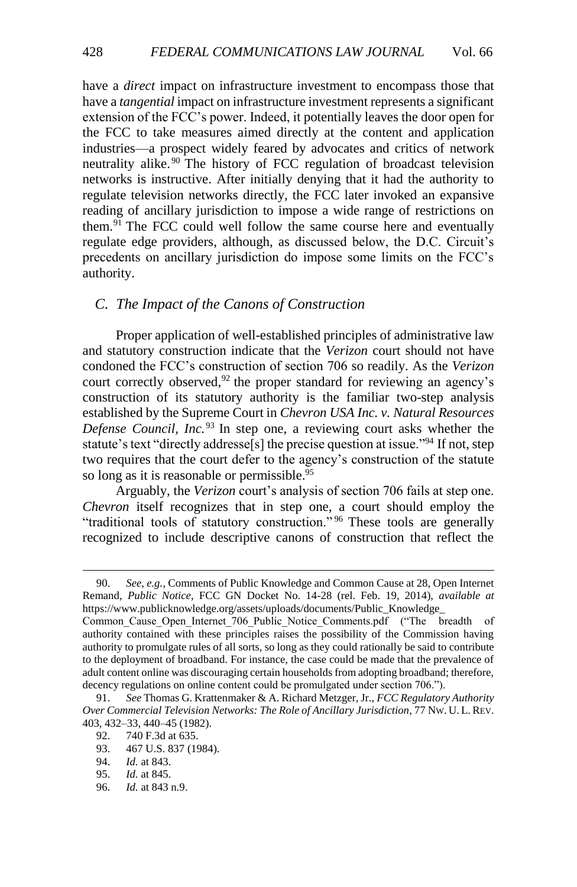have a *direct* impact on infrastructure investment to encompass those that have a *tangential* impact on infrastructure investment represents a significant extension of the FCC's power. Indeed, it potentially leaves the door open for the FCC to take measures aimed directly at the content and application industries—a prospect widely feared by advocates and critics of network neutrality alike.[90] The history of FCC regulation of broadcast television networks is instructive. After initially denying that it had the authority to regulate television networks directly, the FCC later invoked an expansive reading of ancillary jurisdiction to impose a wide range of restrictions on them.[91] The FCC could well follow the same course here and eventually regulate edge providers, although, as discussed below, the D.C. Circuit's precedents on ancillary jurisdiction do impose some limits on the FCC's authority.

### C. *The Impact of the Canons of Construction*

Proper application of well-established principles of administrative law and statutory construction indicate that the *Verizon* court should not have condoned the FCC's construction of section 706 so readily. As the *Verizon* court correctly observed,[92] the proper standard for reviewing an agency's construction of its statutory authority is the familiar two-step analysis established by the Supreme Court in *Chevron USA Inc. v. Natural Resources Defense Council, Inc.*[93] In step one, a reviewing court asks whether the statute's text "directly addresse[s] the precise question at issue."[94] If not, step two requires that the court defer to the agency's construction of the statute so long as it is reasonable or permissible.[95]

Arguably, the *Verizon* court's analysis of section 706 fails at step one. *Chevron* itself recognizes that in step one, a court should employ the "traditional tools of statutory construction."[96] These tools are generally recognized to include descriptive canons of construction that reflect the

---

90. *See, e.g.*, Comments of Public Knowledge and Common Cause at 28, Open Internet Remand, *Public Notice*, FCC GN Docket No. 14-28 (rel. Feb. 19, 2014), *available at* https://www.publicknowledge.org/assets/uploads/documents/Public_Knowledge_Common_Cause_Open_Internet_706_Public_Notice_Comments.pdf ("The breadth of authority contained with these principles raises the possibility of the Commission having authority to promulgate rules of all sorts, so long as they could rationally be said to contribute to the deployment of broadband. For instance, the case could be made that the prevalence of adult content online was discouraging certain households from adopting broadband; therefore, decency regulations on online content could be promulgated under section 706.").

91. *See* Thomas G. Krattenmaker & A. Richard Metzger, Jr., *FCC Regulatory Authority Over Commercial Television Networks: The Role of Ancillary Jurisdiction*, 77 NW. U. L. REV. 403, 432–33, 440–45 (1982).

92. 740 F.3d at 635.

93. 467 U.S. 837 (1984).

94. *Id.* at 843.

95. *Id.* at 845.

96. *Id.* at 843 n.9.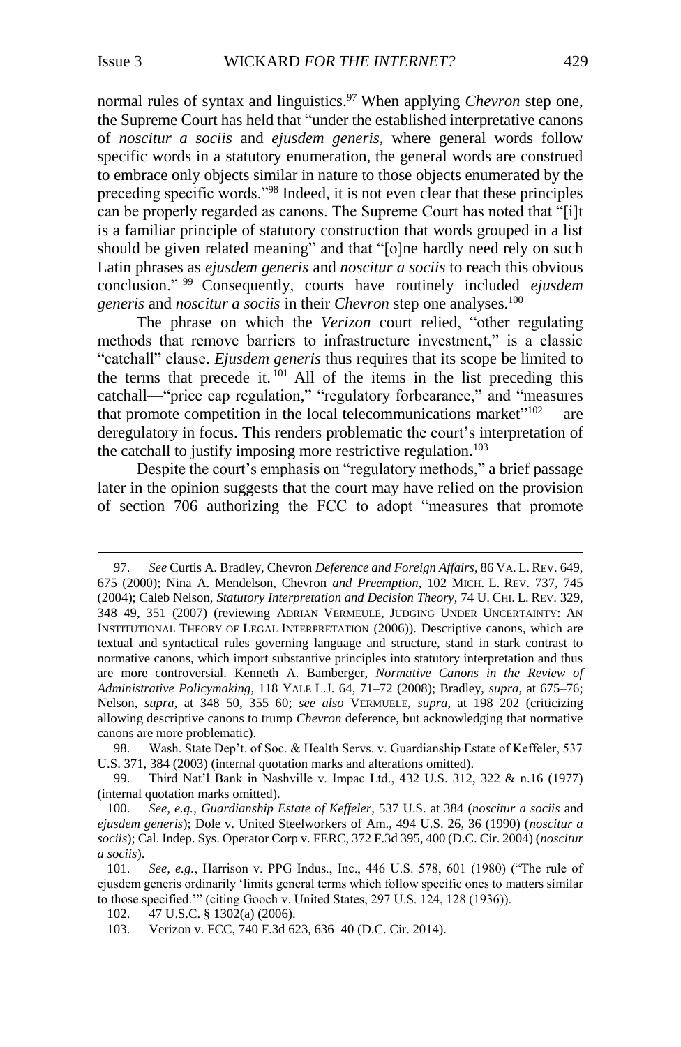normal rules of syntax and linguistics.[97] When applying *Chevron* step one, the Supreme Court has held that "under the established interpretative canons of *noscitur a sociis* and *ejusdem generis*, where general words follow specific words in a statutory enumeration, the general words are construed to embrace only objects similar in nature to those objects enumerated by the preceding specific words."[98] Indeed, it is not even clear that these principles can be properly regarded as canons. The Supreme Court has noted that "[i]t is a familiar principle of statutory construction that words grouped in a list should be given related meaning" and that "[o]ne hardly need rely on such Latin phrases as *ejusdem generis* and *noscitur a sociis* to reach this obvious conclusion."[99] Consequently, courts have routinely included *ejusdem generis* and *noscitur a sociis* in their *Chevron* step one analyses.[100]

The phrase on which the *Verizon* court relied, "other regulating methods that remove barriers to infrastructure investment," is a classic "catchall" clause. *Ejusdem generis* thus requires that its scope be limited to the terms that precede it.[101] All of the items in the list preceding this catchall—"price cap regulation," "regulatory forbearance," and "measures that promote competition in the local telecommunications market"[102]— are deregulatory in focus. This renders problematic the court's interpretation of the catchall to justify imposing more restrictive regulation.[103]

Despite the court's emphasis on "regulatory methods," a brief passage later in the opinion suggests that the court may have relied on the provision of section 706 authorizing the FCC to adopt "measures that promote

---

97. *See* Curtis A. Bradley, Chevron *Deference and Foreign Affairs*, 86 VA. L. REV. 649, 675 (2000); Nina A. Mendelson, Chevron *and Preemption*, 102 MICH. L. REV. 737, 745 (2004); Caleb Nelson, *Statutory Interpretation and Decision Theory*, 74 U. CHI. L. REV. 329, 348–49, 351 (2007) (reviewing ADRIAN VERMEULE, JUDGING UNDER UNCERTAINTY: AN INSTITUTIONAL THEORY OF LEGAL INTERPRETATION (2006)). Descriptive canons, which are textual and syntactical rules governing language and structure, stand in stark contrast to normative canons, which import substantive principles into statutory interpretation and thus are more controversial. Kenneth A. Bamberger, *Normative Canons in the Review of Administrative Policymaking*, 118 YALE L.J. 64, 71–72 (2008); Bradley, *supra*, at 675–76; Nelson, *supra*, at 348–50, 355–60; *see also* VERMEULE, *supra*, at 198–202 (criticizing allowing descriptive canons to trump *Chevron* deference, but acknowledging that normative canons are more problematic).

98. Wash. State Dep't. of Soc. & Health Servs. v. Guardianship Estate of Keffeler, 537 U.S. 371, 384 (2003) (internal quotation marks and alterations omitted).

99. Third Nat'l Bank in Nashville v. Impac Ltd., 432 U.S. 312, 322 & n.16 (1977) (internal quotation marks omitted).

100. *See, e.g.*, *Guardianship Estate of Keffeler*, 537 U.S. at 384 (*noscitur a sociis* and *ejusdem generis*); Dole v. United Steelworkers of Am., 494 U.S. 26, 36 (1990) (*noscitur a sociis*); Cal. Indep. Sys. Operator Corp v. FERC, 372 F.3d 395, 400 (D.C. Cir. 2004) (*noscitur a sociis*).

101. *See, e.g.*, Harrison v. PPG Indus., Inc., 446 U.S. 578, 601 (1980) ("The rule of ejusdem generis ordinarily 'limits general terms which follow specific ones to matters similar to those specified.'" (citing Gooch v. United States, 297 U.S. 124, 128 (1936)).

102. 47 U.S.C. § 1302(a) (2006).

103. Verizon v. FCC, 740 F.3d 623, 636–40 (D.C. Cir. 2014).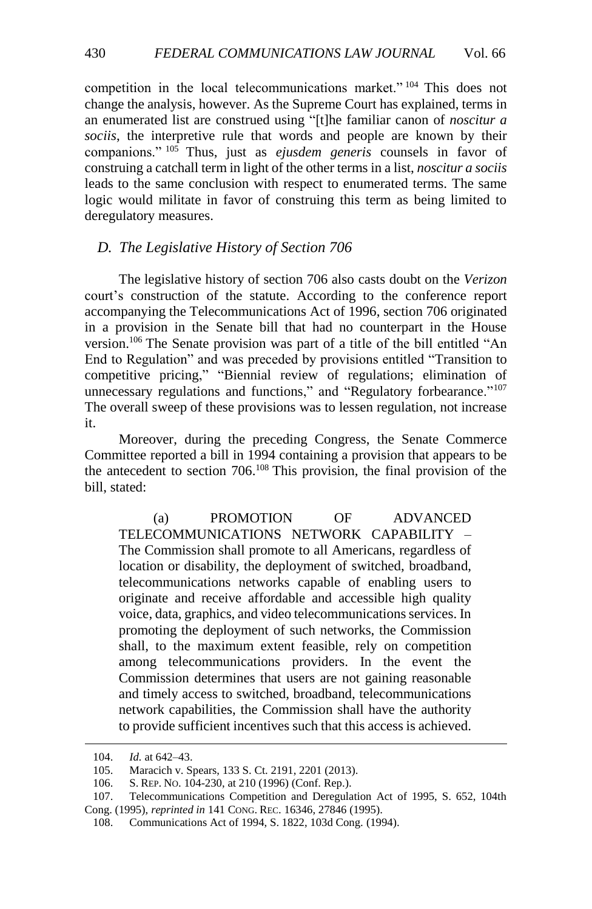competition in the local telecommunications market."[104] This does not change the analysis, however. As the Supreme Court has explained, terms in an enumerated list are construed using "[t]he familiar canon of *noscitur a sociis*, the interpretive rule that words and people are known by their companions."[105] Thus, just as *ejusdem generis* counsels in favor of construing a catchall term in light of the other terms in a list, *noscitur a sociis* leads to the same conclusion with respect to enumerated terms. The same logic would militate in favor of construing this term as being limited to deregulatory measures.

### D. The Legislative History of Section 706

The legislative history of section 706 also casts doubt on the *Verizon* court's construction of the statute. According to the conference report accompanying the Telecommunications Act of 1996, section 706 originated in a provision in the Senate bill that had no counterpart in the House version.[106] The Senate provision was part of a title of the bill entitled "An End to Regulation" and was preceded by provisions entitled "Transition to competitive pricing," "Biennial review of regulations; elimination of unnecessary regulations and functions," and "Regulatory forbearance."[107] The overall sweep of these provisions was to lessen regulation, not increase it.

Moreover, during the preceding Congress, the Senate Commerce Committee reported a bill in 1994 containing a provision that appears to be the antecedent to section 706.[108] This provision, the final provision of the bill, stated:

> (a) PROMOTION OF ADVANCED TELECOMMUNICATIONS NETWORK CAPABILITY – The Commission shall promote to all Americans, regardless of location or disability, the deployment of switched, broadband, telecommunications networks capable of enabling users to originate and receive affordable and accessible high quality voice, data, graphics, and video telecommunications services. In promoting the deployment of such networks, the Commission shall, to the maximum extent feasible, rely on competition among telecommunications providers. In the event the Commission determines that users are not gaining reasonable and timely access to switched, broadband, telecommunications network capabilities, the Commission shall have the authority to provide sufficient incentives such that this access is achieved.

---

104. *Id.* at 642–43.

105. Maracich v. Spears, 133 S. Ct. 2191, 2201 (2013).

106. S. REP. NO. 104-230, at 210 (1996) (Conf. Rep.).

107. Telecommunications Competition and Deregulation Act of 1995, S. 652, 104th Cong. (1995), *reprinted in* 141 CONG. REC. 16346, 27846 (1995).

108. Communications Act of 1994, S. 1822, 103d Cong. (1994).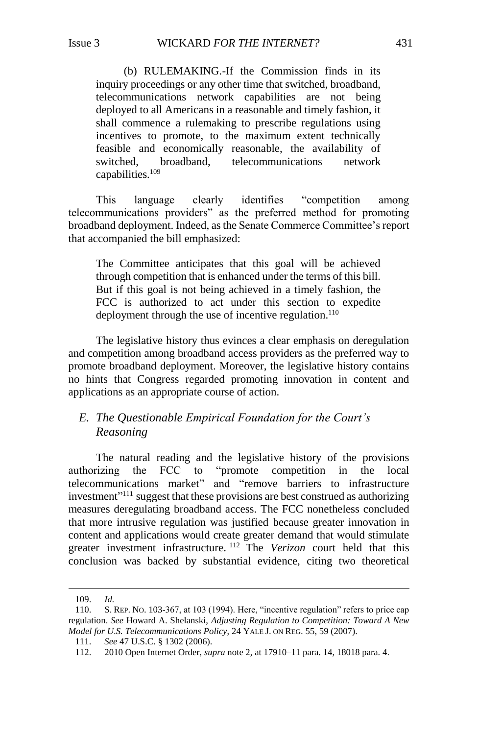> (b) RULEMAKING.-If the Commission finds in its inquiry proceedings or any other time that switched, broadband, telecommunications network capabilities are not being deployed to all Americans in a reasonable and timely fashion, it shall commence a rulemaking to prescribe regulations using incentives to promote, to the maximum extent technically feasible and economically reasonable, the availability of switched, broadband, telecommunications network capabilities.[109]

This language clearly identifies "competition among telecommunications providers" as the preferred method for promoting broadband deployment. Indeed, as the Senate Commerce Committee's report that accompanied the bill emphasized:

> The Committee anticipates that this goal will be achieved through competition that is enhanced under the terms of this bill. But if this goal is not being achieved in a timely fashion, the FCC is authorized to act under this section to expedite deployment through the use of incentive regulation.[110]

The legislative history thus evinces a clear emphasis on deregulation and competition among broadband access providers as the preferred way to promote broadband deployment. Moreover, the legislative history contains no hints that Congress regarded promoting innovation in content and applications as an appropriate course of action.

### *E. The Questionable Empirical Foundation for the Court's Reasoning*

The natural reading and the legislative history of the provisions authorizing the FCC to "promote competition in the local telecommunications market" and "remove barriers to infrastructure investment"[111] suggest that these provisions are best construed as authorizing measures deregulating broadband access. The FCC nonetheless concluded that more intrusive regulation was justified because greater innovation in content and applications would create greater demand that would stimulate greater investment infrastructure.[112] The *Verizon* court held that this conclusion was backed by substantial evidence, citing two theoretical

---

109. *Id.*

110. S. REP. NO. 103-367, at 103 (1994). Here, "incentive regulation" refers to price cap regulation. *See* Howard A. Shelanski, *Adjusting Regulation to Competition: Toward A New Model for U.S. Telecommunications Policy*, 24 YALE J. ON REG. 55, 59 (2007).

111. *See* 47 U.S.C. § 1302 (2006).

112. 2010 Open Internet Order, *supra* note 2, at 17910–11 para. 14, 18018 para. 4.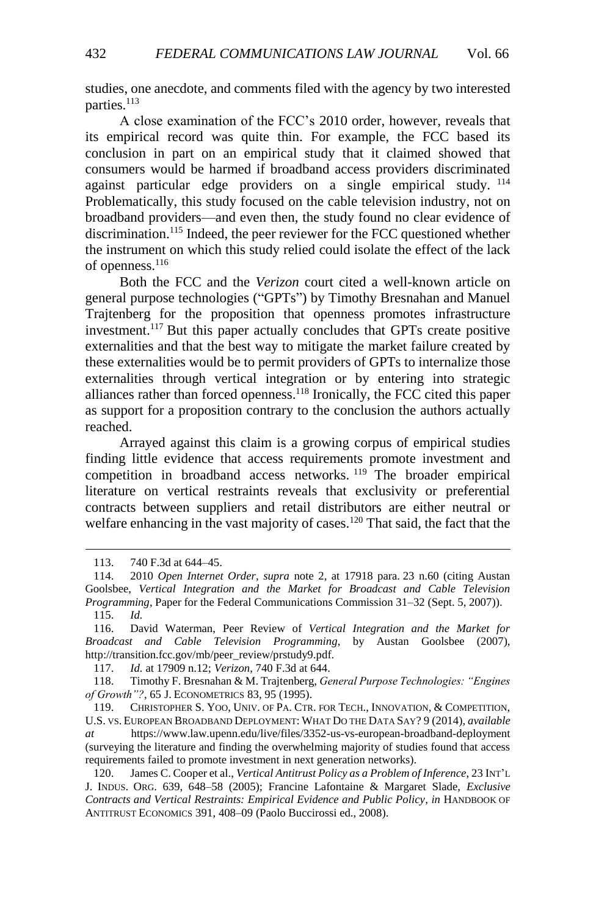studies, one anecdote, and comments filed with the agency by two interested parties.[113]

A close examination of the FCC's 2010 order, however, reveals that its empirical record was quite thin. For example, the FCC based its conclusion in part on an empirical study that it claimed showed that consumers would be harmed if broadband access providers discriminated against particular edge providers on a single empirical study.[114] Problematically, this study focused on the cable television industry, not on broadband providers—and even then, the study found no clear evidence of discrimination.[115] Indeed, the peer reviewer for the FCC questioned whether the instrument on which this study relied could isolate the effect of the lack of openness.[116]

Both the FCC and the *Verizon* court cited a well-known article on general purpose technologies ("GPTs") by Timothy Bresnahan and Manuel Trajtenberg for the proposition that openness promotes infrastructure investment.[117] But this paper actually concludes that GPTs create positive externalities and that the best way to mitigate the market failure created by these externalities would be to permit providers of GPTs to internalize those externalities through vertical integration or by entering into strategic alliances rather than forced openness.[118] Ironically, the FCC cited this paper as support for a proposition contrary to the conclusion the authors actually reached.

Arrayed against this claim is a growing corpus of empirical studies finding little evidence that access requirements promote investment and competition in broadband access networks.[119] The broader empirical literature on vertical restraints reveals that exclusivity or preferential contracts between suppliers and retail distributors are either neutral or welfare enhancing in the vast majority of cases.[120] That said, the fact that the

---

113. 740 F.3d at 644–45.

114. 2010 *Open Internet Order*, *supra* note 2, at 17918 para. 23 n.60 (citing Austan Goolsbee, *Vertical Integration and the Market for Broadcast and Cable Television Programming*, Paper for the Federal Communications Commission 31–32 (Sept. 5, 2007)).

115. *Id.*

116. David Waterman, Peer Review of *Vertical Integration and the Market for Broadcast and Cable Television Programming*, by Austan Goolsbee (2007), http://transition.fcc.gov/mb/peer_review/prstudy9.pdf.

117. *Id.* at 17909 n.12; *Verizon*, 740 F.3d at 644.

118. Timothy F. Bresnahan & M. Trajtenberg, *General Purpose Technologies: "Engines of Growth"?*, 65 J. ECONOMETRICS 83, 95 (1995).

119. CHRISTOPHER S. YOO, UNIV. OF PA. CTR. FOR TECH., INNOVATION, & COMPETITION, U.S. VS. EUROPEAN BROADBAND DEPLOYMENT: WHAT DO THE DATA SAY? 9 (2014), *available at* https://www.law.upenn.edu/live/files/3352-us-vs-european-broadband-deployment (surveying the literature and finding the overwhelming majority of studies found that access requirements failed to promote investment in next generation networks).

120. James C. Cooper et al., *Vertical Antitrust Policy as a Problem of Inference*, 23 INT'L J. INDUS. ORG. 639, 648–58 (2005); Francine Lafontaine & Margaret Slade, *Exclusive Contracts and Vertical Restraints: Empirical Evidence and Public Policy*, *in* HANDBOOK OF ANTITRUST ECONOMICS 391, 408–09 (Paolo Buccirossi ed., 2008).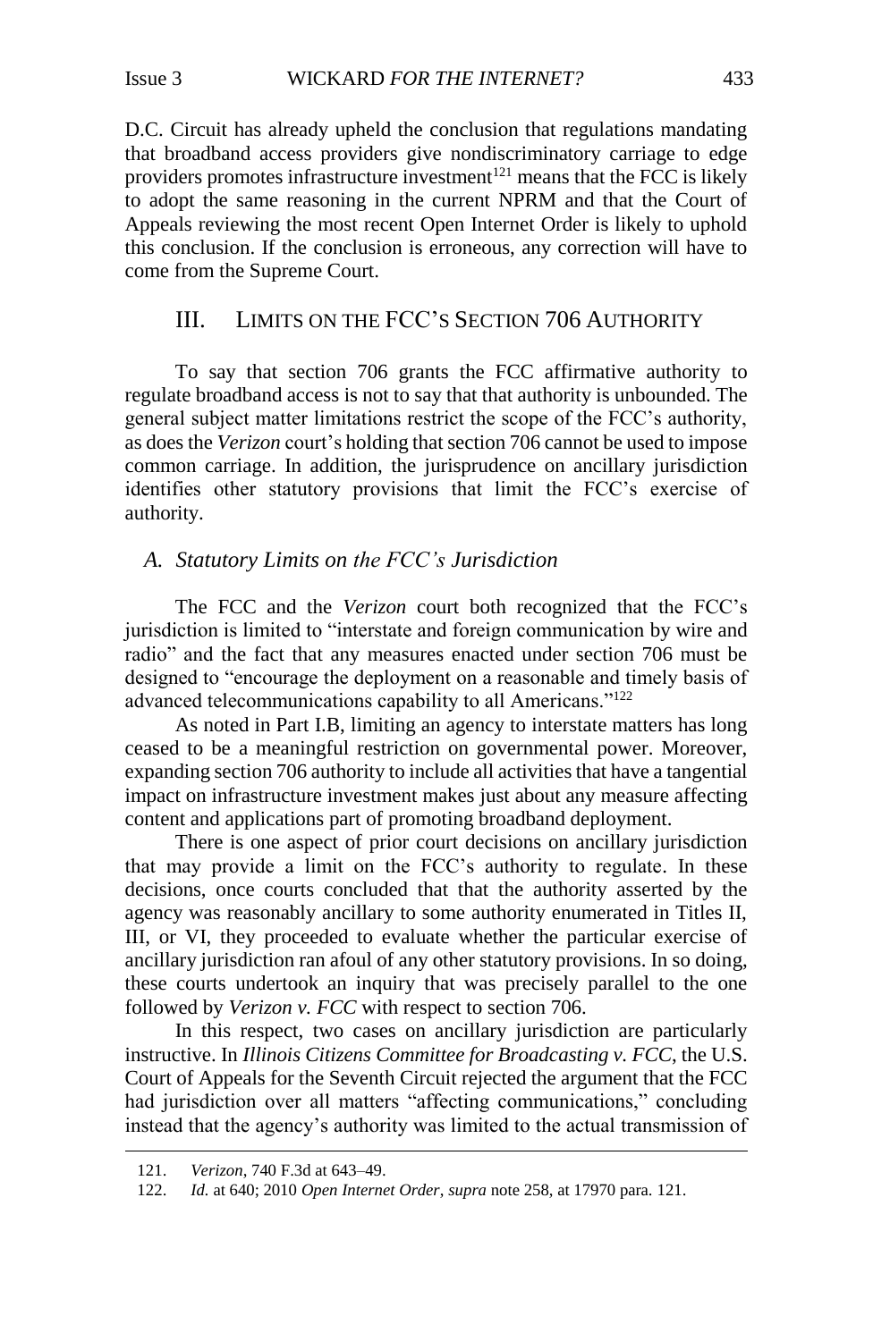D.C. Circuit has already upheld the conclusion that regulations mandating that broadband access providers give nondiscriminatory carriage to edge providers promotes infrastructure investment[121] means that the FCC is likely to adopt the same reasoning in the current NPRM and that the Court of Appeals reviewing the most recent Open Internet Order is likely to uphold this conclusion. If the conclusion is erroneous, any correction will have to come from the Supreme Court.

## III. LIMITS ON THE FCC'S SECTION 706 AUTHORITY

To say that section 706 grants the FCC affirmative authority to regulate broadband access is not to say that that authority is unbounded. The general subject matter limitations restrict the scope of the FCC's authority, as does the *Verizon* court's holding that section 706 cannot be used to impose common carriage. In addition, the jurisprudence on ancillary jurisdiction identifies other statutory provisions that limit the FCC's exercise of authority.

### *A. Statutory Limits on the FCC's Jurisdiction*

The FCC and the *Verizon* court both recognized that the FCC's jurisdiction is limited to "interstate and foreign communication by wire and radio" and the fact that any measures enacted under section 706 must be designed to "encourage the deployment on a reasonable and timely basis of advanced telecommunications capability to all Americans."[122]

As noted in Part I.B, limiting an agency to interstate matters has long ceased to be a meaningful restriction on governmental power. Moreover, expanding section 706 authority to include all activities that have a tangential impact on infrastructure investment makes just about any measure affecting content and applications part of promoting broadband deployment.

There is one aspect of prior court decisions on ancillary jurisdiction that may provide a limit on the FCC's authority to regulate. In these decisions, once courts concluded that that the authority asserted by the agency was reasonably ancillary to some authority enumerated in Titles II, III, or VI, they proceeded to evaluate whether the particular exercise of ancillary jurisdiction ran afoul of any other statutory provisions. In so doing, these courts undertook an inquiry that was precisely parallel to the one followed by *Verizon v. FCC* with respect to section 706.

In this respect, two cases on ancillary jurisdiction are particularly instructive. In *Illinois Citizens Committee for Broadcasting v. FCC*, the U.S. Court of Appeals for the Seventh Circuit rejected the argument that the FCC had jurisdiction over all matters "affecting communications," concluding instead that the agency's authority was limited to the actual transmission of

---

121. *Verizon*, 740 F.3d at 643–49.

122. *Id.* at 640; 2010 *Open Internet Order*, *supra* note 258, at 17970 para. 121.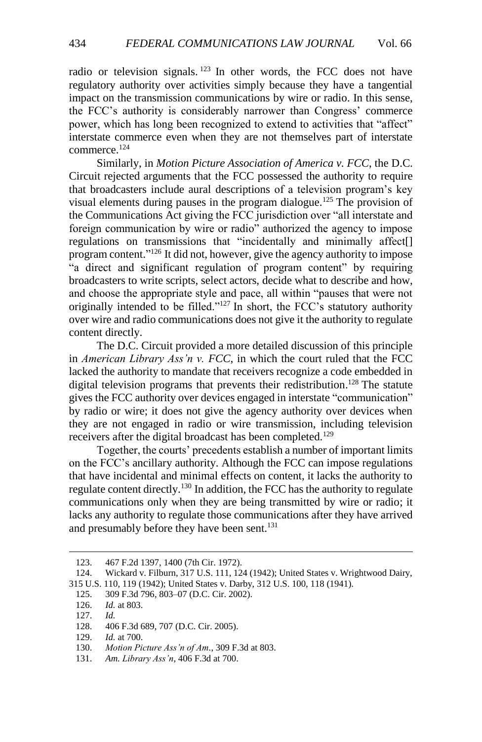radio or television signals.[123] In other words, the FCC does not have regulatory authority over activities simply because they have a tangential impact on the transmission communications by wire or radio. In this sense, the FCC's authority is considerably narrower than Congress' commerce power, which has long been recognized to extend to activities that "affect" interstate commerce even when they are not themselves part of interstate commerce.[124]

Similarly, in *Motion Picture Association of America v. FCC*, the D.C. Circuit rejected arguments that the FCC possessed the authority to require that broadcasters include aural descriptions of a television program's key visual elements during pauses in the program dialogue.[125] The provision of the Communications Act giving the FCC jurisdiction over "all interstate and foreign communication by wire or radio" authorized the agency to impose regulations on transmissions that "incidentally and minimally affect[] program content."[126] It did not, however, give the agency authority to impose "a direct and significant regulation of program content" by requiring broadcasters to write scripts, select actors, decide what to describe and how, and choose the appropriate style and pace, all within "pauses that were not originally intended to be filled."[127] In short, the FCC's statutory authority over wire and radio communications does not give it the authority to regulate content directly.

The D.C. Circuit provided a more detailed discussion of this principle in *American Library Ass'n v. FCC*, in which the court ruled that the FCC lacked the authority to mandate that receivers recognize a code embedded in digital television programs that prevents their redistribution.[128] The statute gives the FCC authority over devices engaged in interstate "communication" by radio or wire; it does not give the agency authority over devices when they are not engaged in radio or wire transmission, including television receivers after the digital broadcast has been completed.[129]

Together, the courts' precedents establish a number of important limits on the FCC's ancillary authority. Although the FCC can impose regulations that have incidental and minimal effects on content, it lacks the authority to regulate content directly.[130] In addition, the FCC has the authority to regulate communications only when they are being transmitted by wire or radio; it lacks any authority to regulate those communications after they have arrived and presumably before they have been sent.[131]

---

123. 467 F.2d 1397, 1400 (7th Cir. 1972).

124. Wickard v. Filburn, 317 U.S. 111, 124 (1942); United States v. Wrightwood Dairy, 315 U.S. 110, 119 (1942); United States v. Darby, 312 U.S. 100, 118 (1941).

125. 309 F.3d 796, 803–07 (D.C. Cir. 2002).

126. *Id.* at 803.

127. *Id.*

128. 406 F.3d 689, 707 (D.C. Cir. 2005).

129. *Id.* at 700.

130. *Motion Picture Ass'n of Am.*, 309 F.3d at 803.

131. *Am. Library Ass'n*, 406 F.3d at 700.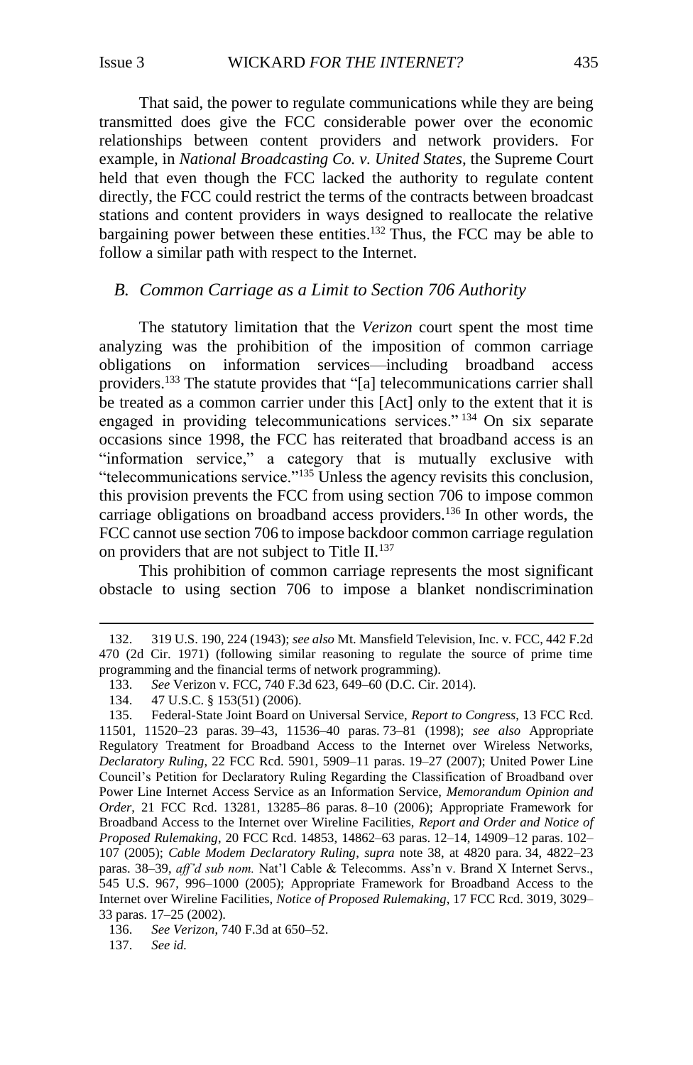That said, the power to regulate communications while they are being transmitted does give the FCC considerable power over the economic relationships between content providers and network providers. For example, in *National Broadcasting Co. v. United States*, the Supreme Court held that even though the FCC lacked the authority to regulate content directly, the FCC could restrict the terms of the contracts between broadcast stations and content providers in ways designed to reallocate the relative bargaining power between these entities.[132] Thus, the FCC may be able to follow a similar path with respect to the Internet.

### *B. Common Carriage as a Limit to Section 706 Authority*

The statutory limitation that the *Verizon* court spent the most time analyzing was the prohibition of the imposition of common carriage obligations on information services—including broadband access providers.[133] The statute provides that "[a] telecommunications carrier shall be treated as a common carrier under this [Act] only to the extent that it is engaged in providing telecommunications services."[134] On six separate occasions since 1998, the FCC has reiterated that broadband access is an "information service," a category that is mutually exclusive with "telecommunications service."[135] Unless the agency revisits this conclusion, this provision prevents the FCC from using section 706 to impose common carriage obligations on broadband access providers.[136] In other words, the FCC cannot use section 706 to impose backdoor common carriage regulation on providers that are not subject to Title II.[137]

This prohibition of common carriage represents the most significant obstacle to using section 706 to impose a blanket nondiscrimination

---

132. 319 U.S. 190, 224 (1943); *see also* Mt. Mansfield Television, Inc. v. FCC, 442 F.2d 470 (2d Cir. 1971) (following similar reasoning to regulate the source of prime time programming and the financial terms of network programming).

133. *See* Verizon v. FCC, 740 F.3d 623, 649–60 (D.C. Cir. 2014).

134. 47 U.S.C. § 153(51) (2006).

135. Federal-State Joint Board on Universal Service, *Report to Congress*, 13 FCC Rcd. 11501, 11520–23 paras. 39–43, 11536–40 paras. 73–81 (1998); *see also* Appropriate Regulatory Treatment for Broadband Access to the Internet over Wireless Networks, *Declaratory Ruling*, 22 FCC Rcd. 5901, 5909–11 paras. 19–27 (2007); United Power Line Council's Petition for Declaratory Ruling Regarding the Classification of Broadband over Power Line Internet Access Service as an Information Service, *Memorandum Opinion and Order*, 21 FCC Rcd. 13281, 13285–86 paras. 8–10 (2006); Appropriate Framework for Broadband Access to the Internet over Wireline Facilities, *Report and Order and Notice of Proposed Rulemaking*, 20 FCC Rcd. 14853, 14862–63 paras. 12–14, 14909–12 paras. 102–107 (2005); *Cable Modem Declaratory Ruling*, *supra* note 38, at 4820 para. 34, 4822–23 paras. 38–39, *aff'd sub nom.* Nat'l Cable & Telecomms. Ass'n v. Brand X Internet Servs., 545 U.S. 967, 996–1000 (2005); Appropriate Framework for Broadband Access to the Internet over Wireline Facilities, *Notice of Proposed Rulemaking*, 17 FCC Rcd. 3019, 3029–33 paras. 17–25 (2002).

136. *See Verizon*, 740 F.3d at 650–52.

137. *See id.*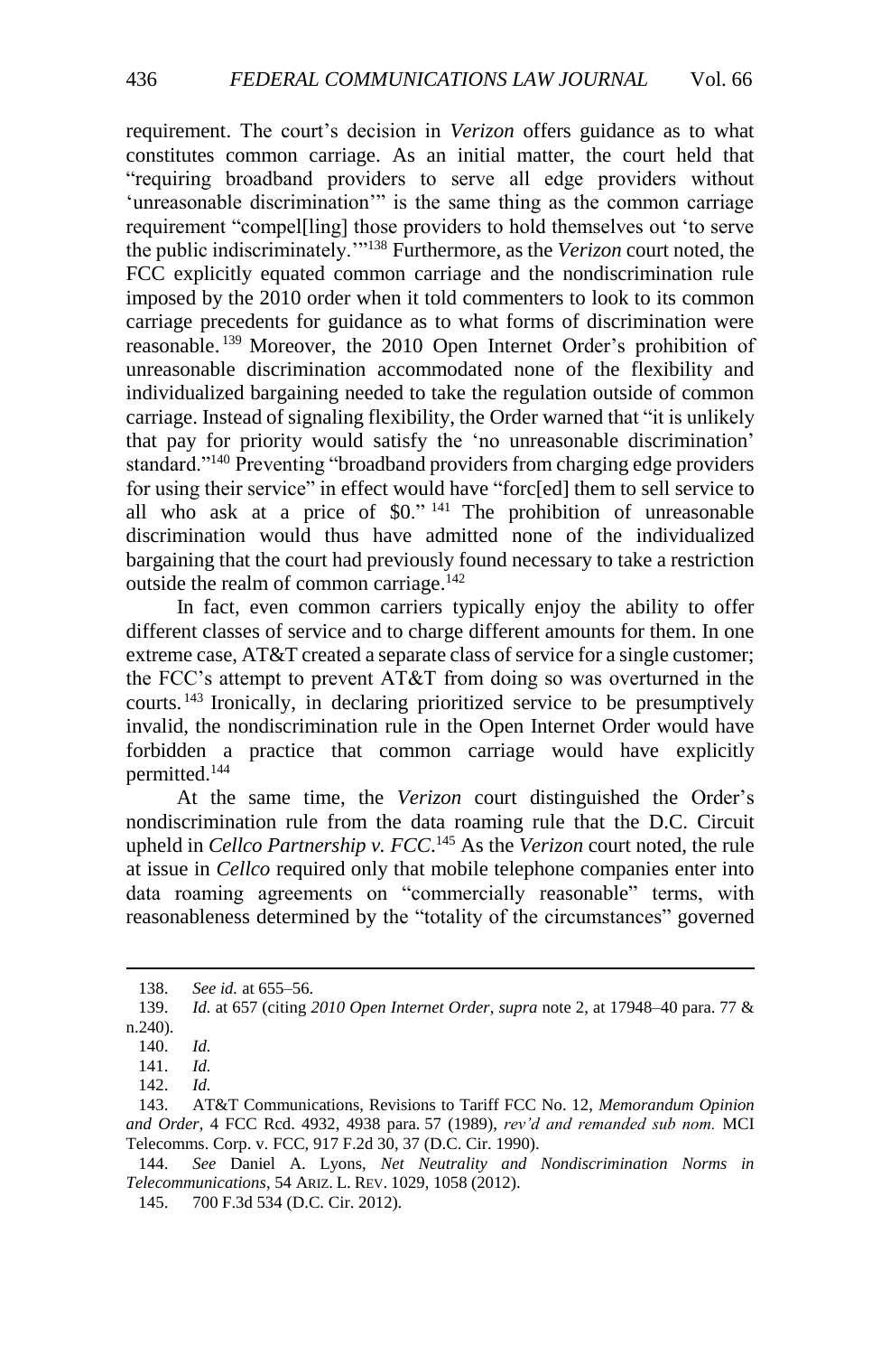requirement. The court's decision in *Verizon* offers guidance as to what constitutes common carriage. As an initial matter, the court held that "requiring broadband providers to serve all edge providers without 'unreasonable discrimination'" is the same thing as the common carriage requirement "compel[ling] those providers to hold themselves out 'to serve the public indiscriminately.'"[138] Furthermore, as the *Verizon* court noted, the FCC explicitly equated common carriage and the nondiscrimination rule imposed by the 2010 order when it told commenters to look to its common carriage precedents for guidance as to what forms of discrimination were reasonable.[139] Moreover, the 2010 Open Internet Order's prohibition of unreasonable discrimination accommodated none of the flexibility and individualized bargaining needed to take the regulation outside of common carriage. Instead of signaling flexibility, the Order warned that "it is unlikely that pay for priority would satisfy the 'no unreasonable discrimination' standard."[140] Preventing "broadband providers from charging edge providers for using their service" in effect would have "forc[ed] them to sell service to all who ask at a price of $0."[141] The prohibition of unreasonable discrimination would thus have admitted none of the individualized bargaining that the court had previously found necessary to take a restriction outside the realm of common carriage.[142]

In fact, even common carriers typically enjoy the ability to offer different classes of service and to charge different amounts for them. In one extreme case, AT&T created a separate class of service for a single customer; the FCC's attempt to prevent AT&T from doing so was overturned in the courts.[143] Ironically, in declaring prioritized service to be presumptively invalid, the nondiscrimination rule in the Open Internet Order would have forbidden a practice that common carriage would have explicitly permitted.[144]

At the same time, the *Verizon* court distinguished the Order's nondiscrimination rule from the data roaming rule that the D.C. Circuit upheld in *Cellco Partnership v. FCC*.[145] As the *Verizon* court noted, the rule at issue in *Cellco* required only that mobile telephone companies enter into data roaming agreements on "commercially reasonable" terms, with reasonableness determined by the "totality of the circumstances" governed

---

138. *See id.* at 655–56.

139. *Id.* at 657 (citing *2010 Open Internet Order*, *supra* note 2, at 17948–40 para. 77 & n.240).

140. *Id.*

141. *Id.*

142. *Id.*

143. AT&T Communications, Revisions to Tariff FCC No. 12, *Memorandum Opinion and Order*, 4 FCC Rcd. 4932, 4938 para. 57 (1989), *rev'd and remanded sub nom.* MCI Telecomms. Corp. v. FCC, 917 F.2d 30, 37 (D.C. Cir. 1990).

144. *See* Daniel A. Lyons, *Net Neutrality and Nondiscrimination Norms in Telecommunications*, 54 ARIZ. L. REV. 1029, 1058 (2012).

145. 700 F.3d 534 (D.C. Cir. 2012).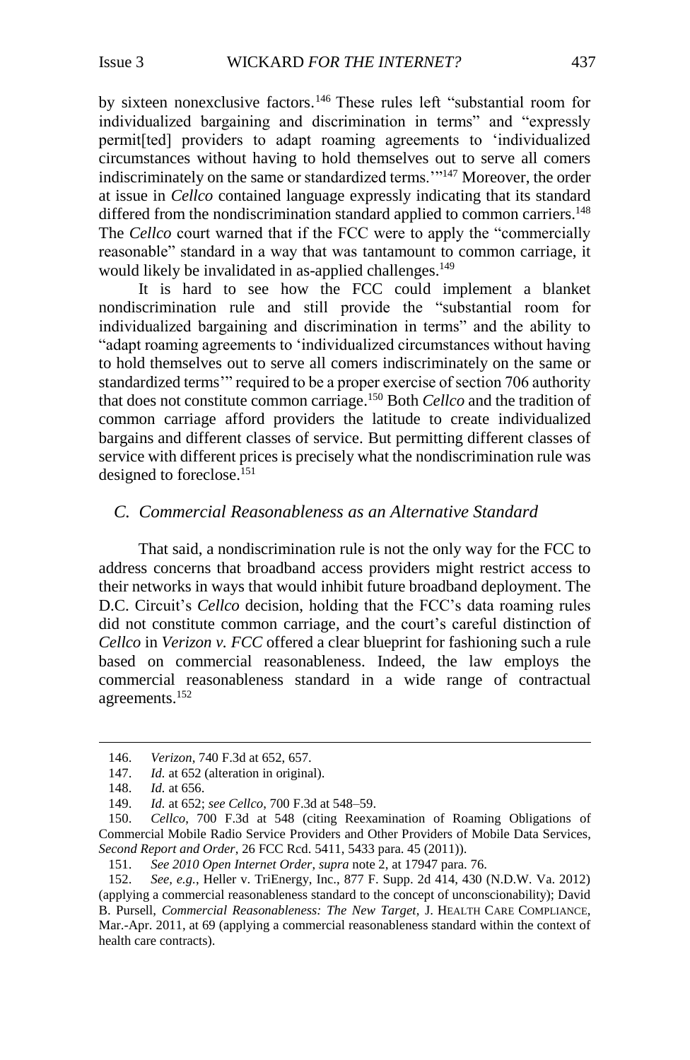by sixteen nonexclusive factors.[146] These rules left "substantial room for individualized bargaining and discrimination in terms" and "expressly permit[ted] providers to adapt roaming agreements to 'individualized circumstances without having to hold themselves out to serve all comers indiscriminately on the same or standardized terms.'"[147] Moreover, the order at issue in *Cellco* contained language expressly indicating that its standard differed from the nondiscrimination standard applied to common carriers.[148] The *Cellco* court warned that if the FCC were to apply the "commercially reasonable" standard in a way that was tantamount to common carriage, it would likely be invalidated in as-applied challenges.[149]

It is hard to see how the FCC could implement a blanket nondiscrimination rule and still provide the "substantial room for individualized bargaining and discrimination in terms" and the ability to "adapt roaming agreements to 'individualized circumstances without having to hold themselves out to serve all comers indiscriminately on the same or standardized terms'" required to be a proper exercise of section 706 authority that does not constitute common carriage.[150] Both *Cellco* and the tradition of common carriage afford providers the latitude to create individualized bargains and different classes of service. But permitting different classes of service with different prices is precisely what the nondiscrimination rule was designed to foreclose.[151]

### C. Commercial Reasonableness as an Alternative Standard

That said, a nondiscrimination rule is not the only way for the FCC to address concerns that broadband access providers might restrict access to their networks in ways that would inhibit future broadband deployment. The D.C. Circuit's *Cellco* decision, holding that the FCC's data roaming rules did not constitute common carriage, and the court's careful distinction of *Cellco* in *Verizon v. FCC* offered a clear blueprint for fashioning such a rule based on commercial reasonableness. Indeed, the law employs the commercial reasonableness standard in a wide range of contractual agreements.[152]

---

146. *Verizon*, 740 F.3d at 652, 657.

147. *Id.* at 652 (alteration in original).

148. *Id.* at 656.

149. *Id.* at 652; *see Cellco*, 700 F.3d at 548–59.

150. *Cellco*, 700 F.3d at 548 (citing Reexamination of Roaming Obligations of Commercial Mobile Radio Service Providers and Other Providers of Mobile Data Services, *Second Report and Order*, 26 FCC Rcd. 5411, 5433 para. 45 (2011)).

151. *See 2010 Open Internet Order*, *supra* note 2, at 17947 para. 76.

152. *See, e.g.*, Heller v. TriEnergy, Inc., 877 F. Supp. 2d 414, 430 (N.D.W. Va. 2012) (applying a commercial reasonableness standard to the concept of unconscionability); David B. Pursell, *Commercial Reasonableness: The New Target*, J. HEALTH CARE COMPLIANCE, Mar.-Apr. 2011, at 69 (applying a commercial reasonableness standard within the context of health care contracts).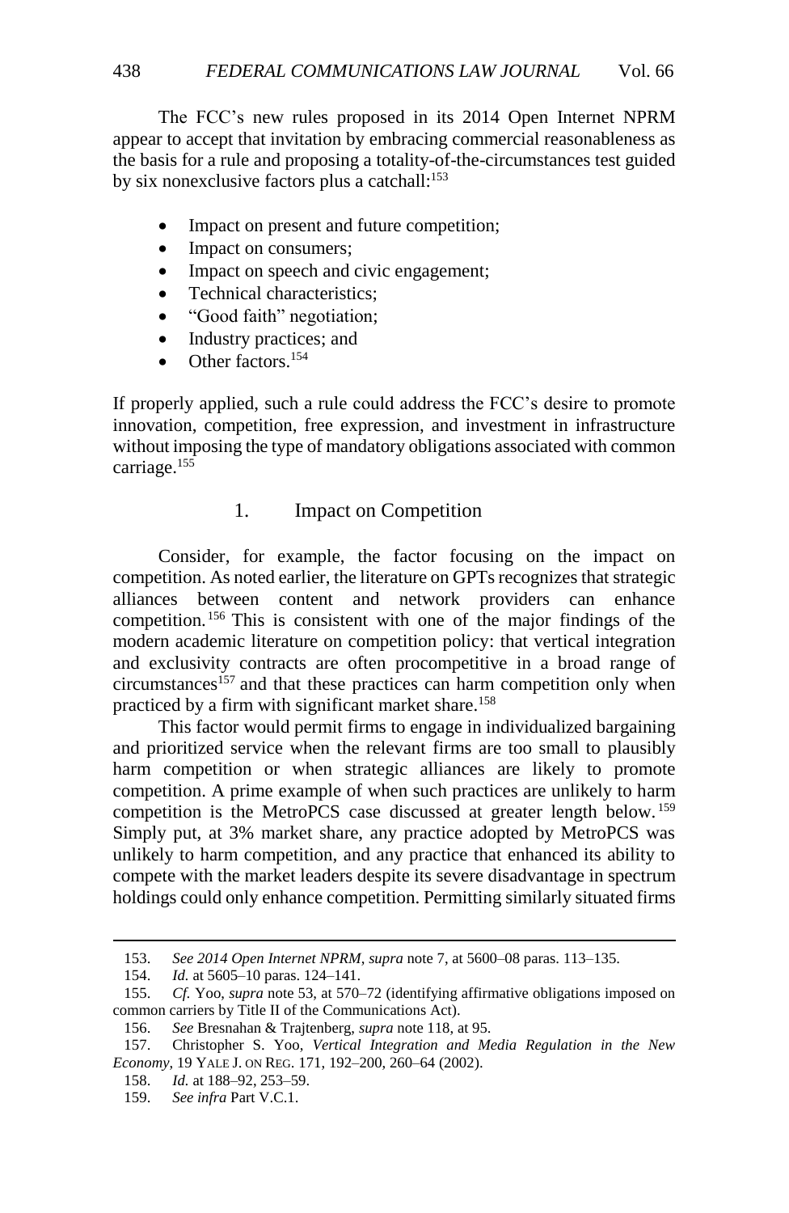The FCC's new rules proposed in its 2014 Open Internet NPRM appear to accept that invitation by embracing commercial reasonableness as the basis for a rule and proposing a totality-of-the-circumstances test guided by six nonexclusive factors plus a catchall:[153]

- Impact on present and future competition;
- Impact on consumers;
- Impact on speech and civic engagement;
- Technical characteristics;
- "Good faith" negotiation;
- Industry practices; and
- Other factors.[154]

If properly applied, such a rule could address the FCC's desire to promote innovation, competition, free expression, and investment in infrastructure without imposing the type of mandatory obligations associated with common carriage.[155]

### 1. Impact on Competition

Consider, for example, the factor focusing on the impact on competition. As noted earlier, the literature on GPTs recognizes that strategic alliances between content and network providers can enhance competition.[156] This is consistent with one of the major findings of the modern academic literature on competition policy: that vertical integration and exclusivity contracts are often procompetitive in a broad range of circumstances[157] and that these practices can harm competition only when practiced by a firm with significant market share.[158]

This factor would permit firms to engage in individualized bargaining and prioritized service when the relevant firms are too small to plausibly harm competition or when strategic alliances are likely to promote competition. A prime example of when such practices are unlikely to harm competition is the MetroPCS case discussed at greater length below.[159] Simply put, at 3% market share, any practice adopted by MetroPCS was unlikely to harm competition, and any practice that enhanced its ability to compete with the market leaders despite its severe disadvantage in spectrum holdings could only enhance competition. Permitting similarly situated firms

---

153. *See 2014 Open Internet NPRM*, *supra* note 7, at 5600–08 paras. 113–135.

154. *Id.* at 5605–10 paras. 124–141.

155. *Cf.* Yoo, *supra* note 53, at 570–72 (identifying affirmative obligations imposed on common carriers by Title II of the Communications Act).

156. *See* Bresnahan & Trajtenberg, *supra* note 118, at 95.

157. Christopher S. Yoo, *Vertical Integration and Media Regulation in the New Economy*, 19 YALE J. ON REG. 171, 192–200, 260–64 (2002).

158. *Id.* at 188–92, 253–59.

159. *See infra* Part V.C.1.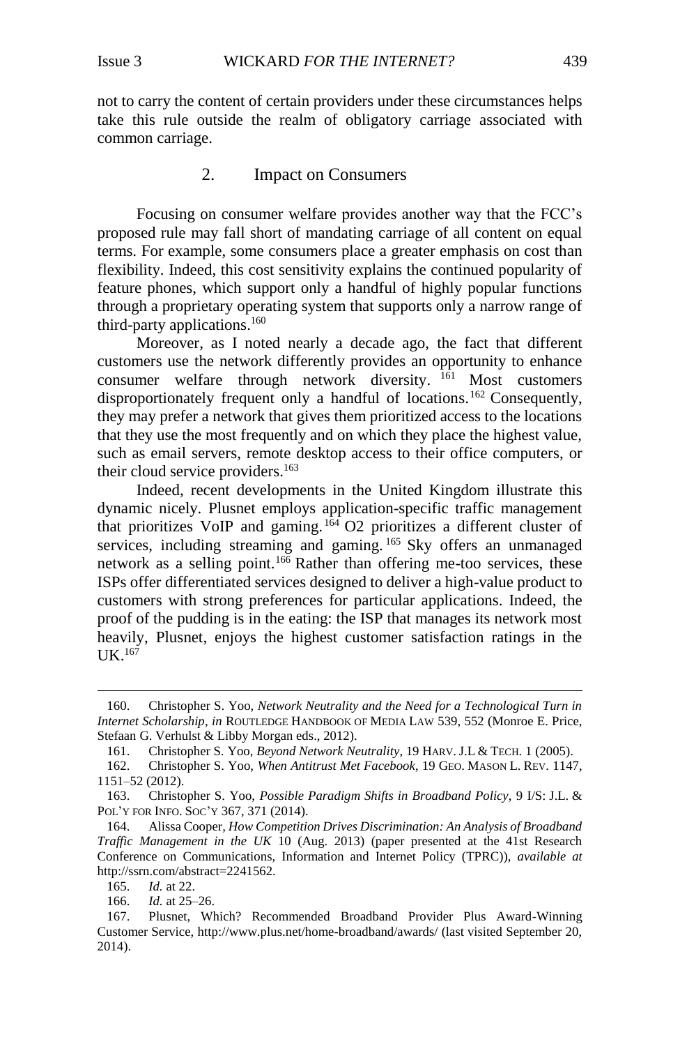not to carry the content of certain providers under these circumstances helps take this rule outside the realm of obligatory carriage associated with common carriage.

### 2. Impact on Consumers

Focusing on consumer welfare provides another way that the FCC's proposed rule may fall short of mandating carriage of all content on equal terms. For example, some consumers place a greater emphasis on cost than flexibility. Indeed, this cost sensitivity explains the continued popularity of feature phones, which support only a handful of highly popular functions through a proprietary operating system that supports only a narrow range of third-party applications.[160]

Moreover, as I noted nearly a decade ago, the fact that different customers use the network differently provides an opportunity to enhance consumer welfare through network diversity.[161] Most customers disproportionately frequent only a handful of locations.[162] Consequently, they may prefer a network that gives them prioritized access to the locations that they use the most frequently and on which they place the highest value, such as email servers, remote desktop access to their office computers, or their cloud service providers.[163]

Indeed, recent developments in the United Kingdom illustrate this dynamic nicely. Plusnet employs application-specific traffic management that prioritizes VoIP and gaming.[164] O2 prioritizes a different cluster of services, including streaming and gaming.[165] Sky offers an unmanaged network as a selling point.[166] Rather than offering me-too services, these ISPs offer differentiated services designed to deliver a high-value product to customers with strong preferences for particular applications. Indeed, the proof of the pudding is in the eating: the ISP that manages its network most heavily, Plusnet, enjoys the highest customer satisfaction ratings in the UK.[167]

---

160. Christopher S. Yoo, *Network Neutrality and the Need for a Technological Turn in Internet Scholarship*, *in* ROUTLEDGE HANDBOOK OF MEDIA LAW 539, 552 (Monroe E. Price, Stefaan G. Verhulst & Libby Morgan eds., 2012).

161. Christopher S. Yoo, *Beyond Network Neutrality*, 19 HARV. J.L & TECH. 1 (2005).

162. Christopher S. Yoo, *When Antitrust Met Facebook*, 19 GEO. MASON L. REV. 1147, 1151–52 (2012).

163. Christopher S. Yoo, *Possible Paradigm Shifts in Broadband Policy*, 9 I/S: J.L. & POL'Y FOR INFO. SOC'Y 367, 371 (2014).

164. Alissa Cooper, *How Competition Drives Discrimination: An Analysis of Broadband Traffic Management in the UK* 10 (Aug. 2013) (paper presented at the 41st Research Conference on Communications, Information and Internet Policy (TPRC)), *available at* http://ssrn.com/abstract=2241562.

165. *Id.* at 22.

166. *Id.* at 25–26.

167. Plusnet, Which? Recommended Broadband Provider Plus Award-Winning Customer Service, http://www.plus.net/home-broadband/awards/ (last visited September 20, 2014).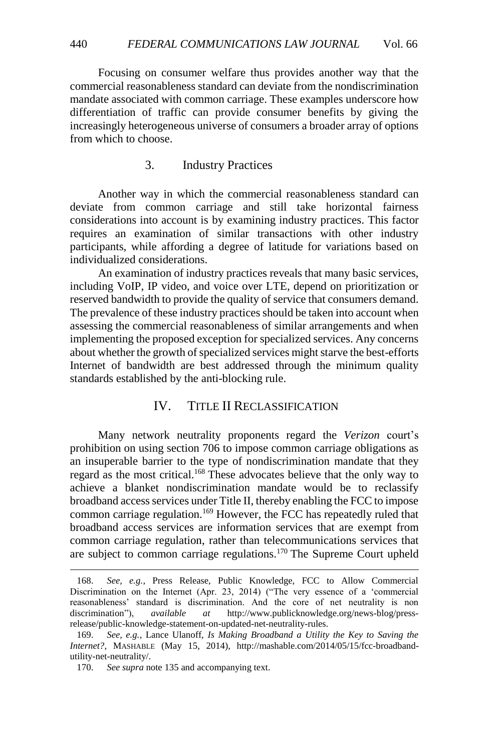Focusing on consumer welfare thus provides another way that the commercial reasonableness standard can deviate from the nondiscrimination mandate associated with common carriage. These examples underscore how differentiation of traffic can provide consumer benefits by giving the increasingly heterogeneous universe of consumers a broader array of options from which to choose.

### 3. Industry Practices

Another way in which the commercial reasonableness standard can deviate from common carriage and still take horizontal fairness considerations into account is by examining industry practices. This factor requires an examination of similar transactions with other industry participants, while affording a degree of latitude for variations based on individualized considerations.

An examination of industry practices reveals that many basic services, including VoIP, IP video, and voice over LTE, depend on prioritization or reserved bandwidth to provide the quality of service that consumers demand. The prevalence of these industry practices should be taken into account when assessing the commercial reasonableness of similar arrangements and when implementing the proposed exception for specialized services. Any concerns about whether the growth of specialized services might starve the best-efforts Internet of bandwidth are best addressed through the minimum quality standards established by the anti-blocking rule.

## IV. TITLE II RECLASSIFICATION

Many network neutrality proponents regard the *Verizon* court's prohibition on using section 706 to impose common carriage obligations as an insuperable barrier to the type of nondiscrimination mandate that they regard as the most critical.[168] These advocates believe that the only way to achieve a blanket nondiscrimination mandate would be to reclassify broadband access services under Title II, thereby enabling the FCC to impose common carriage regulation.[169] However, the FCC has repeatedly ruled that broadband access services are information services that are exempt from common carriage regulation, rather than telecommunications services that are subject to common carriage regulations.[170] The Supreme Court upheld

---

168. *See, e.g.*, Press Release, Public Knowledge, FCC to Allow Commercial Discrimination on the Internet (Apr. 23, 2014) ("The very essence of a 'commercial reasonableness' standard is discrimination. And the core of net neutrality is non discrimination"), *available at* http://www.publicknowledge.org/news-blog/press-release/public-knowledge-statement-on-updated-net-neutrality-rules.

169. *See, e.g.*, Lance Ulanoff, *Is Making Broadband a Utility the Key to Saving the Internet?*, MASHABLE (May 15, 2014), http://mashable.com/2014/05/15/fcc-broadband-utility-net-neutrality/.

170. *See supra* note 135 and accompanying text.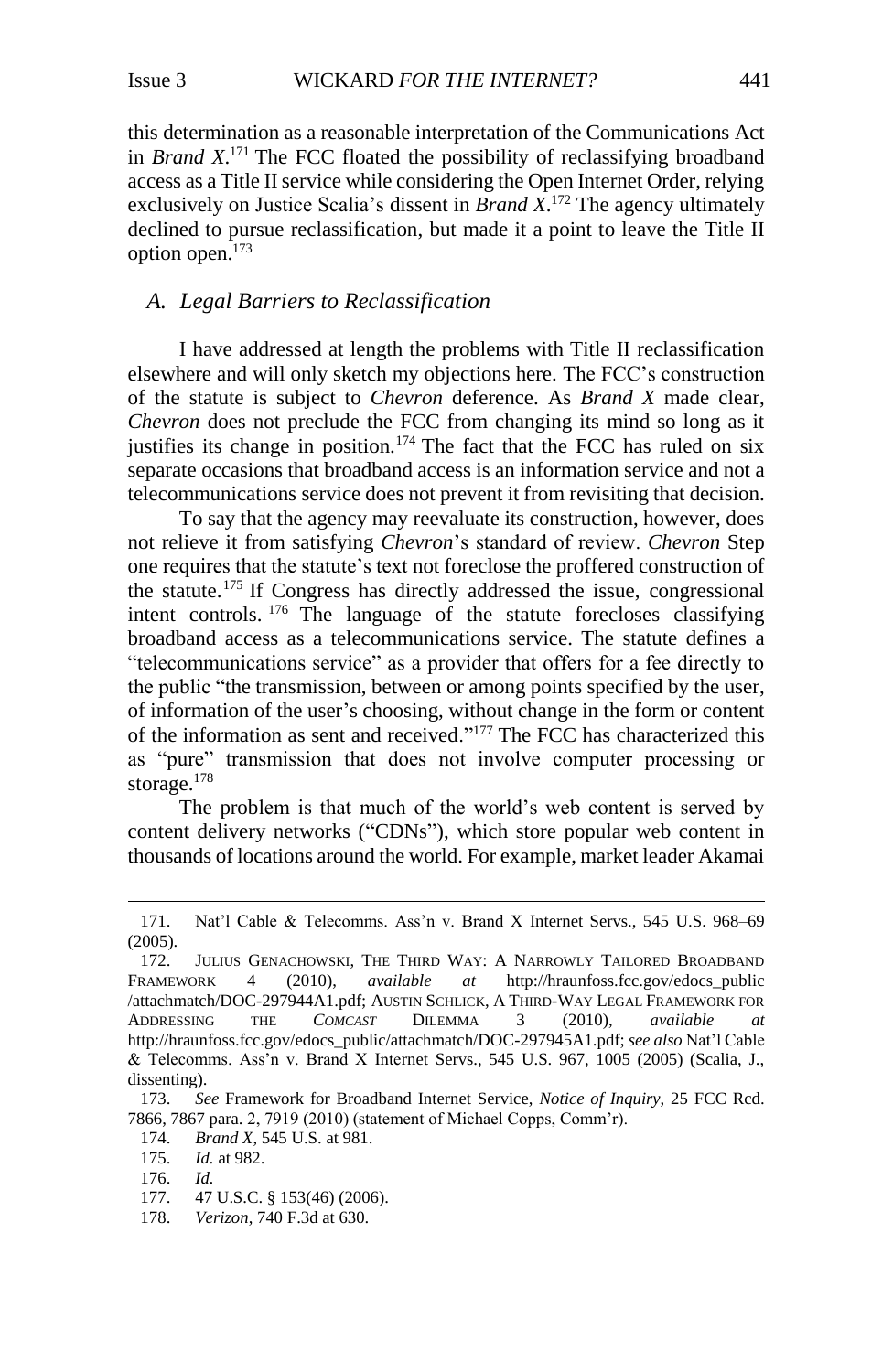this determination as a reasonable interpretation of the Communications Act in *Brand X*.[171] The FCC floated the possibility of reclassifying broadband access as a Title II service while considering the Open Internet Order, relying exclusively on Justice Scalia's dissent in *Brand X*.[172] The agency ultimately declined to pursue reclassification, but made it a point to leave the Title II option open.[173]

### *A. Legal Barriers to Reclassification*

I have addressed at length the problems with Title II reclassification elsewhere and will only sketch my objections here. The FCC's construction of the statute is subject to *Chevron* deference. As *Brand X* made clear, *Chevron* does not preclude the FCC from changing its mind so long as it justifies its change in position.[174] The fact that the FCC has ruled on six separate occasions that broadband access is an information service and not a telecommunications service does not prevent it from revisiting that decision.

To say that the agency may reevaluate its construction, however, does not relieve it from satisfying *Chevron*'s standard of review. *Chevron* Step one requires that the statute's text not foreclose the proffered construction of the statute.[175] If Congress has directly addressed the issue, congressional intent controls.[176] The language of the statute forecloses classifying broadband access as a telecommunications service. The statute defines a "telecommunications service" as a provider that offers for a fee directly to the public "the transmission, between or among points specified by the user, of information of the user's choosing, without change in the form or content of the information as sent and received."[177] The FCC has characterized this as "pure" transmission that does not involve computer processing or storage.[178]

The problem is that much of the world's web content is served by content delivery networks ("CDNs"), which store popular web content in thousands of locations around the world. For example, market leader Akamai

---

171. Nat'l Cable & Telecomms. Ass'n v. Brand X Internet Servs., 545 U.S. 968–69 (2005).

172. JULIUS GENACHOWSKI, THE THIRD WAY: A NARROWLY TAILORED BROADBAND FRAMEWORK 4 (2010), *available at* http://hraunfoss.fcc.gov/edocs_public/attachmatch/DOC-297944A1.pdf; AUSTIN SCHLICK, A THIRD-WAY LEGAL FRAMEWORK FOR ADDRESSING THE *COMCAST* DILEMMA 3 (2010), *available at* http://hraunfoss.fcc.gov/edocs_public/attachmatch/DOC-297945A1.pdf; *see also* Nat'l Cable & Telecomms. Ass'n v. Brand X Internet Servs., 545 U.S. 967, 1005 (2005) (Scalia, J., dissenting).

173. *See* Framework for Broadband Internet Service, *Notice of Inquiry*, 25 FCC Rcd. 7866, 7867 para. 2, 7919 (2010) (statement of Michael Copps, Comm'r).

174. *Brand X*, 545 U.S. at 981.

175. *Id.* at 982.

176. *Id.*

177. 47 U.S.C. § 153(46) (2006).

178. *Verizon*, 740 F.3d at 630.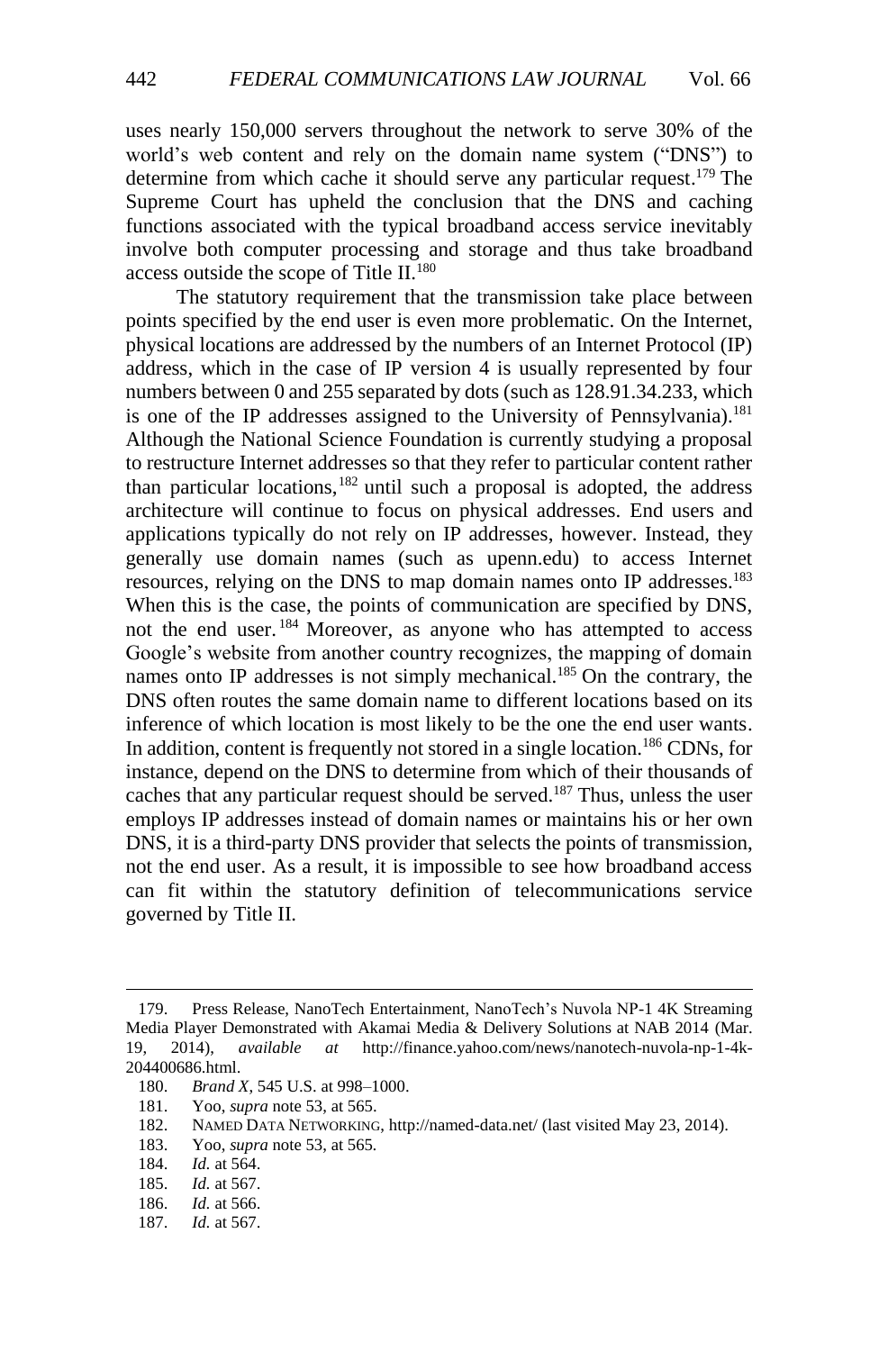uses nearly 150,000 servers throughout the network to serve 30% of the world's web content and rely on the domain name system ("DNS") to determine from which cache it should serve any particular request.[179] The Supreme Court has upheld the conclusion that the DNS and caching functions associated with the typical broadband access service inevitably involve both computer processing and storage and thus take broadband access outside the scope of Title II.[180]

The statutory requirement that the transmission take place between points specified by the end user is even more problematic. On the Internet, physical locations are addressed by the numbers of an Internet Protocol (IP) address, which in the case of IP version 4 is usually represented by four numbers between 0 and 255 separated by dots (such as 128.91.34.233, which is one of the IP addresses assigned to the University of Pennsylvania).[181] Although the National Science Foundation is currently studying a proposal to restructure Internet addresses so that they refer to particular content rather than particular locations,[182] until such a proposal is adopted, the address architecture will continue to focus on physical addresses. End users and applications typically do not rely on IP addresses, however. Instead, they generally use domain names (such as upenn.edu) to access Internet resources, relying on the DNS to map domain names onto IP addresses.[183] When this is the case, the points of communication are specified by DNS, not the end user.[184] Moreover, as anyone who has attempted to access Google's website from another country recognizes, the mapping of domain names onto IP addresses is not simply mechanical.[185] On the contrary, the DNS often routes the same domain name to different locations based on its inference of which location is most likely to be the one the end user wants. In addition, content is frequently not stored in a single location.[186] CDNs, for instance, depend on the DNS to determine from which of their thousands of caches that any particular request should be served.[187] Thus, unless the user employs IP addresses instead of domain names or maintains his or her own DNS, it is a third-party DNS provider that selects the points of transmission, not the end user. As a result, it is impossible to see how broadband access can fit within the statutory definition of telecommunications service governed by Title II.

---

179. Press Release, NanoTech Entertainment, NanoTech's Nuvola NP-1 4K Streaming Media Player Demonstrated with Akamai Media & Delivery Solutions at NAB 2014 (Mar. 19, 2014), *available at* http://finance.yahoo.com/news/nanotech-nuvola-np-1-4k-204400686.html.

180. *Brand X*, 545 U.S. at 998–1000.

181. Yoo, *supra* note 53, at 565.

182. NAMED DATA NETWORKING, http://named-data.net/ (last visited May 23, 2014).

183. Yoo, *supra* note 53, at 565.

184. *Id.* at 564.

185. *Id.* at 567.

186. *Id.* at 566.

187. *Id.* at 567.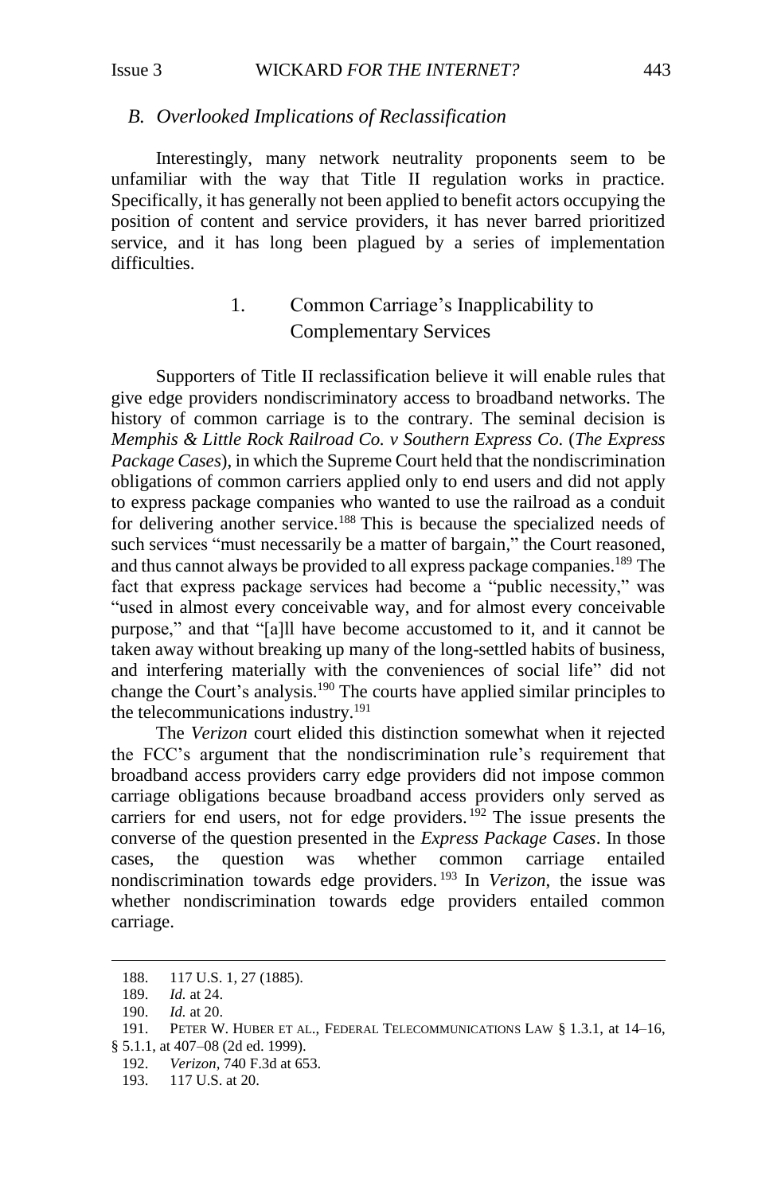### *B. Overlooked Implications of Reclassification*

Interestingly, many network neutrality proponents seem to be unfamiliar with the way that Title II regulation works in practice. Specifically, it has generally not been applied to benefit actors occupying the position of content and service providers, it has never barred prioritized service, and it has long been plagued by a series of implementation difficulties.

#### 1. Common Carriage's Inapplicability to Complementary Services

Supporters of Title II reclassification believe it will enable rules that give edge providers nondiscriminatory access to broadband networks. The history of common carriage is to the contrary. The seminal decision is *Memphis & Little Rock Railroad Co. v Southern Express Co.* (*The Express Package Cases*), in which the Supreme Court held that the nondiscrimination obligations of common carriers applied only to end users and did not apply to express package companies who wanted to use the railroad as a conduit for delivering another service.[188] This is because the specialized needs of such services "must necessarily be a matter of bargain," the Court reasoned, and thus cannot always be provided to all express package companies.[189] The fact that express package services had become a "public necessity," was "used in almost every conceivable way, and for almost every conceivable purpose," and that "[a]ll have become accustomed to it, and it cannot be taken away without breaking up many of the long-settled habits of business, and interfering materially with the conveniences of social life" did not change the Court's analysis.[190] The courts have applied similar principles to the telecommunications industry.[191]

The *Verizon* court elided this distinction somewhat when it rejected the FCC's argument that the nondiscrimination rule's requirement that broadband access providers carry edge providers did not impose common carriage obligations because broadband access providers only served as carriers for end users, not for edge providers.[192] The issue presents the converse of the question presented in the *Express Package Cases*. In those cases, the question was whether common carriage entailed nondiscrimination towards edge providers.[193] In *Verizon*, the issue was whether nondiscrimination towards edge providers entailed common carriage.

---

188. 117 U.S. 1, 27 (1885).

189. *Id.* at 24.

190. *Id.* at 20.

191. PETER W. HUBER ET AL., FEDERAL TELECOMMUNICATIONS LAW § 1.3.1, at 14–16, § 5.1.1, at 407–08 (2d ed. 1999).

192. *Verizon*, 740 F.3d at 653.

193. 117 U.S. at 20.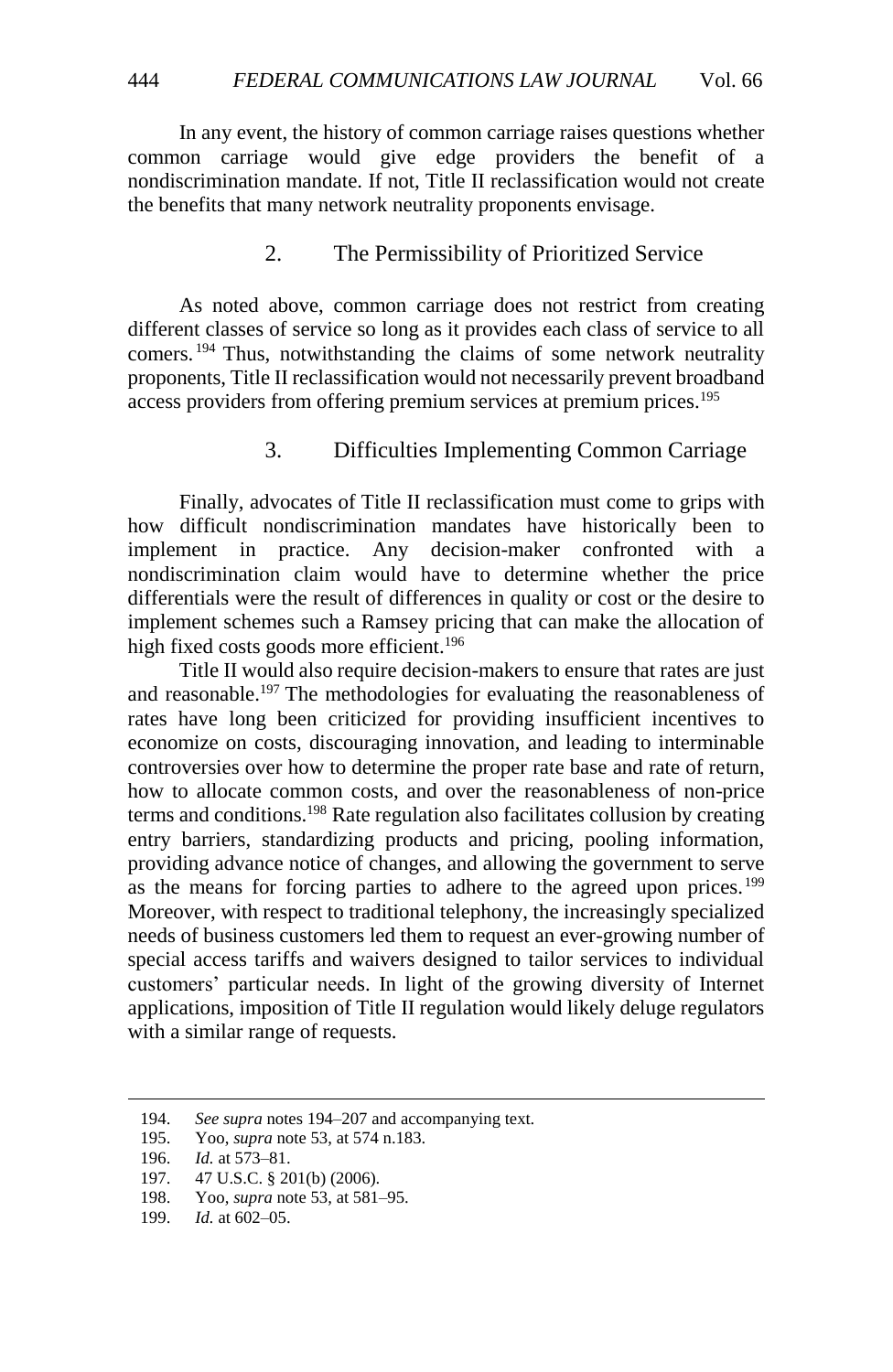In any event, the history of common carriage raises questions whether common carriage would give edge providers the benefit of a nondiscrimination mandate. If not, Title II reclassification would not create the benefits that many network neutrality proponents envisage.

### 2. The Permissibility of Prioritized Service

As noted above, common carriage does not restrict from creating different classes of service so long as it provides each class of service to all comers.[194] Thus, notwithstanding the claims of some network neutrality proponents, Title II reclassification would not necessarily prevent broadband access providers from offering premium services at premium prices.[195]

### 3. Difficulties Implementing Common Carriage

Finally, advocates of Title II reclassification must come to grips with how difficult nondiscrimination mandates have historically been to implement in practice. Any decision-maker confronted with a nondiscrimination claim would have to determine whether the price differentials were the result of differences in quality or cost or the desire to implement schemes such a Ramsey pricing that can make the allocation of high fixed costs goods more efficient.[196]

Title II would also require decision-makers to ensure that rates are just and reasonable.[197] The methodologies for evaluating the reasonableness of rates have long been criticized for providing insufficient incentives to economize on costs, discouraging innovation, and leading to interminable controversies over how to determine the proper rate base and rate of return, how to allocate common costs, and over the reasonableness of non-price terms and conditions.[198] Rate regulation also facilitates collusion by creating entry barriers, standardizing products and pricing, pooling information, providing advance notice of changes, and allowing the government to serve as the means for forcing parties to adhere to the agreed upon prices.[199] Moreover, with respect to traditional telephony, the increasingly specialized needs of business customers led them to request an ever-growing number of special access tariffs and waivers designed to tailor services to individual customers' particular needs. In light of the growing diversity of Internet applications, imposition of Title II regulation would likely deluge regulators with a similar range of requests.

---

194. *See supra* notes 194–207 and accompanying text.
195. Yoo, *supra* note 53, at 574 n.183.
196. *Id.* at 573–81.
197. 47 U.S.C. § 201(b) (2006).
198. Yoo, *supra* note 53, at 581–95.
199. *Id.* at 602–05.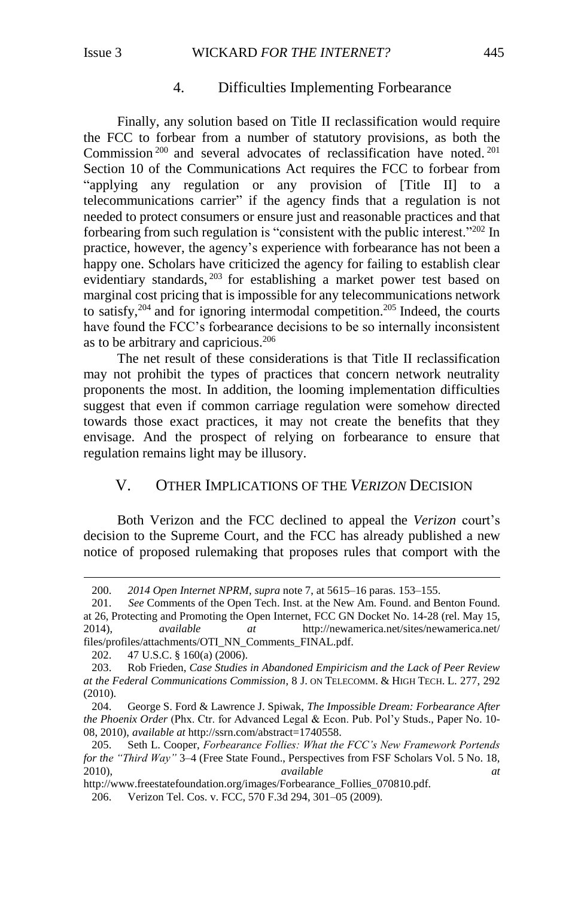### 4. Difficulties Implementing Forbearance

Finally, any solution based on Title II reclassification would require the FCC to forbear from a number of statutory provisions, as both the Commission[200] and several advocates of reclassification have noted.[201] Section 10 of the Communications Act requires the FCC to forbear from "applying any regulation or any provision of [Title II] to a telecommunications carrier" if the agency finds that a regulation is not needed to protect consumers or ensure just and reasonable practices and that forbearing from such regulation is "consistent with the public interest."[202] In practice, however, the agency's experience with forbearance has not been a happy one. Scholars have criticized the agency for failing to establish clear evidentiary standards,[203] for establishing a market power test based on marginal cost pricing that is impossible for any telecommunications network to satisfy,[204] and for ignoring intermodal competition.[205] Indeed, the courts have found the FCC's forbearance decisions to be so internally inconsistent as to be arbitrary and capricious.[206]

The net result of these considerations is that Title II reclassification may not prohibit the types of practices that concern network neutrality proponents the most. In addition, the looming implementation difficulties suggest that even if common carriage regulation were somehow directed towards those exact practices, it may not create the benefits that they envisage. And the prospect of relying on forbearance to ensure that regulation remains light may be illusory.

## V. OTHER IMPLICATIONS OF THE *VERIZON* DECISION

Both Verizon and the FCC declined to appeal the *Verizon* court's decision to the Supreme Court, and the FCC has already published a new notice of proposed rulemaking that proposes rules that comport with the

---

200. *2014 Open Internet NPRM*, *supra* note 7, at 5615–16 paras. 153–155.

201. *See* Comments of the Open Tech. Inst. at the New Am. Found. and Benton Found. at 26, Protecting and Promoting the Open Internet, FCC GN Docket No. 14-28 (rel. May 15, 2014), *available at* http://newamerica.net/sites/newamerica.net/files/profiles/attachments/OTI_NN_Comments_FINAL.pdf.

202. 47 U.S.C. § 160(a) (2006).

203. Rob Frieden, *Case Studies in Abandoned Empiricism and the Lack of Peer Review at the Federal Communications Commission*, 8 J. ON TELECOMM. & HIGH TECH. L. 277, 292 (2010).

204. George S. Ford & Lawrence J. Spiwak, *The Impossible Dream: Forbearance After the Phoenix Order* (Phx. Ctr. for Advanced Legal & Econ. Pub. Pol'y Studs., Paper No. 10-08, 2010), *available at* http://ssrn.com/abstract=1740558.

205. Seth L. Cooper, *Forbearance Follies: What the FCC's New Framework Portends for the "Third Way"* 3–4 (Free State Found., Perspectives from FSF Scholars Vol. 5 No. 18, 2010), *available at* http://www.freestatefoundation.org/images/Forbearance_Follies_070810.pdf.

206. Verizon Tel. Cos. v. FCC, 570 F.3d 294, 301–05 (2009).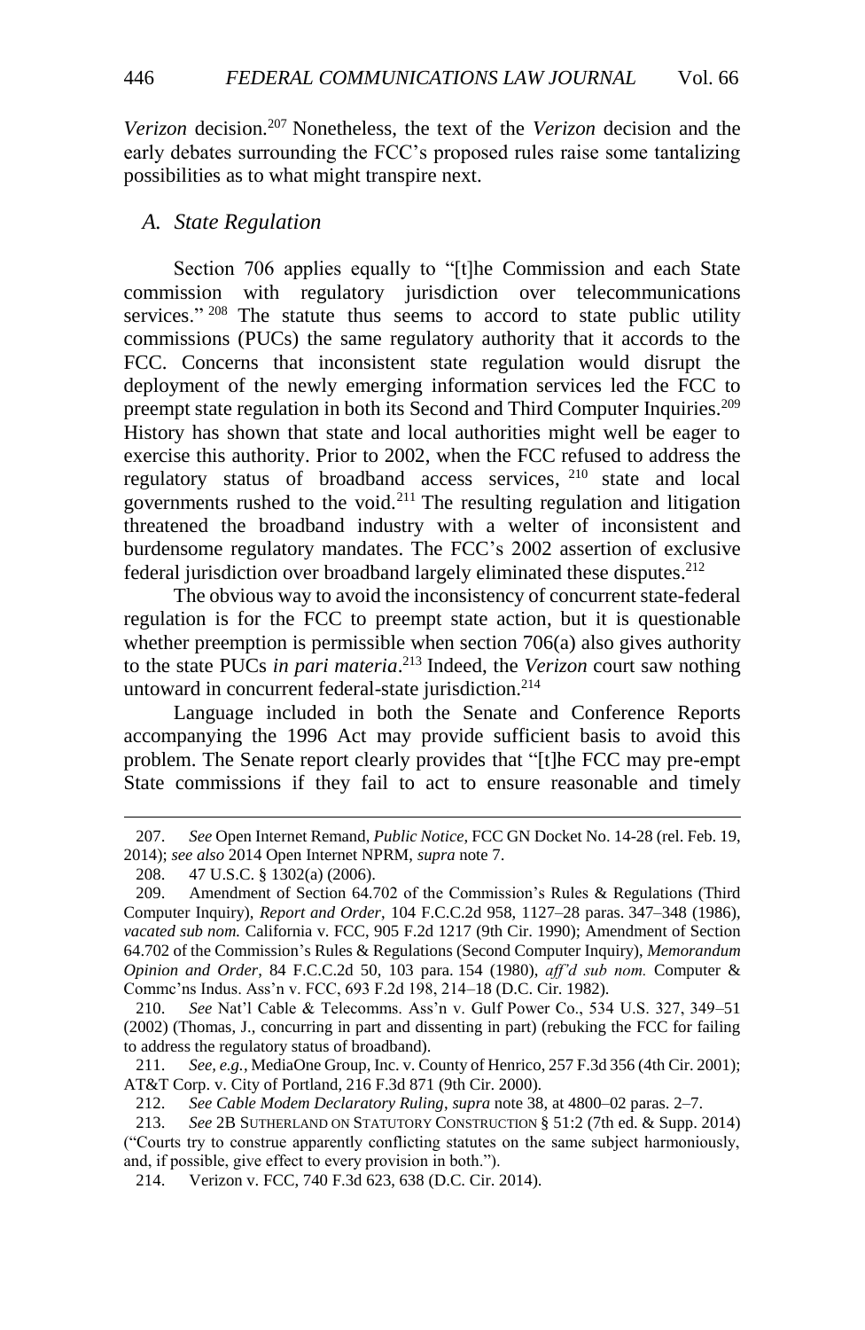*Verizon* decision.[207] Nonetheless, the text of the *Verizon* decision and the early debates surrounding the FCC's proposed rules raise some tantalizing possibilities as to what might transpire next.

### *A. State Regulation*

Section 706 applies equally to "[t]he Commission and each State commission with regulatory jurisdiction over telecommunications services."[208] The statute thus seems to accord to state public utility commissions (PUCs) the same regulatory authority that it accords to the FCC. Concerns that inconsistent state regulation would disrupt the deployment of the newly emerging information services led the FCC to preempt state regulation in both its Second and Third Computer Inquiries.[209] History has shown that state and local authorities might well be eager to exercise this authority. Prior to 2002, when the FCC refused to address the regulatory status of broadband access services,[210] state and local governments rushed to the void.[211] The resulting regulation and litigation threatened the broadband industry with a welter of inconsistent and burdensome regulatory mandates. The FCC's 2002 assertion of exclusive federal jurisdiction over broadband largely eliminated these disputes.[212]

The obvious way to avoid the inconsistency of concurrent state-federal regulation is for the FCC to preempt state action, but it is questionable whether preemption is permissible when section 706(a) also gives authority to the state PUCs *in pari materia*.[213] Indeed, the *Verizon* court saw nothing untoward in concurrent federal-state jurisdiction.[214]

Language included in both the Senate and Conference Reports accompanying the 1996 Act may provide sufficient basis to avoid this problem. The Senate report clearly provides that "[t]he FCC may pre-empt State commissions if they fail to act to ensure reasonable and timely

---

207. *See* Open Internet Remand, *Public Notice*, FCC GN Docket No. 14-28 (rel. Feb. 19, 2014); *see also* 2014 Open Internet NPRM, *supra* note 7.

208. 47 U.S.C. § 1302(a) (2006).

209. Amendment of Section 64.702 of the Commission's Rules & Regulations (Third Computer Inquiry), *Report and Order*, 104 F.C.C.2d 958, 1127–28 paras. 347–348 (1986), *vacated sub nom.* California v. FCC, 905 F.2d 1217 (9th Cir. 1990); Amendment of Section 64.702 of the Commission's Rules & Regulations (Second Computer Inquiry), *Memorandum Opinion and Order*, 84 F.C.C.2d 50, 103 para. 154 (1980), *aff'd sub nom.* Computer & Commc'ns Indus. Ass'n v. FCC, 693 F.2d 198, 214–18 (D.C. Cir. 1982).

210. *See* Nat'l Cable & Telecomms. Ass'n v. Gulf Power Co., 534 U.S. 327, 349–51 (2002) (Thomas, J., concurring in part and dissenting in part) (rebuking the FCC for failing to address the regulatory status of broadband).

211. *See, e.g.*, MediaOne Group, Inc. v. County of Henrico, 257 F.3d 356 (4th Cir. 2001); AT&T Corp. v. City of Portland, 216 F.3d 871 (9th Cir. 2000).

212. *See Cable Modem Declaratory Ruling*, *supra* note 38, at 4800–02 paras. 2–7.

213. *See* 2B SUTHERLAND ON STATUTORY CONSTRUCTION § 51:2 (7th ed. & Supp. 2014) ("Courts try to construe apparently conflicting statutes on the same subject harmoniously, and, if possible, give effect to every provision in both.").

214. Verizon v. FCC, 740 F.3d 623, 638 (D.C. Cir. 2014).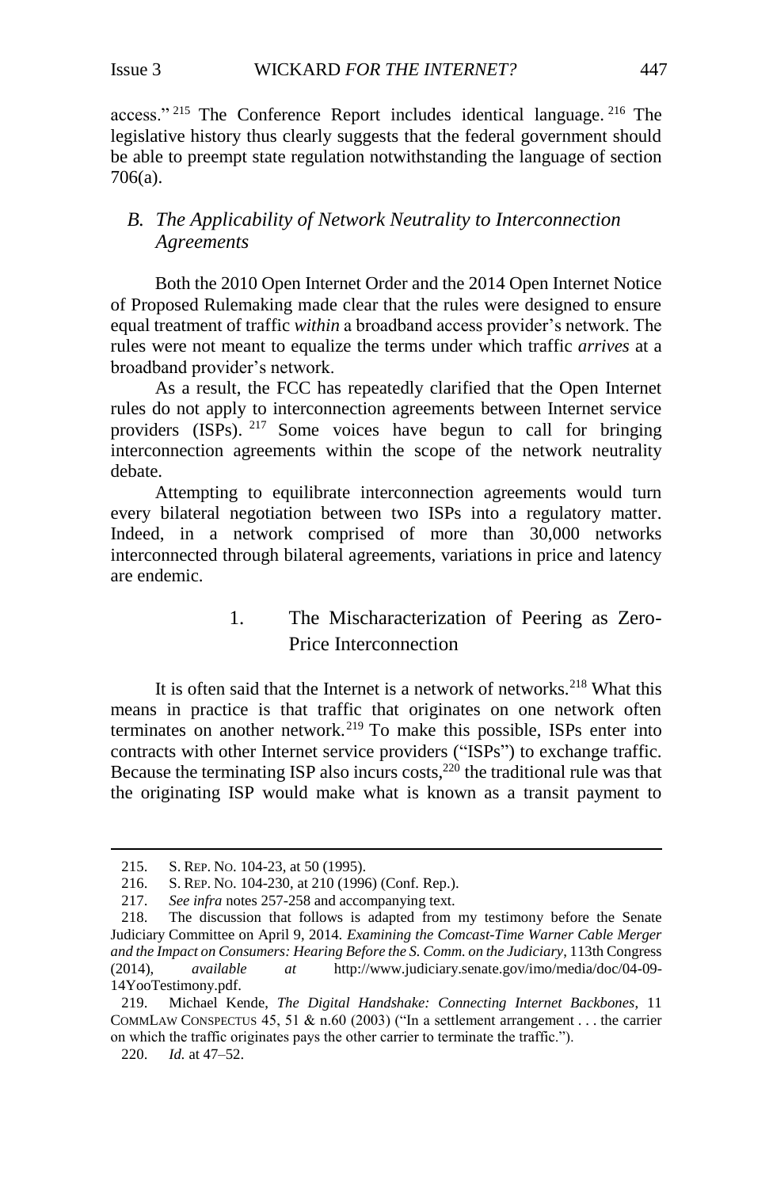access."[215] The Conference Report includes identical language.[216] The legislative history thus clearly suggests that the federal government should be able to preempt state regulation notwithstanding the language of section 706(a).

## *B. The Applicability of Network Neutrality to Interconnection Agreements*

Both the 2010 Open Internet Order and the 2014 Open Internet Notice of Proposed Rulemaking made clear that the rules were designed to ensure equal treatment of traffic *within* a broadband access provider's network. The rules were not meant to equalize the terms under which traffic *arrives* at a broadband provider's network.

As a result, the FCC has repeatedly clarified that the Open Internet rules do not apply to interconnection agreements between Internet service providers (ISPs).[217] Some voices have begun to call for bringing interconnection agreements within the scope of the network neutrality debate.

Attempting to equilibrate interconnection agreements would turn every bilateral negotiation between two ISPs into a regulatory matter. Indeed, in a network comprised of more than 30,000 networks interconnected through bilateral agreements, variations in price and latency are endemic.

### 1. The Mischaracterization of Peering as Zero-Price Interconnection

It is often said that the Internet is a network of networks.[218] What this means in practice is that traffic that originates on one network often terminates on another network.[219] To make this possible, ISPs enter into contracts with other Internet service providers ("ISPs") to exchange traffic. Because the terminating ISP also incurs costs,[220] the traditional rule was that the originating ISP would make what is known as a transit payment to

---

215. S. REP. NO. 104-23, at 50 (1995).

216. S. REP. NO. 104-230, at 210 (1996) (Conf. Rep.).

217. *See infra* notes 257-258 and accompanying text.

218. The discussion that follows is adapted from my testimony before the Senate Judiciary Committee on April 9, 2014. *Examining the Comcast-Time Warner Cable Merger and the Impact on Consumers: Hearing Before the S. Comm. on the Judiciary*, 113th Congress (2014), *available at* http://www.judiciary.senate.gov/imo/media/doc/04-09-14YooTestimony.pdf.

219. Michael Kende, *The Digital Handshake: Connecting Internet Backbones*, 11 COMMLAW CONSPECTUS 45, 51 & n.60 (2003) ("In a settlement arrangement . . . the carrier on which the traffic originates pays the other carrier to terminate the traffic.").

220. *Id.* at 47–52.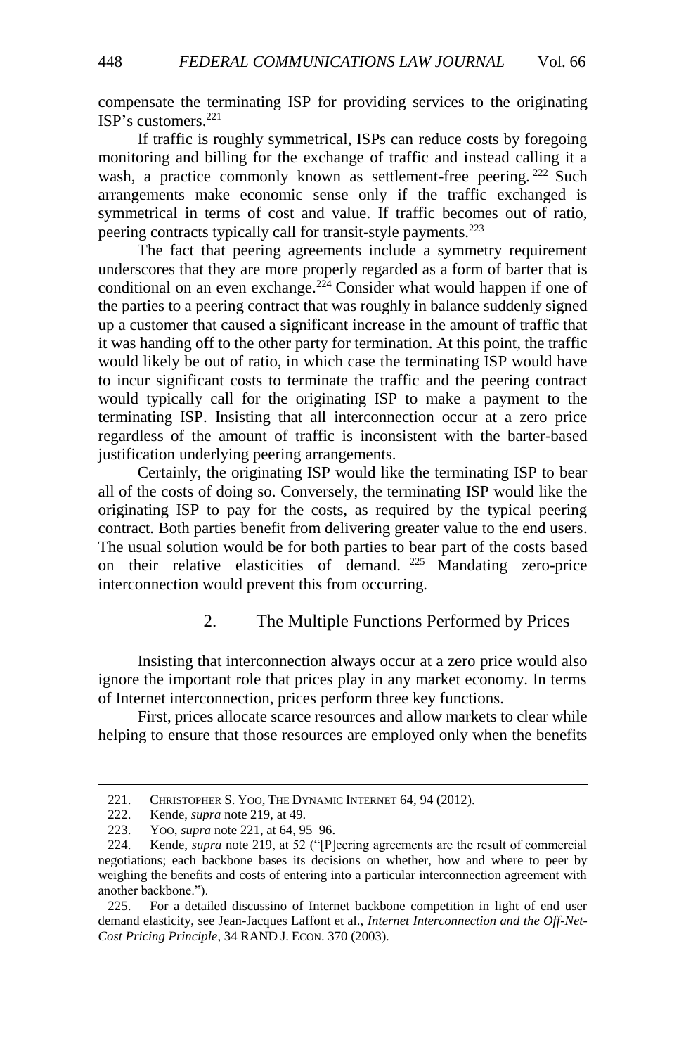compensate the terminating ISP for providing services to the originating ISP's customers.[221]

If traffic is roughly symmetrical, ISPs can reduce costs by foregoing monitoring and billing for the exchange of traffic and instead calling it a wash, a practice commonly known as settlement-free peering.[222] Such arrangements make economic sense only if the traffic exchanged is symmetrical in terms of cost and value. If traffic becomes out of ratio, peering contracts typically call for transit-style payments.[223]

The fact that peering agreements include a symmetry requirement underscores that they are more properly regarded as a form of barter that is conditional on an even exchange.[224] Consider what would happen if one of the parties to a peering contract that was roughly in balance suddenly signed up a customer that caused a significant increase in the amount of traffic that it was handing off to the other party for termination. At this point, the traffic would likely be out of ratio, in which case the terminating ISP would have to incur significant costs to terminate the traffic and the peering contract would typically call for the originating ISP to make a payment to the terminating ISP. Insisting that all interconnection occur at a zero price regardless of the amount of traffic is inconsistent with the barter-based justification underlying peering arrangements.

Certainly, the originating ISP would like the terminating ISP to bear all of the costs of doing so. Conversely, the terminating ISP would like the originating ISP to pay for the costs, as required by the typical peering contract. Both parties benefit from delivering greater value to the end users. The usual solution would be for both parties to bear part of the costs based on their relative elasticities of demand.[225] Mandating zero-price interconnection would prevent this from occurring.

### 2. The Multiple Functions Performed by Prices

Insisting that interconnection always occur at a zero price would also ignore the important role that prices play in any market economy. In terms of Internet interconnection, prices perform three key functions.

First, prices allocate scarce resources and allow markets to clear while helping to ensure that those resources are employed only when the benefits

---

221. CHRISTOPHER S. YOO, THE DYNAMIC INTERNET 64, 94 (2012).

222. Kende, *supra* note 219, at 49.

223. YOO, *supra* note 221, at 64, 95–96.

224. Kende, *supra* note 219, at 52 ("[P]eering agreements are the result of commercial negotiations; each backbone bases its decisions on whether, how and where to peer by weighing the benefits and costs of entering into a particular interconnection agreement with another backbone.").

225. For a detailed discussino of Internet backbone competition in light of end user demand elasticity, see Jean-Jacques Laffont et al., *Internet Interconnection and the Off-Net-Cost Pricing Principle*, 34 RAND J. ECON. 370 (2003).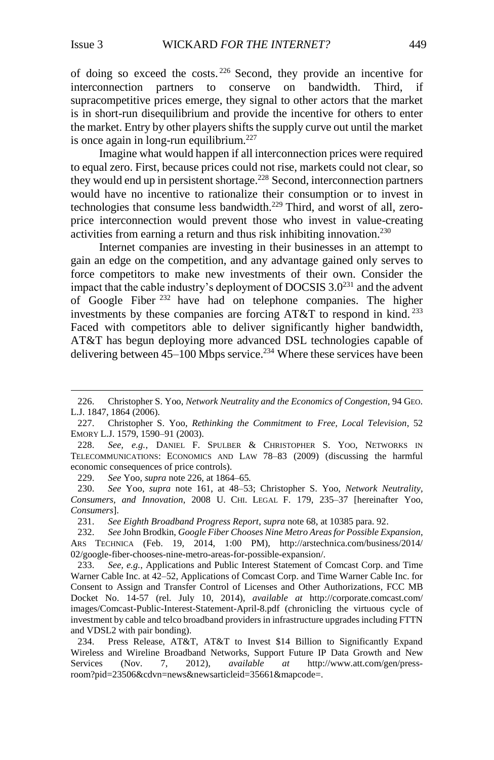of doing so exceed the costs.[226] Second, they provide an incentive for interconnection partners to conserve on bandwidth. Third, if supracompetitive prices emerge, they signal to other actors that the market is in short-run disequilibrium and provide the incentive for others to enter the market. Entry by other players shifts the supply curve out until the market is once again in long-run equilibrium.[227]

Imagine what would happen if all interconnection prices were required to equal zero. First, because prices could not rise, markets could not clear, so they would end up in persistent shortage.[228] Second, interconnection partners would have no incentive to rationalize their consumption or to invest in technologies that consume less bandwidth.[229] Third, and worst of all, zero-price interconnection would prevent those who invest in value-creating activities from earning a return and thus risk inhibiting innovation.[230]

Internet companies are investing in their businesses in an attempt to gain an edge on the competition, and any advantage gained only serves to force competitors to make new investments of their own. Consider the impact that the cable industry's deployment of DOCSIS 3.0[231] and the advent of Google Fiber[232] have had on telephone companies. The higher investments by these companies are forcing AT&T to respond in kind.[233] Faced with competitors able to deliver significantly higher bandwidth, AT&T has begun deploying more advanced DSL technologies capable of delivering between 45–100 Mbps service.[234] Where these services have been

---

226. Christopher S. Yoo, *Network Neutrality and the Economics of Congestion*, 94 GEO. L.J. 1847, 1864 (2006).

227. Christopher S. Yoo, *Rethinking the Commitment to Free, Local Television*, 52 EMORY L.J. 1579, 1590–91 (2003).

228. *See, e.g.*, DANIEL F. SPULBER & CHRISTOPHER S. YOO, NETWORKS IN TELECOMMUNICATIONS: ECONOMICS AND LAW 78–83 (2009) (discussing the harmful economic consequences of price controls).

229. *See* Yoo, *supra* note 226, at 1864–65.

230. *See* Yoo, *supra* note 161, at 48–53; Christopher S. Yoo, *Network Neutrality, Consumers, and Innovation*, 2008 U. CHI. LEGAL F. 179, 235–37 [hereinafter Yoo, *Consumers*].

231. *See Eighth Broadband Progress Report*, *supra* note 68, at 10385 para. 92.

232. *See* John Brodkin, *Google Fiber Chooses Nine Metro Areas for Possible Expansion*, ARS TECHNICA (Feb. 19, 2014, 1:00 PM), http://arstechnica.com/business/2014/02/google-fiber-chooses-nine-metro-areas-for-possible-expansion/.

233. *See, e.g.*, Applications and Public Interest Statement of Comcast Corp. and Time Warner Cable Inc. at 42–52, Applications of Comcast Corp. and Time Warner Cable Inc. for Consent to Assign and Transfer Control of Licenses and Other Authorizations, FCC MB Docket No. 14-57 (rel. July 10, 2014), *available at* http://corporate.comcast.com/images/Comcast-Public-Interest-Statement-April-8.pdf (chronicling the virtuous cycle of investment by cable and telco broadband providers in infrastructure upgrades including FTTN and VDSL2 with pair bonding).

234. Press Release, AT&T, AT&T to Invest $14 Billion to Significantly Expand Wireless and Wireline Broadband Networks, Support Future IP Data Growth and New Services (Nov. 7, 2012), *available at* http://www.att.com/gen/press-room?pid=23506&cdvn=news&newsarticleid=35661&mapcode=.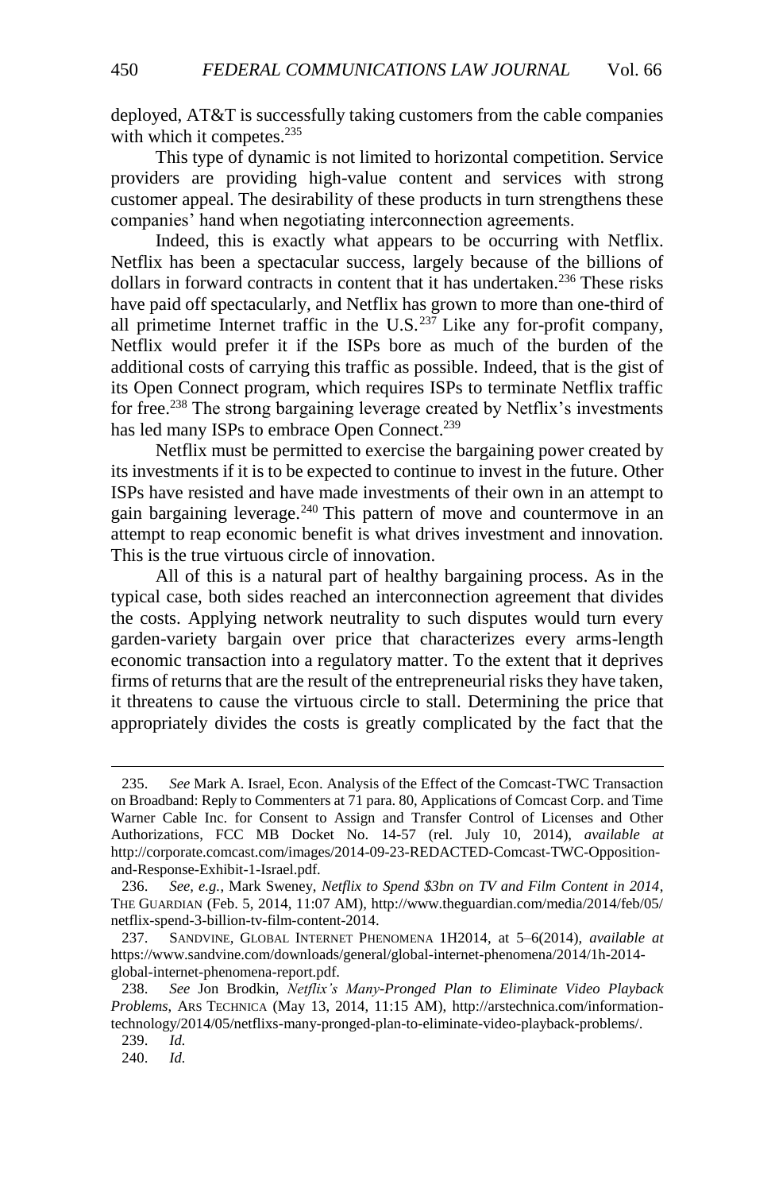deployed, AT&T is successfully taking customers from the cable companies with which it competes.[235]

This type of dynamic is not limited to horizontal competition. Service providers are providing high-value content and services with strong customer appeal. The desirability of these products in turn strengthens these companies' hand when negotiating interconnection agreements.

Indeed, this is exactly what appears to be occurring with Netflix. Netflix has been a spectacular success, largely because of the billions of dollars in forward contracts in content that it has undertaken.[236] These risks have paid off spectacularly, and Netflix has grown to more than one-third of all primetime Internet traffic in the U.S.[237] Like any for-profit company, Netflix would prefer it if the ISPs bore as much of the burden of the additional costs of carrying this traffic as possible. Indeed, that is the gist of its Open Connect program, which requires ISPs to terminate Netflix traffic for free.[238] The strong bargaining leverage created by Netflix's investments has led many ISPs to embrace Open Connect.[239]

Netflix must be permitted to exercise the bargaining power created by its investments if it is to be expected to continue to invest in the future. Other ISPs have resisted and have made investments of their own in an attempt to gain bargaining leverage.[240] This pattern of move and countermove in an attempt to reap economic benefit is what drives investment and innovation. This is the true virtuous circle of innovation.

All of this is a natural part of healthy bargaining process. As in the typical case, both sides reached an interconnection agreement that divides the costs. Applying network neutrality to such disputes would turn every garden-variety bargain over price that characterizes every arms-length economic transaction into a regulatory matter. To the extent that it deprives firms of returns that are the result of the entrepreneurial risks they have taken, it threatens to cause the virtuous circle to stall. Determining the price that appropriately divides the costs is greatly complicated by the fact that the

---

235. *See* Mark A. Israel, Econ. Analysis of the Effect of the Comcast-TWC Transaction on Broadband: Reply to Commenters at 71 para. 80, Applications of Comcast Corp. and Time Warner Cable Inc. for Consent to Assign and Transfer Control of Licenses and Other Authorizations, FCC MB Docket No. 14-57 (rel. July 10, 2014), *available at* http://corporate.comcast.com/images/2014-09-23-REDACTED-Comcast-TWC-Opposition-and-Response-Exhibit-1-Israel.pdf.

236. *See, e.g.*, Mark Sweney, *Netflix to Spend $3bn on TV and Film Content in 2014*, THE GUARDIAN (Feb. 5, 2014, 11:07 AM), http://www.theguardian.com/media/2014/feb/05/netflix-spend-3-billion-tv-film-content-2014.

237. SANDVINE, GLOBAL INTERNET PHENOMENA 1H2014, at 5–6(2014), *available at* https://www.sandvine.com/downloads/general/global-internet-phenomena/2014/1h-2014-global-internet-phenomena-report.pdf.

238. *See* Jon Brodkin, *Netflix's Many-Pronged Plan to Eliminate Video Playback Problems*, ARS TECHNICA (May 13, 2014, 11:15 AM), http://arstechnica.com/information-technology/2014/05/netflixs-many-pronged-plan-to-eliminate-video-playback-problems/.

239. *Id.*

240. *Id.*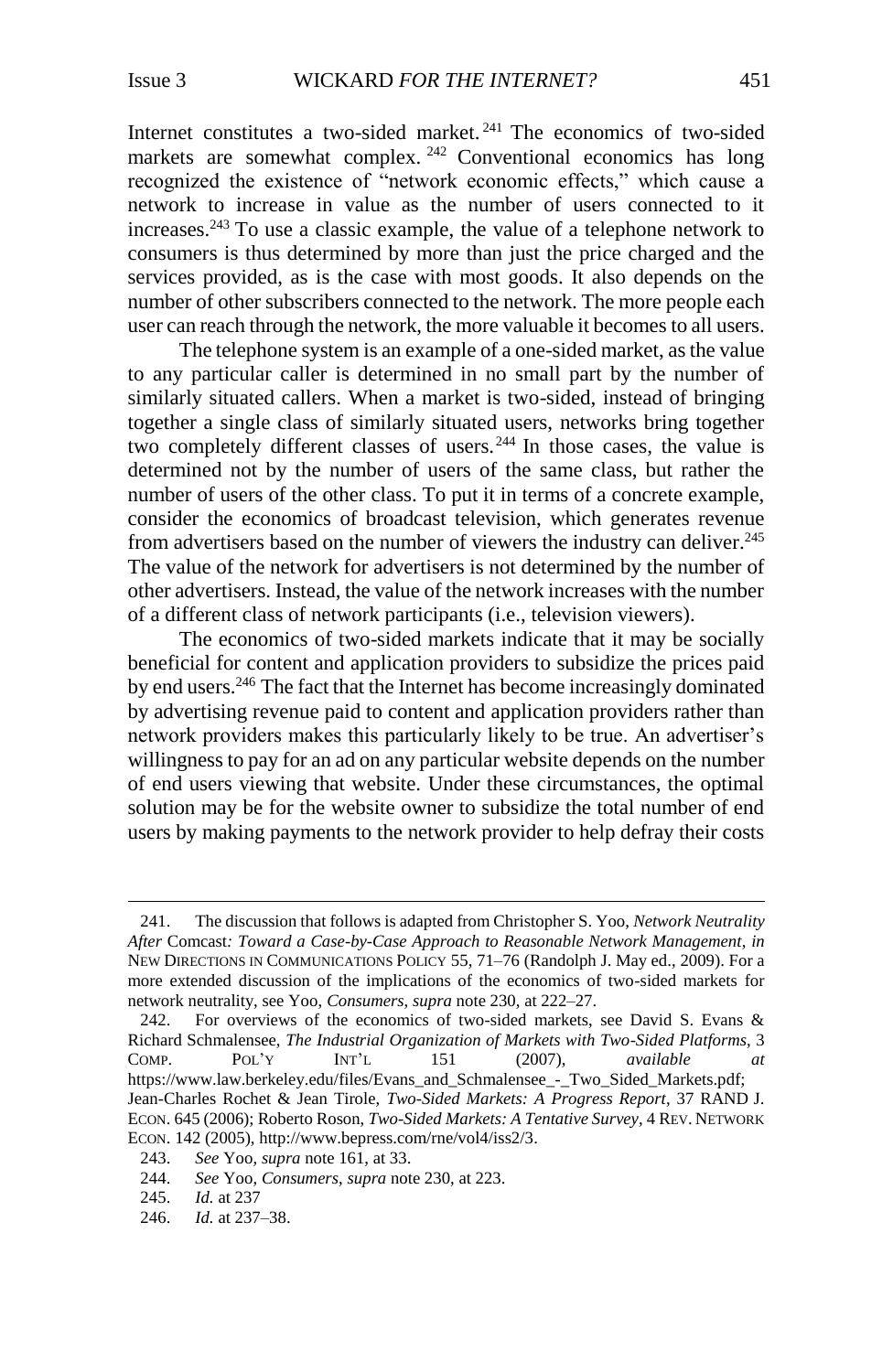Internet constitutes a two-sided market.[241] The economics of two-sided markets are somewhat complex.[242] Conventional economics has long recognized the existence of "network economic effects," which cause a network to increase in value as the number of users connected to it increases.[243] To use a classic example, the value of a telephone network to consumers is thus determined by more than just the price charged and the services provided, as is the case with most goods. It also depends on the number of other subscribers connected to the network. The more people each user can reach through the network, the more valuable it becomes to all users.

The telephone system is an example of a one-sided market, as the value to any particular caller is determined in no small part by the number of similarly situated callers. When a market is two-sided, instead of bringing together a single class of similarly situated users, networks bring together two completely different classes of users.[244] In those cases, the value is determined not by the number of users of the same class, but rather the number of users of the other class. To put it in terms of a concrete example, consider the economics of broadcast television, which generates revenue from advertisers based on the number of viewers the industry can deliver.[245] The value of the network for advertisers is not determined by the number of other advertisers. Instead, the value of the network increases with the number of a different class of network participants (i.e., television viewers).

The economics of two-sided markets indicate that it may be socially beneficial for content and application providers to subsidize the prices paid by end users.[246] The fact that the Internet has become increasingly dominated by advertising revenue paid to content and application providers rather than network providers makes this particularly likely to be true. An advertiser's willingness to pay for an ad on any particular website depends on the number of end users viewing that website. Under these circumstances, the optimal solution may be for the website owner to subsidize the total number of end users by making payments to the network provider to help defray their costs

---

241. The discussion that follows is adapted from Christopher S. Yoo, *Network Neutrality After* Comcast*: Toward a Case-by-Case Approach to Reasonable Network Management*, *in* NEW DIRECTIONS IN COMMUNICATIONS POLICY 55, 71–76 (Randolph J. May ed., 2009). For a more extended discussion of the implications of the economics of two-sided markets for network neutrality, see Yoo, *Consumers*, *supra* note 230, at 222–27.

242. For overviews of the economics of two-sided markets, see David S. Evans & Richard Schmalensee, *The Industrial Organization of Markets with Two-Sided Platforms*, 3 COMP. POL'Y INT'L 151 (2007), *available at* https://www.law.berkeley.edu/files/Evans_and_Schmalensee_-_Two_Sided_Markets.pdf; Jean-Charles Rochet & Jean Tirole, *Two-Sided Markets: A Progress Report*, 37 RAND J. ECON. 645 (2006); Roberto Roson, *Two-Sided Markets: A Tentative Survey*, 4 REV. NETWORK ECON. 142 (2005), http://www.bepress.com/rne/vol4/iss2/3.

243. *See* Yoo, *supra* note 161, at 33.

244. *See* Yoo, *Consumers*, *supra* note 230, at 223.

245. *Id.* at 237

246. *Id.* at 237–38.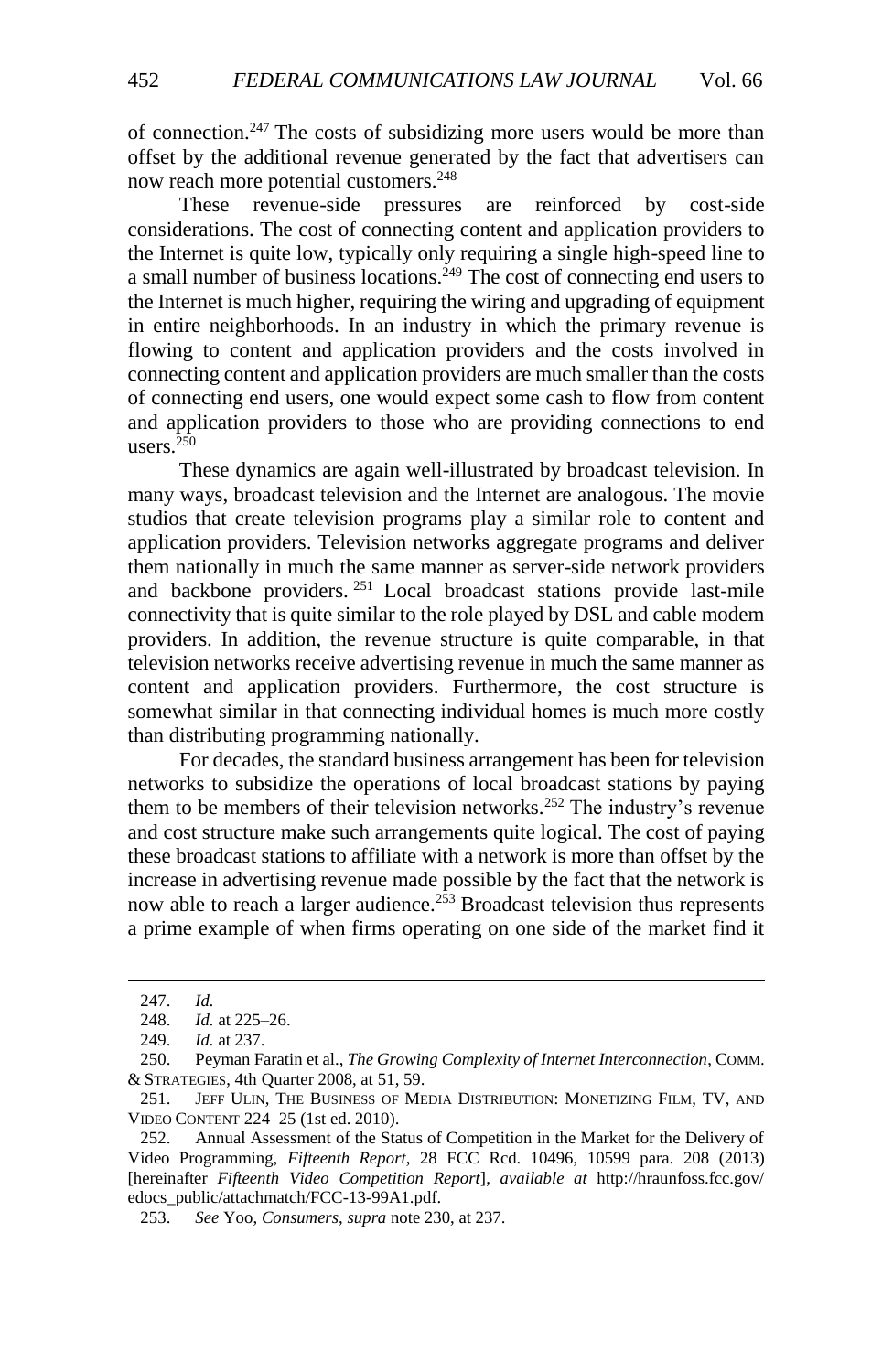of connection.[247] The costs of subsidizing more users would be more than offset by the additional revenue generated by the fact that advertisers can now reach more potential customers.[248]

These revenue-side pressures are reinforced by cost-side considerations. The cost of connecting content and application providers to the Internet is quite low, typically only requiring a single high-speed line to a small number of business locations.[249] The cost of connecting end users to the Internet is much higher, requiring the wiring and upgrading of equipment in entire neighborhoods. In an industry in which the primary revenue is flowing to content and application providers and the costs involved in connecting content and application providers are much smaller than the costs of connecting end users, one would expect some cash to flow from content and application providers to those who are providing connections to end users.[250]

These dynamics are again well-illustrated by broadcast television. In many ways, broadcast television and the Internet are analogous. The movie studios that create television programs play a similar role to content and application providers. Television networks aggregate programs and deliver them nationally in much the same manner as server-side network providers and backbone providers.[251] Local broadcast stations provide last-mile connectivity that is quite similar to the role played by DSL and cable modem providers. In addition, the revenue structure is quite comparable, in that television networks receive advertising revenue in much the same manner as content and application providers. Furthermore, the cost structure is somewhat similar in that connecting individual homes is much more costly than distributing programming nationally.

For decades, the standard business arrangement has been for television networks to subsidize the operations of local broadcast stations by paying them to be members of their television networks.[252] The industry's revenue and cost structure make such arrangements quite logical. The cost of paying these broadcast stations to affiliate with a network is more than offset by the increase in advertising revenue made possible by the fact that the network is now able to reach a larger audience.[253] Broadcast television thus represents a prime example of when firms operating on one side of the market find it

---

247. *Id.*

248. *Id.* at 225–26.

249. *Id.* at 237.

250. Peyman Faratin et al., *The Growing Complexity of Internet Interconnection*, COMM. & STRATEGIES, 4th Quarter 2008, at 51, 59.

251. JEFF ULIN, THE BUSINESS OF MEDIA DISTRIBUTION: MONETIZING FILM, TV, AND VIDEO CONTENT 224–25 (1st ed. 2010).

252. Annual Assessment of the Status of Competition in the Market for the Delivery of Video Programming, *Fifteenth Report*, 28 FCC Rcd. 10496, 10599 para. 208 (2013) [hereinafter *Fifteenth Video Competition Report*], *available at* http://hraunfoss.fcc.gov/edocs_public/attachmatch/FCC-13-99A1.pdf.

253. *See* Yoo, *Consumers*, *supra* note 230, at 237.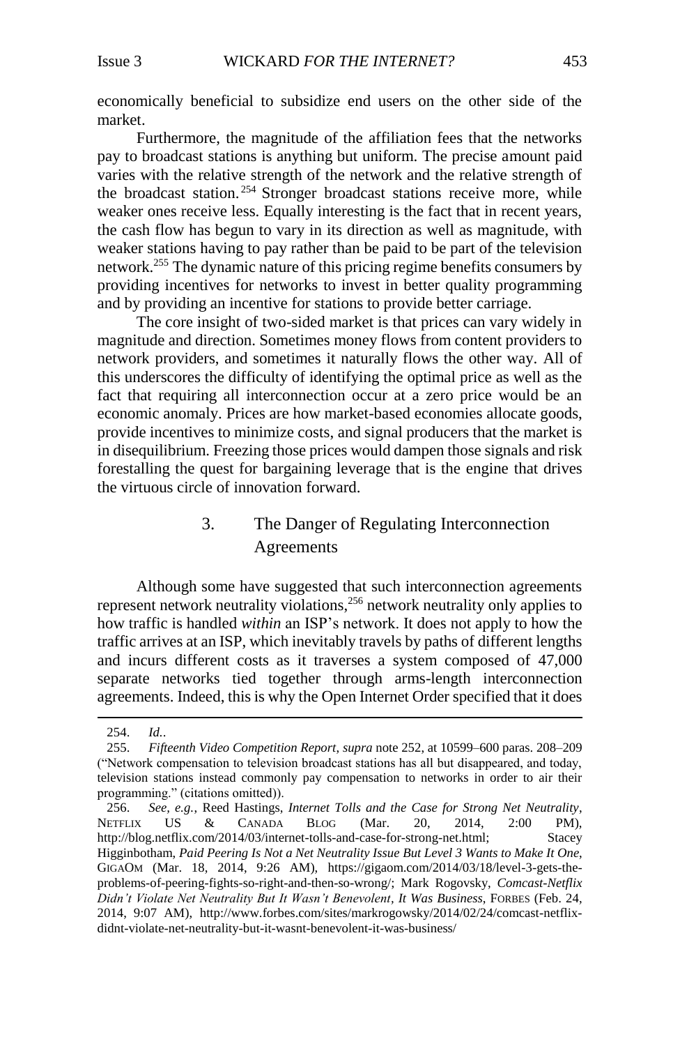economically beneficial to subsidize end users on the other side of the market.

Furthermore, the magnitude of the affiliation fees that the networks pay to broadcast stations is anything but uniform. The precise amount paid varies with the relative strength of the network and the relative strength of the broadcast station.[254] Stronger broadcast stations receive more, while weaker ones receive less. Equally interesting is the fact that in recent years, the cash flow has begun to vary in its direction as well as magnitude, with weaker stations having to pay rather than be paid to be part of the television network.[255] The dynamic nature of this pricing regime benefits consumers by providing incentives for networks to invest in better quality programming and by providing an incentive for stations to provide better carriage.

The core insight of two-sided market is that prices can vary widely in magnitude and direction. Sometimes money flows from content providers to network providers, and sometimes it naturally flows the other way. All of this underscores the difficulty of identifying the optimal price as well as the fact that requiring all interconnection occur at a zero price would be an economic anomaly. Prices are how market-based economies allocate goods, provide incentives to minimize costs, and signal producers that the market is in disequilibrium. Freezing those prices would dampen those signals and risk forestalling the quest for bargaining leverage that is the engine that drives the virtuous circle of innovation forward.

### 3. The Danger of Regulating Interconnection Agreements

Although some have suggested that such interconnection agreements represent network neutrality violations,[256] network neutrality only applies to how traffic is handled *within* an ISP's network. It does not apply to how the traffic arrives at an ISP, which inevitably travels by paths of different lengths and incurs different costs as it traverses a system composed of 47,000 separate networks tied together through arms-length interconnection agreements. Indeed, this is why the Open Internet Order specified that it does

---

254. *Id.*.

255. *Fifteenth Video Competition Report*, *supra* note 252, at 10599–600 paras. 208–209 ("Network compensation to television broadcast stations has all but disappeared, and today, television stations instead commonly pay compensation to networks in order to air their programming." (citations omitted)).

256. *See, e.g.*, Reed Hastings, *Internet Tolls and the Case for Strong Net Neutrality*, NETFLIX US & CANADA BLOG (Mar. 20, 2014, 2:00 PM), http://blog.netflix.com/2014/03/internet-tolls-and-case-for-strong-net.html; Stacey Higginbotham, *Paid Peering Is Not a Net Neutrality Issue But Level 3 Wants to Make It One*, GIGAOM (Mar. 18, 2014, 9:26 AM), https://gigaom.com/2014/03/18/level-3-gets-the-problems-of-peering-fights-so-right-and-then-so-wrong/; Mark Rogovsky, *Comcast-Netflix Didn't Violate Net Neutrality But It Wasn't Benevolent, It Was Business*, FORBES (Feb. 24, 2014, 9:07 AM), http://www.forbes.com/sites/markrogowsky/2014/02/24/comcast-netflix-didnt-violate-net-neutrality-but-it-wasnt-benevolent-it-was-business/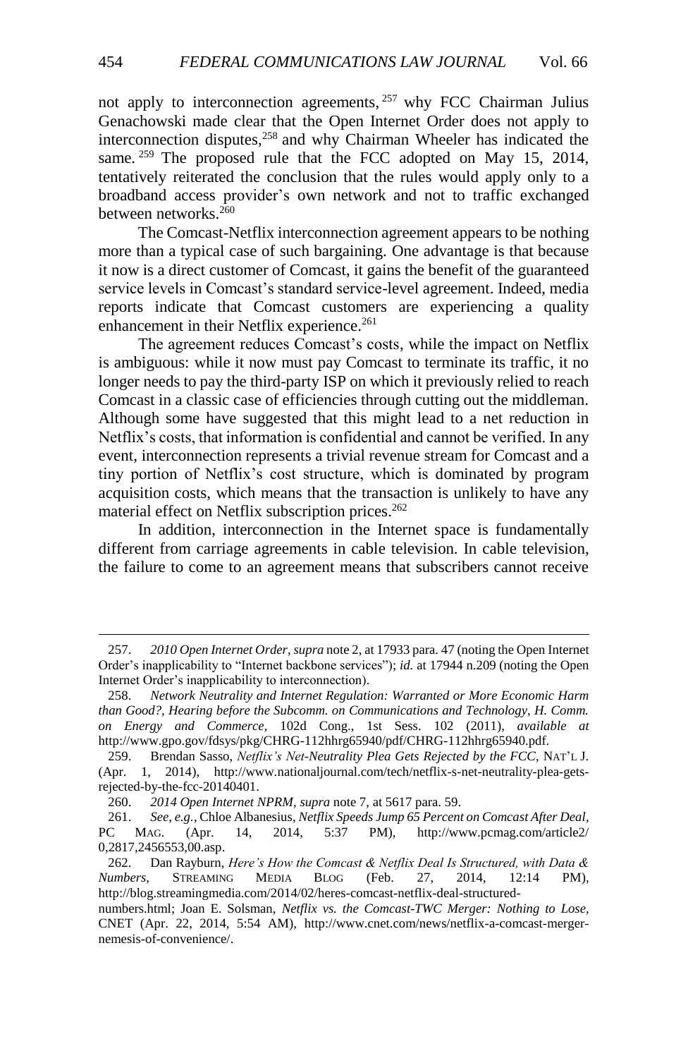not apply to interconnection agreements,[257] why FCC Chairman Julius Genachowski made clear that the Open Internet Order does not apply to interconnection disputes,[258] and why Chairman Wheeler has indicated the same.[259] The proposed rule that the FCC adopted on May 15, 2014, tentatively reiterated the conclusion that the rules would apply only to a broadband access provider's own network and not to traffic exchanged between networks.[260]

The Comcast-Netflix interconnection agreement appears to be nothing more than a typical case of such bargaining. One advantage is that because it now is a direct customer of Comcast, it gains the benefit of the guaranteed service levels in Comcast's standard service-level agreement. Indeed, media reports indicate that Comcast customers are experiencing a quality enhancement in their Netflix experience.[261]

The agreement reduces Comcast's costs, while the impact on Netflix is ambiguous: while it now must pay Comcast to terminate its traffic, it no longer needs to pay the third-party ISP on which it previously relied to reach Comcast in a classic case of efficiencies through cutting out the middleman. Although some have suggested that this might lead to a net reduction in Netflix's costs, that information is confidential and cannot be verified. In any event, interconnection represents a trivial revenue stream for Comcast and a tiny portion of Netflix's cost structure, which is dominated by program acquisition costs, which means that the transaction is unlikely to have any material effect on Netflix subscription prices.[262]

In addition, interconnection in the Internet space is fundamentally different from carriage agreements in cable television. In cable television, the failure to come to an agreement means that subscribers cannot receive

---

257. *2010 Open Internet Order*, *supra* note 2, at 17933 para. 47 (noting the Open Internet Order's inapplicability to "Internet backbone services"); *id.* at 17944 n.209 (noting the Open Internet Order's inapplicability to interconnection).

258. *Network Neutrality and Internet Regulation: Warranted or More Economic Harm than Good?, Hearing before the Subcomm. on Communications and Technology, H. Comm. on Energy and Commerce*, 102d Cong., 1st Sess. 102 (2011), *available at* http://www.gpo.gov/fdsys/pkg/CHRG-112hhrg65940/pdf/CHRG-112hhrg65940.pdf.

259. Brendan Sasso, *Netflix's Net-Neutrality Plea Gets Rejected by the FCC*, NAT'L J. (Apr. 1, 2014), http://www.nationaljournal.com/tech/netflix-s-net-neutrality-plea-gets-rejected-by-the-fcc-20140401.

260. *2014 Open Internet NPRM*, *supra* note 7, at 5617 para. 59.

261. *See, e.g.*, Chloe Albanesius, *Netflix Speeds Jump 65 Percent on Comcast After Deal*, PC MAG. (Apr. 14, 2014, 5:37 PM), http://www.pcmag.com/article2/0,2817,2456553,00.asp.

262. Dan Rayburn, *Here's How the Comcast & Netflix Deal Is Structured, with Data & Numbers*, STREAMING MEDIA BLOG (Feb. 27, 2014, 12:14 PM), http://blog.streamingmedia.com/2014/02/heres-comcast-netflix-deal-structured-numbers.html; Joan E. Solsman, *Netflix vs. the Comcast-TWC Merger: Nothing to Lose*, CNET (Apr. 22, 2014, 5:54 AM), http://www.cnet.com/news/netflix-a-comcast-merger-nemesis-of-convenience/.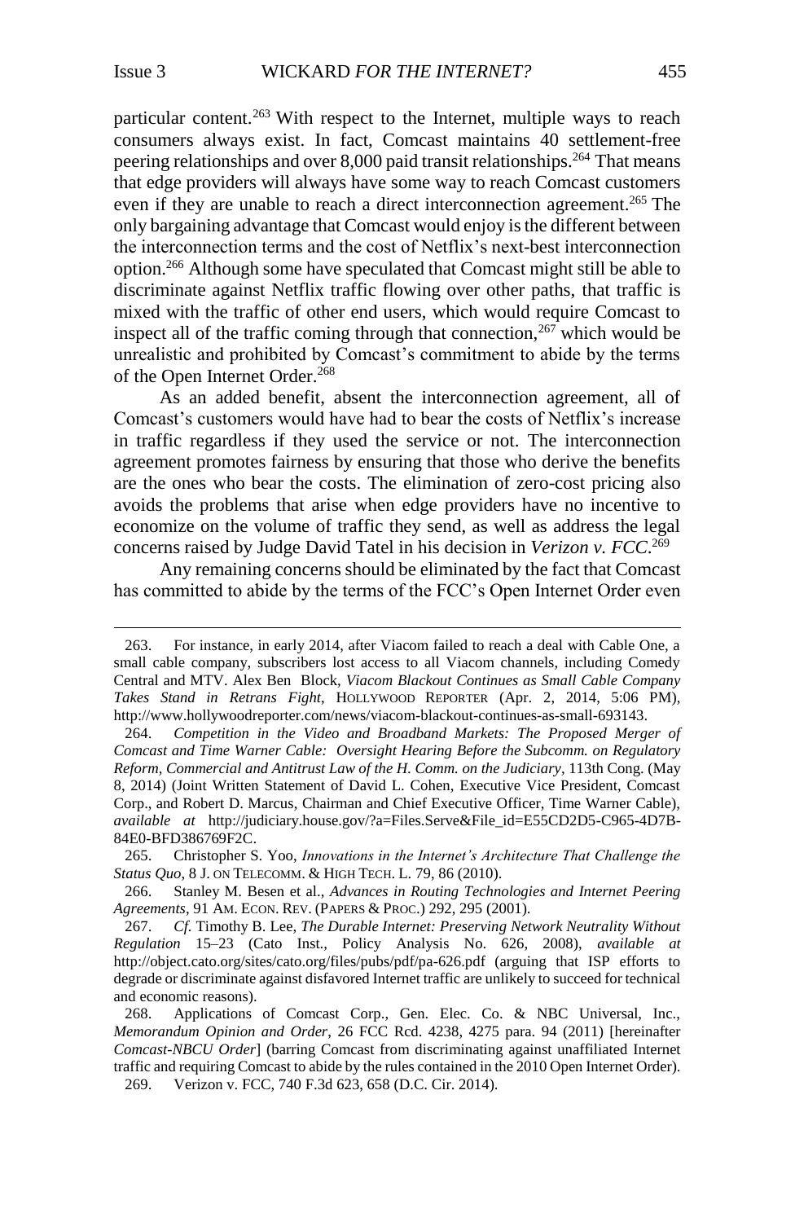particular content.[263] With respect to the Internet, multiple ways to reach consumers always exist. In fact, Comcast maintains 40 settlement-free peering relationships and over 8,000 paid transit relationships.[264] That means that edge providers will always have some way to reach Comcast customers even if they are unable to reach a direct interconnection agreement.[265] The only bargaining advantage that Comcast would enjoy is the different between the interconnection terms and the cost of Netflix's next-best interconnection option.[266] Although some have speculated that Comcast might still be able to discriminate against Netflix traffic flowing over other paths, that traffic is mixed with the traffic of other end users, which would require Comcast to inspect all of the traffic coming through that connection,[267] which would be unrealistic and prohibited by Comcast's commitment to abide by the terms of the Open Internet Order.[268]

As an added benefit, absent the interconnection agreement, all of Comcast's customers would have had to bear the costs of Netflix's increase in traffic regardless if they used the service or not. The interconnection agreement promotes fairness by ensuring that those who derive the benefits are the ones who bear the costs. The elimination of zero-cost pricing also avoids the problems that arise when edge providers have no incentive to economize on the volume of traffic they send, as well as address the legal concerns raised by Judge David Tatel in his decision in *Verizon v. FCC*.[269]

Any remaining concerns should be eliminated by the fact that Comcast has committed to abide by the terms of the FCC's Open Internet Order even

---

263. For instance, in early 2014, after Viacom failed to reach a deal with Cable One, a small cable company, subscribers lost access to all Viacom channels, including Comedy Central and MTV. Alex Ben Block, *Viacom Blackout Continues as Small Cable Company Takes Stand in Retrans Fight*, HOLLYWOOD REPORTER (Apr. 2, 2014, 5:06 PM), http://www.hollywoodreporter.com/news/viacom-blackout-continues-as-small-693143.

264. *Competition in the Video and Broadband Markets: The Proposed Merger of Comcast and Time Warner Cable: Oversight Hearing Before the Subcomm. on Regulatory Reform, Commercial and Antitrust Law of the H. Comm. on the Judiciary*, 113th Cong. (May 8, 2014) (Joint Written Statement of David L. Cohen, Executive Vice President, Comcast Corp., and Robert D. Marcus, Chairman and Chief Executive Officer, Time Warner Cable), *available at* http://judiciary.house.gov/?a=Files.Serve&File_id=E55CD2D5-C965-4D7B-84E0-BFD386769F2C.

265. Christopher S. Yoo, *Innovations in the Internet's Architecture That Challenge the Status Quo*, 8 J. ON TELECOMM. & HIGH TECH. L. 79, 86 (2010).

266. Stanley M. Besen et al., *Advances in Routing Technologies and Internet Peering Agreements*, 91 AM. ECON. REV. (PAPERS & PROC.) 292, 295 (2001).

267. *Cf.* Timothy B. Lee, *The Durable Internet: Preserving Network Neutrality Without Regulation* 15–23 (Cato Inst., Policy Analysis No. 626, 2008), *available at* http://object.cato.org/sites/cato.org/files/pubs/pdf/pa-626.pdf (arguing that ISP efforts to degrade or discriminate against disfavored Internet traffic are unlikely to succeed for technical and economic reasons).

268. Applications of Comcast Corp., Gen. Elec. Co. & NBC Universal, Inc., *Memorandum Opinion and Order*, 26 FCC Rcd. 4238, 4275 para. 94 (2011) [hereinafter *Comcast-NBCU Order*] (barring Comcast from discriminating against unaffiliated Internet traffic and requiring Comcast to abide by the rules contained in the 2010 Open Internet Order).

269. Verizon v. FCC, 740 F.3d 623, 658 (D.C. Cir. 2014).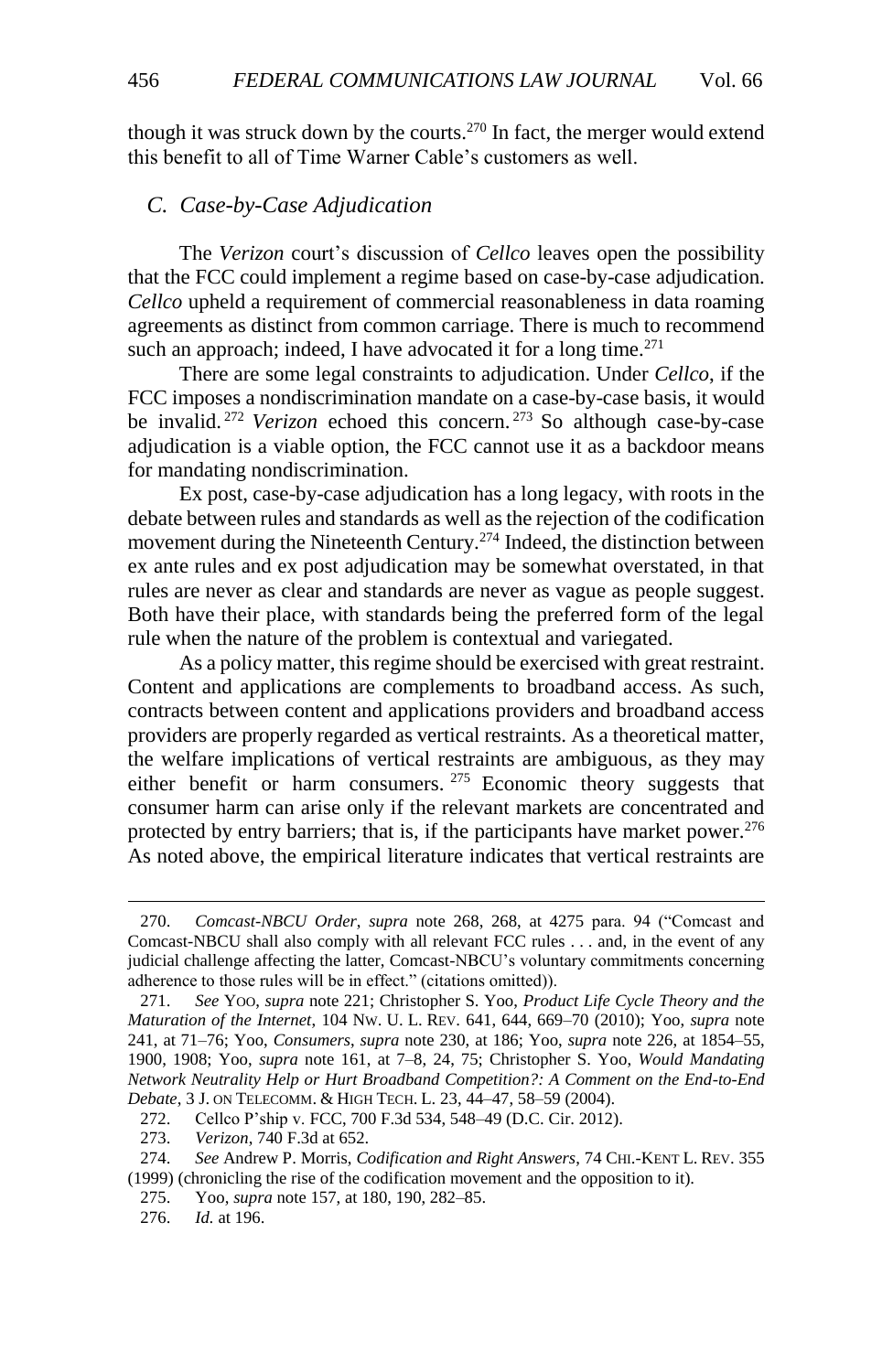though it was struck down by the courts.[270] In fact, the merger would extend this benefit to all of Time Warner Cable's customers as well.

### *C. Case-by-Case Adjudication*

The *Verizon* court's discussion of *Cellco* leaves open the possibility that the FCC could implement a regime based on case-by-case adjudication. *Cellco* upheld a requirement of commercial reasonableness in data roaming agreements as distinct from common carriage. There is much to recommend such an approach; indeed, I have advocated it for a long time.[271]

There are some legal constraints to adjudication. Under *Cellco*, if the FCC imposes a nondiscrimination mandate on a case-by-case basis, it would be invalid.[272] *Verizon* echoed this concern.[273] So although case-by-case adjudication is a viable option, the FCC cannot use it as a backdoor means for mandating nondiscrimination.

Ex post, case-by-case adjudication has a long legacy, with roots in the debate between rules and standards as well as the rejection of the codification movement during the Nineteenth Century.[274] Indeed, the distinction between ex ante rules and ex post adjudication may be somewhat overstated, in that rules are never as clear and standards are never as vague as people suggest. Both have their place, with standards being the preferred form of the legal rule when the nature of the problem is contextual and variegated.

As a policy matter, this regime should be exercised with great restraint. Content and applications are complements to broadband access. As such, contracts between content and applications providers and broadband access providers are properly regarded as vertical restraints. As a theoretical matter, the welfare implications of vertical restraints are ambiguous, as they may either benefit or harm consumers.[275] Economic theory suggests that consumer harm can arise only if the relevant markets are concentrated and protected by entry barriers; that is, if the participants have market power.[276] As noted above, the empirical literature indicates that vertical restraints are

---

270. *Comcast-NBCU Order*, *supra* note 268, 268, at 4275 para. 94 ("Comcast and Comcast-NBCU shall also comply with all relevant FCC rules . . . and, in the event of any judicial challenge affecting the latter, Comcast-NBCU's voluntary commitments concerning adherence to those rules will be in effect." (citations omitted)).

271. *See* YOO, *supra* note 221; Christopher S. Yoo, *Product Life Cycle Theory and the Maturation of the Internet*, 104 NW. U. L. REV. 641, 644, 669–70 (2010); Yoo, *supra* note 241, at 71–76; Yoo, *Consumers*, *supra* note 230, at 186; Yoo, *supra* note 226, at 1854–55, 1900, 1908; Yoo, *supra* note 161, at 7–8, 24, 75; Christopher S. Yoo, *Would Mandating Network Neutrality Help or Hurt Broadband Competition?: A Comment on the End-to-End Debate*, 3 J. ON TELECOMM. & HIGH TECH. L. 23, 44–47, 58–59 (2004).

272. Cellco P'ship v. FCC, 700 F.3d 534, 548–49 (D.C. Cir. 2012).

273. *Verizon*, 740 F.3d at 652.

274. *See* Andrew P. Morris, *Codification and Right Answers*, 74 CHI.-KENT L. REV. 355 (1999) (chronicling the rise of the codification movement and the opposition to it).

275. Yoo, *supra* note 157, at 180, 190, 282–85.

276. *Id.* at 196.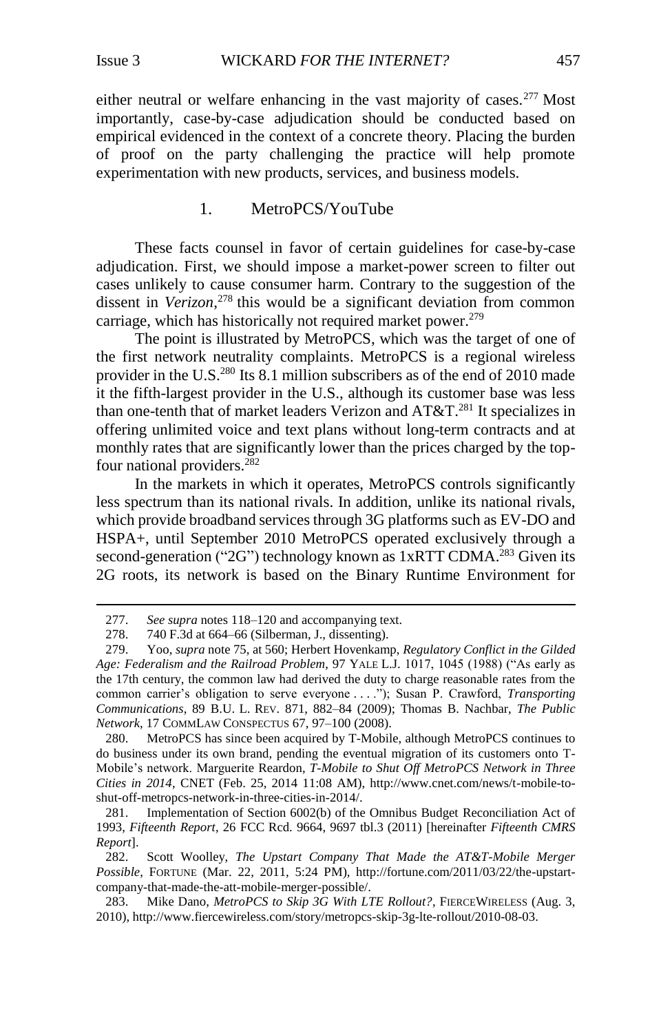either neutral or welfare enhancing in the vast majority of cases.[277] Most importantly, case-by-case adjudication should be conducted based on empirical evidenced in the context of a concrete theory. Placing the burden of proof on the party challenging the practice will help promote experimentation with new products, services, and business models.

### 1. MetroPCS/YouTube

These facts counsel in favor of certain guidelines for case-by-case adjudication. First, we should impose a market-power screen to filter out cases unlikely to cause consumer harm. Contrary to the suggestion of the dissent in *Verizon*,[278] this would be a significant deviation from common carriage, which has historically not required market power.[279]

The point is illustrated by MetroPCS, which was the target of one of the first network neutrality complaints. MetroPCS is a regional wireless provider in the U.S.[280] Its 8.1 million subscribers as of the end of 2010 made it the fifth-largest provider in the U.S., although its customer base was less than one-tenth that of market leaders Verizon and AT&T.[281] It specializes in offering unlimited voice and text plans without long-term contracts and at monthly rates that are significantly lower than the prices charged by the top-four national providers.[282]

In the markets in which it operates, MetroPCS controls significantly less spectrum than its national rivals. In addition, unlike its national rivals, which provide broadband services through 3G platforms such as EV-DO and HSPA+, until September 2010 MetroPCS operated exclusively through a second-generation ("2G") technology known as 1xRTT CDMA.[283] Given its 2G roots, its network is based on the Binary Runtime Environment for

---

277. *See supra* notes 118–120 and accompanying text.

278. 740 F.3d at 664–66 (Silberman, J., dissenting).

279. Yoo, *supra* note 75, at 560; Herbert Hovenkamp, *Regulatory Conflict in the Gilded Age: Federalism and the Railroad Problem*, 97 YALE L.J. 1017, 1045 (1988) ("As early as the 17th century, the common law had derived the duty to charge reasonable rates from the common carrier's obligation to serve everyone . . . ."); Susan P. Crawford, *Transporting Communications*, 89 B.U. L. REV. 871, 882–84 (2009); Thomas B. Nachbar, *The Public Network*, 17 COMMLAW CONSPECTUS 67, 97–100 (2008).

280. MetroPCS has since been acquired by T-Mobile, although MetroPCS continues to do business under its own brand, pending the eventual migration of its customers onto T-Mobile's network. Marguerite Reardon, *T-Mobile to Shut Off MetroPCS Network in Three Cities in 2014*, CNET (Feb. 25, 2014 11:08 AM), http://www.cnet.com/news/t-mobile-to-shut-off-metropcs-network-in-three-cities-in-2014/.

281. Implementation of Section 6002(b) of the Omnibus Budget Reconciliation Act of 1993, *Fifteenth Report*, 26 FCC Rcd. 9664, 9697 tbl.3 (2011) [hereinafter *Fifteenth CMRS Report*].

282. Scott Woolley, *The Upstart Company That Made the AT&T-Mobile Merger Possible*, FORTUNE (Mar. 22, 2011, 5:24 PM), http://fortune.com/2011/03/22/the-upstart-company-that-made-the-att-mobile-merger-possible/.

283. Mike Dano, *MetroPCS to Skip 3G With LTE Rollout?*, FIERCEWIRELESS (Aug. 3, 2010), http://www.fiercewireless.com/story/metropcs-skip-3g-lte-rollout/2010-08-03.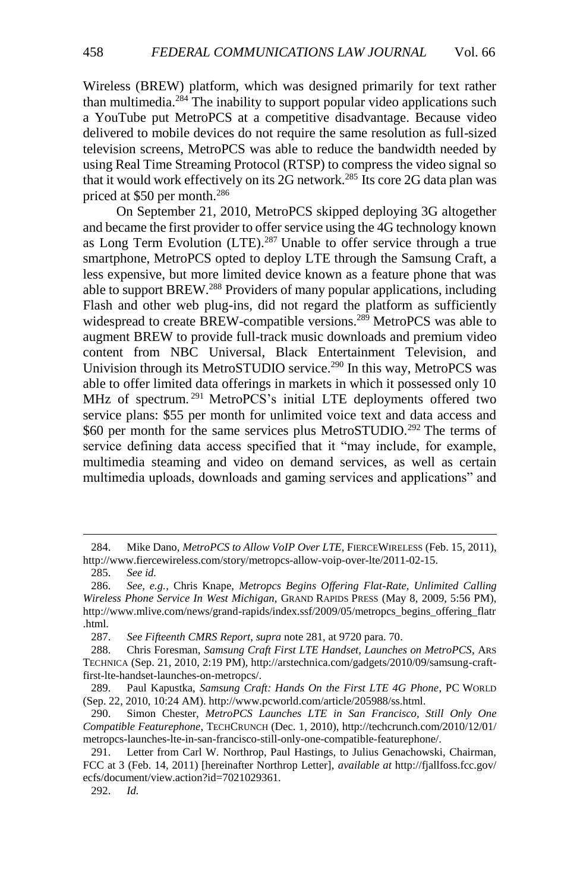Wireless (BREW) platform, which was designed primarily for text rather than multimedia.[284] The inability to support popular video applications such a YouTube put MetroPCS at a competitive disadvantage. Because video delivered to mobile devices do not require the same resolution as full-sized television screens, MetroPCS was able to reduce the bandwidth needed by using Real Time Streaming Protocol (RTSP) to compress the video signal so that it would work effectively on its 2G network.[285] Its core 2G data plan was priced at $50 per month.[286]

On September 21, 2010, MetroPCS skipped deploying 3G altogether and became the first provider to offer service using the 4G technology known as Long Term Evolution (LTE).[287] Unable to offer service through a true smartphone, MetroPCS opted to deploy LTE through the Samsung Craft, a less expensive, but more limited device known as a feature phone that was able to support BREW.[288] Providers of many popular applications, including Flash and other web plug-ins, did not regard the platform as sufficiently widespread to create BREW-compatible versions.[289] MetroPCS was able to augment BREW to provide full-track music downloads and premium video content from NBC Universal, Black Entertainment Television, and Univision through its MetroSTUDIO service.[290] In this way, MetroPCS was able to offer limited data offerings in markets in which it possessed only 10 MHz of spectrum.[291] MetroPCS's initial LTE deployments offered two service plans: $55 per month for unlimited voice text and data access and $60 per month for the same services plus MetroSTUDIO.[292] The terms of service defining data access specified that it "may include, for example, multimedia steaming and video on demand services, as well as certain multimedia uploads, downloads and gaming services and applications" and

---

284. Mike Dano, *MetroPCS to Allow VoIP Over LTE*, FIERCEWIRELESS (Feb. 15, 2011), http://www.fiercewireless.com/story/metropcs-allow-voip-over-lte/2011-02-15.

285. *See id.*

286. *See, e.g.*, Chris Knape, *Metropcs Begins Offering Flat-Rate, Unlimited Calling Wireless Phone Service In West Michigan*, GRAND RAPIDS PRESS (May 8, 2009, 5:56 PM), http://www.mlive.com/news/grand-rapids/index.ssf/2009/05/metropcs_begins_offering_flatr.html.

287. *See Fifteenth CMRS Report*, *supra* note 281, at 9720 para. 70.

288. Chris Foresman, *Samsung Craft First LTE Handset, Launches on MetroPCS*, ARS TECHNICA (Sep. 21, 2010, 2:19 PM), http://arstechnica.com/gadgets/2010/09/samsung-craft-first-lte-handset-launches-on-metropcs/.

289. Paul Kapustka, *Samsung Craft: Hands On the First LTE 4G Phone*, PC WORLD (Sep. 22, 2010, 10:24 AM). http://www.pcworld.com/article/205988/ss.html.

290. Simon Chester, *MetroPCS Launches LTE in San Francisco, Still Only One Compatible Featurephone*, TECHCRUNCH (Dec. 1, 2010), http://techcrunch.com/2010/12/01/metropcs-launches-lte-in-san-francisco-still-only-one-compatible-featurephone/.

291. Letter from Carl W. Northrop, Paul Hastings, to Julius Genachowski, Chairman, FCC at 3 (Feb. 14, 2011) [hereinafter Northrop Letter], *available at* http://fjallfoss.fcc.gov/ecfs/document/view.action?id=7021029361.

292. *Id.*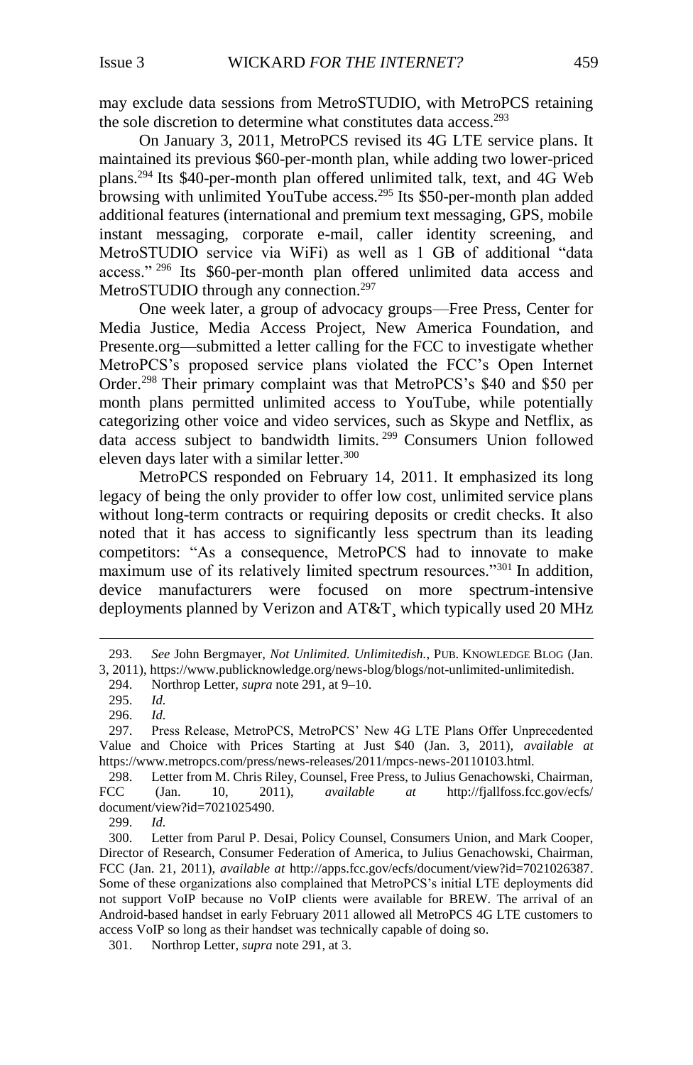may exclude data sessions from MetroSTUDIO, with MetroPCS retaining the sole discretion to determine what constitutes data access.[293]

On January 3, 2011, MetroPCS revised its 4G LTE service plans. It maintained its previous $60-per-month plan, while adding two lower-priced plans.[294] Its $40-per-month plan offered unlimited talk, text, and 4G Web browsing with unlimited YouTube access.[295] Its $50-per-month plan added additional features (international and premium text messaging, GPS, mobile instant messaging, corporate e-mail, caller identity screening, and MetroSTUDIO service via WiFi) as well as 1 GB of additional "data access."[296] Its $60-per-month plan offered unlimited data access and MetroSTUDIO through any connection.[297]

One week later, a group of advocacy groups—Free Press, Center for Media Justice, Media Access Project, New America Foundation, and Presente.org—submitted a letter calling for the FCC to investigate whether MetroPCS's proposed service plans violated the FCC's Open Internet Order.[298] Their primary complaint was that MetroPCS's $40 and $50 per month plans permitted unlimited access to YouTube, while potentially categorizing other voice and video services, such as Skype and Netflix, as data access subject to bandwidth limits.[299] Consumers Union followed eleven days later with a similar letter.[300]

MetroPCS responded on February 14, 2011. It emphasized its long legacy of being the only provider to offer low cost, unlimited service plans without long-term contracts or requiring deposits or credit checks. It also noted that it has access to significantly less spectrum than its leading competitors: "As a consequence, MetroPCS had to innovate to make maximum use of its relatively limited spectrum resources."[301] In addition, device manufacturers were focused on more spectrum-intensive deployments planned by Verizon and AT&T¸ which typically used 20 MHz

---

293. *See* John Bergmayer, *Not Unlimited. Unlimitedish.*, PUB. KNOWLEDGE BLOG (Jan. 3, 2011), https://www.publicknowledge.org/news-blog/blogs/not-unlimited-unlimitedish.

294. Northrop Letter, *supra* note 291, at 9–10.

295. *Id.*

296. *Id.*

297. Press Release, MetroPCS, MetroPCS' New 4G LTE Plans Offer Unprecedented Value and Choice with Prices Starting at Just $40 (Jan. 3, 2011), *available at* https://www.metropcs.com/press/news-releases/2011/mpcs-news-20110103.html.

298. Letter from M. Chris Riley, Counsel, Free Press, to Julius Genachowski, Chairman, FCC (Jan. 10, 2011), *available at* http://fjallfoss.fcc.gov/ecfs/document/view?id=7021025490.

299. *Id.*

300. Letter from Parul P. Desai, Policy Counsel, Consumers Union, and Mark Cooper, Director of Research, Consumer Federation of America, to Julius Genachowski, Chairman, FCC (Jan. 21, 2011), *available at* http://apps.fcc.gov/ecfs/document/view?id=7021026387. Some of these organizations also complained that MetroPCS's initial LTE deployments did not support VoIP because no VoIP clients were available for BREW. The arrival of an Android-based handset in early February 2011 allowed all MetroPCS 4G LTE customers to access VoIP so long as their handset was technically capable of doing so.

301. Northrop Letter, *supra* note 291, at 3.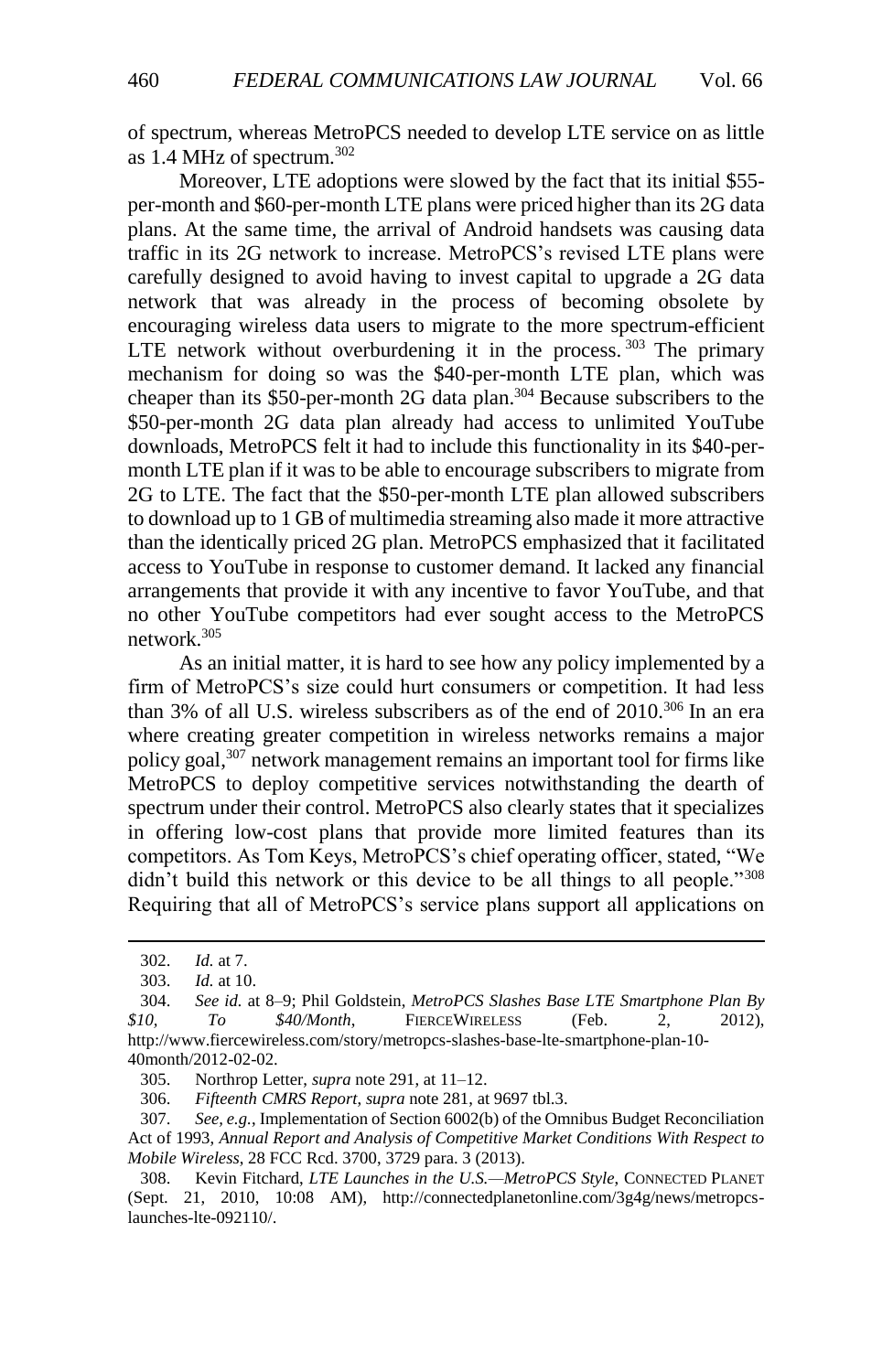of spectrum, whereas MetroPCS needed to develop LTE service on as little as 1.4 MHz of spectrum.[302]

Moreover, LTE adoptions were slowed by the fact that its initial $55-per-month and $60-per-month LTE plans were priced higher than its 2G data plans. At the same time, the arrival of Android handsets was causing data traffic in its 2G network to increase. MetroPCS's revised LTE plans were carefully designed to avoid having to invest capital to upgrade a 2G data network that was already in the process of becoming obsolete by encouraging wireless data users to migrate to the more spectrum-efficient LTE network without overburdening it in the process.[303] The primary mechanism for doing so was the $40-per-month LTE plan, which was cheaper than its $50-per-month 2G data plan.[304] Because subscribers to the $50-per-month 2G data plan already had access to unlimited YouTube downloads, MetroPCS felt it had to include this functionality in its $40-per-month LTE plan if it was to be able to encourage subscribers to migrate from 2G to LTE. The fact that the $50-per-month LTE plan allowed subscribers to download up to 1 GB of multimedia streaming also made it more attractive than the identically priced 2G plan. MetroPCS emphasized that it facilitated access to YouTube in response to customer demand. It lacked any financial arrangements that provide it with any incentive to favor YouTube, and that no other YouTube competitors had ever sought access to the MetroPCS network.[305]

As an initial matter, it is hard to see how any policy implemented by a firm of MetroPCS's size could hurt consumers or competition. It had less than 3% of all U.S. wireless subscribers as of the end of 2010.[306] In an era where creating greater competition in wireless networks remains a major policy goal,[307] network management remains an important tool for firms like MetroPCS to deploy competitive services notwithstanding the dearth of spectrum under their control. MetroPCS also clearly states that it specializes in offering low-cost plans that provide more limited features than its competitors. As Tom Keys, MetroPCS's chief operating officer, stated, "We didn't build this network or this device to be all things to all people."[308] Requiring that all of MetroPCS's service plans support all applications on

---

302. *Id.* at 7.

303. *Id.* at 10.

304. *See id.* at 8–9; Phil Goldstein, *MetroPCS Slashes Base LTE Smartphone Plan By $10, To $40/Month*, FIERCEWIRELESS (Feb. 2, 2012), http://www.fiercewireless.com/story/metropcs-slashes-base-lte-smartphone-plan-10-40month/2012-02-02.

305. Northrop Letter, *supra* note 291, at 11–12.

306. *Fifteenth CMRS Report*, *supra* note 281, at 9697 tbl.3.

307. *See, e.g.*, Implementation of Section 6002(b) of the Omnibus Budget Reconciliation Act of 1993, *Annual Report and Analysis of Competitive Market Conditions With Respect to Mobile Wireless*, 28 FCC Rcd. 3700, 3729 para. 3 (2013).

308. Kevin Fitchard, *LTE Launches in the U.S.—MetroPCS Style*, CONNECTED PLANET (Sept. 21, 2010, 10:08 AM), http://connectedplanetonline.com/3g4g/news/metropcs-launches-lte-092110/.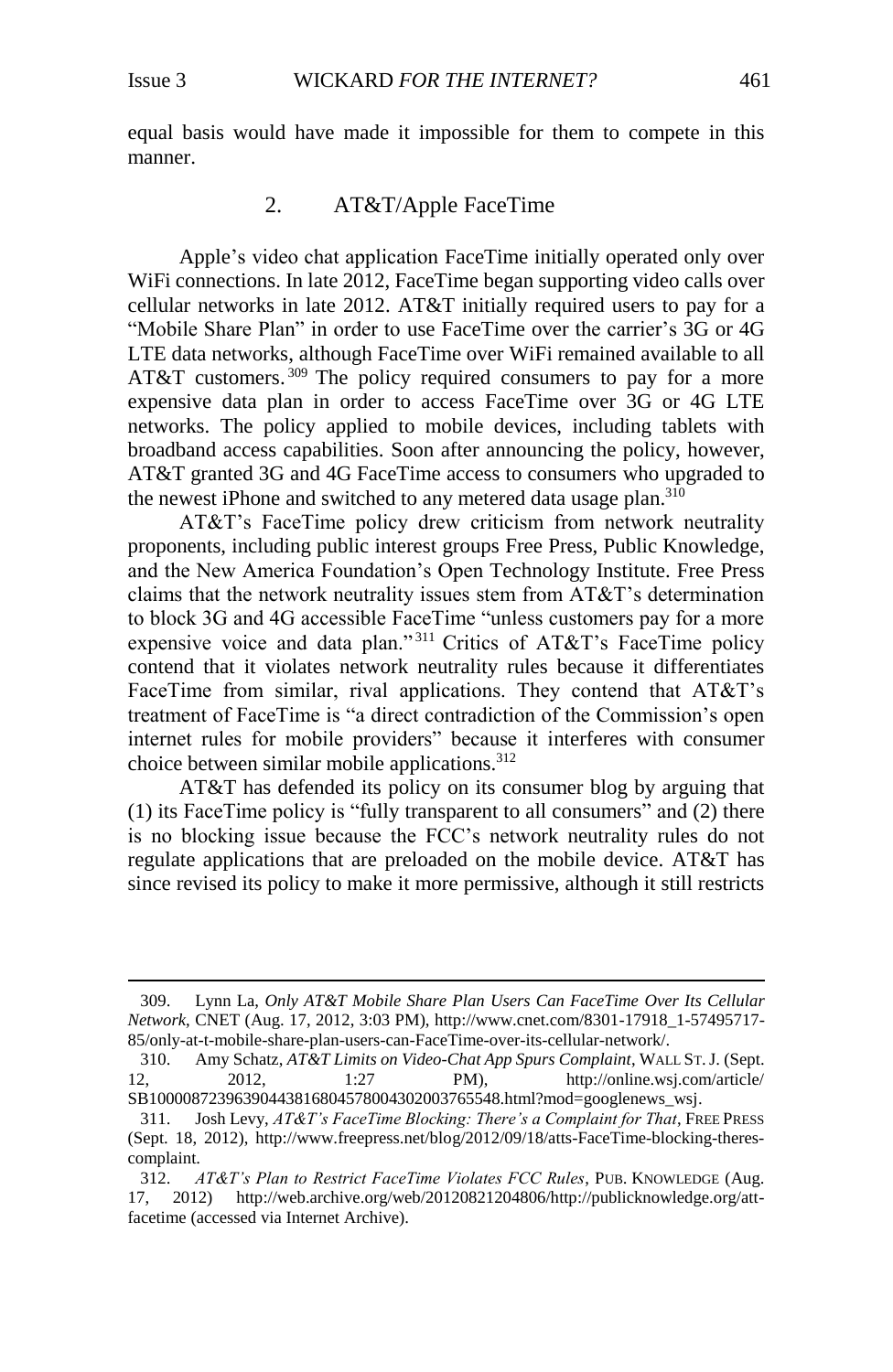equal basis would have made it impossible for them to compete in this manner.

### 2. AT&T/Apple FaceTime

Apple's video chat application FaceTime initially operated only over WiFi connections. In late 2012, FaceTime began supporting video calls over cellular networks in late 2012. AT&T initially required users to pay for a "Mobile Share Plan" in order to use FaceTime over the carrier's 3G or 4G LTE data networks, although FaceTime over WiFi remained available to all AT&T customers.[309] The policy required consumers to pay for a more expensive data plan in order to access FaceTime over 3G or 4G LTE networks. The policy applied to mobile devices, including tablets with broadband access capabilities. Soon after announcing the policy, however, AT&T granted 3G and 4G FaceTime access to consumers who upgraded to the newest iPhone and switched to any metered data usage plan.[310]

AT&T's FaceTime policy drew criticism from network neutrality proponents, including public interest groups Free Press, Public Knowledge, and the New America Foundation's Open Technology Institute. Free Press claims that the network neutrality issues stem from AT&T's determination to block 3G and 4G accessible FaceTime "unless customers pay for a more expensive voice and data plan."[311] Critics of AT&T's FaceTime policy contend that it violates network neutrality rules because it differentiates FaceTime from similar, rival applications. They contend that AT&T's treatment of FaceTime is "a direct contradiction of the Commission's open internet rules for mobile providers" because it interferes with consumer choice between similar mobile applications.[312]

AT&T has defended its policy on its consumer blog by arguing that (1) its FaceTime policy is "fully transparent to all consumers" and (2) there is no blocking issue because the FCC's network neutrality rules do not regulate applications that are preloaded on the mobile device. AT&T has since revised its policy to make it more permissive, although it still restricts

---

309. Lynn La, *Only AT&T Mobile Share Plan Users Can FaceTime Over Its Cellular Network*, CNET (Aug. 17, 2012, 3:03 PM), http://www.cnet.com/8301-17918_1-57495717-85/only-at-t-mobile-share-plan-users-can-FaceTime-over-its-cellular-network/.

310. Amy Schatz, *AT&T Limits on Video-Chat App Spurs Complaint*, WALL ST. J. (Sept. 12, 2012, 1:27 PM), http://online.wsj.com/article/SB10000872396390443816804578004302003765548.html?mod=googlenews_wsj.

311. Josh Levy, *AT&T's FaceTime Blocking: There's a Complaint for That*, FREE PRESS (Sept. 18, 2012), http://www.freepress.net/blog/2012/09/18/atts-FaceTime-blocking-theres-complaint.

312. *AT&T's Plan to Restrict FaceTime Violates FCC Rules*, PUB. KNOWLEDGE (Aug. 17, 2012) http://web.archive.org/web/20120821204806/http://publicknowledge.org/att-facetime (accessed via Internet Archive).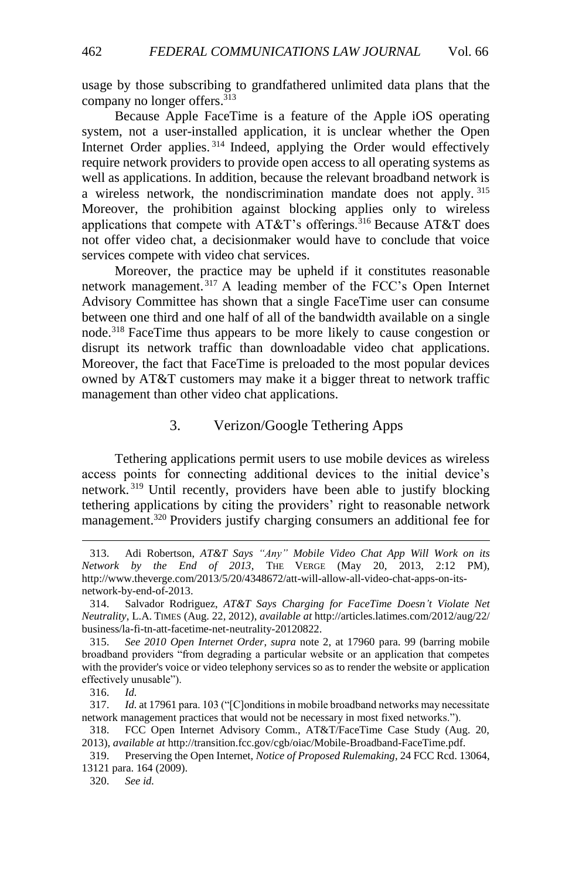usage by those subscribing to grandfathered unlimited data plans that the company no longer offers.[313]

Because Apple FaceTime is a feature of the Apple iOS operating system, not a user-installed application, it is unclear whether the Open Internet Order applies.[314] Indeed, applying the Order would effectively require network providers to provide open access to all operating systems as well as applications. In addition, because the relevant broadband network is a wireless network, the nondiscrimination mandate does not apply.[315] Moreover, the prohibition against blocking applies only to wireless applications that compete with AT&T's offerings.[316] Because AT&T does not offer video chat, a decisionmaker would have to conclude that voice services compete with video chat services.

Moreover, the practice may be upheld if it constitutes reasonable network management.[317] A leading member of the FCC's Open Internet Advisory Committee has shown that a single FaceTime user can consume between one third and one half of all of the bandwidth available on a single node.[318] FaceTime thus appears to be more likely to cause congestion or disrupt its network traffic than downloadable video chat applications. Moreover, the fact that FaceTime is preloaded to the most popular devices owned by AT&T customers may make it a bigger threat to network traffic management than other video chat applications.

### 3. Verizon/Google Tethering Apps

Tethering applications permit users to use mobile devices as wireless access points for connecting additional devices to the initial device's network.[319] Until recently, providers have been able to justify blocking tethering applications by citing the providers' right to reasonable network management.[320] Providers justify charging consumers an additional fee for

---

313. Adi Robertson, *AT&T Says "Any" Mobile Video Chat App Will Work on its Network by the End of 2013*, THE VERGE (May 20, 2013, 2:12 PM), http://www.theverge.com/2013/5/20/4348672/att-will-allow-all-video-chat-apps-on-its-network-by-end-of-2013.

314. Salvador Rodriguez, *AT&T Says Charging for FaceTime Doesn't Violate Net Neutrality*, L.A. TIMES (Aug. 22, 2012), *available at* http://articles.latimes.com/2012/aug/22/business/la-fi-tn-att-facetime-net-neutrality-20120822.

315. *See 2010 Open Internet Order*, *supra* note 2, at 17960 para. 99 (barring mobile broadband providers "from degrading a particular website or an application that competes with the provider's voice or video telephony services so as to render the website or application effectively unusable").

316. *Id.*

317. *Id.* at 17961 para. 103 ("[C]onditions in mobile broadband networks may necessitate network management practices that would not be necessary in most fixed networks.").

318. FCC Open Internet Advisory Comm., AT&T/FaceTime Case Study (Aug. 20, 2013), *available at* http://transition.fcc.gov/cgb/oiac/Mobile-Broadband-FaceTime.pdf.

319. Preserving the Open Internet, *Notice of Proposed Rulemaking*, 24 FCC Rcd. 13064, 13121 para. 164 (2009).

320. *See id.*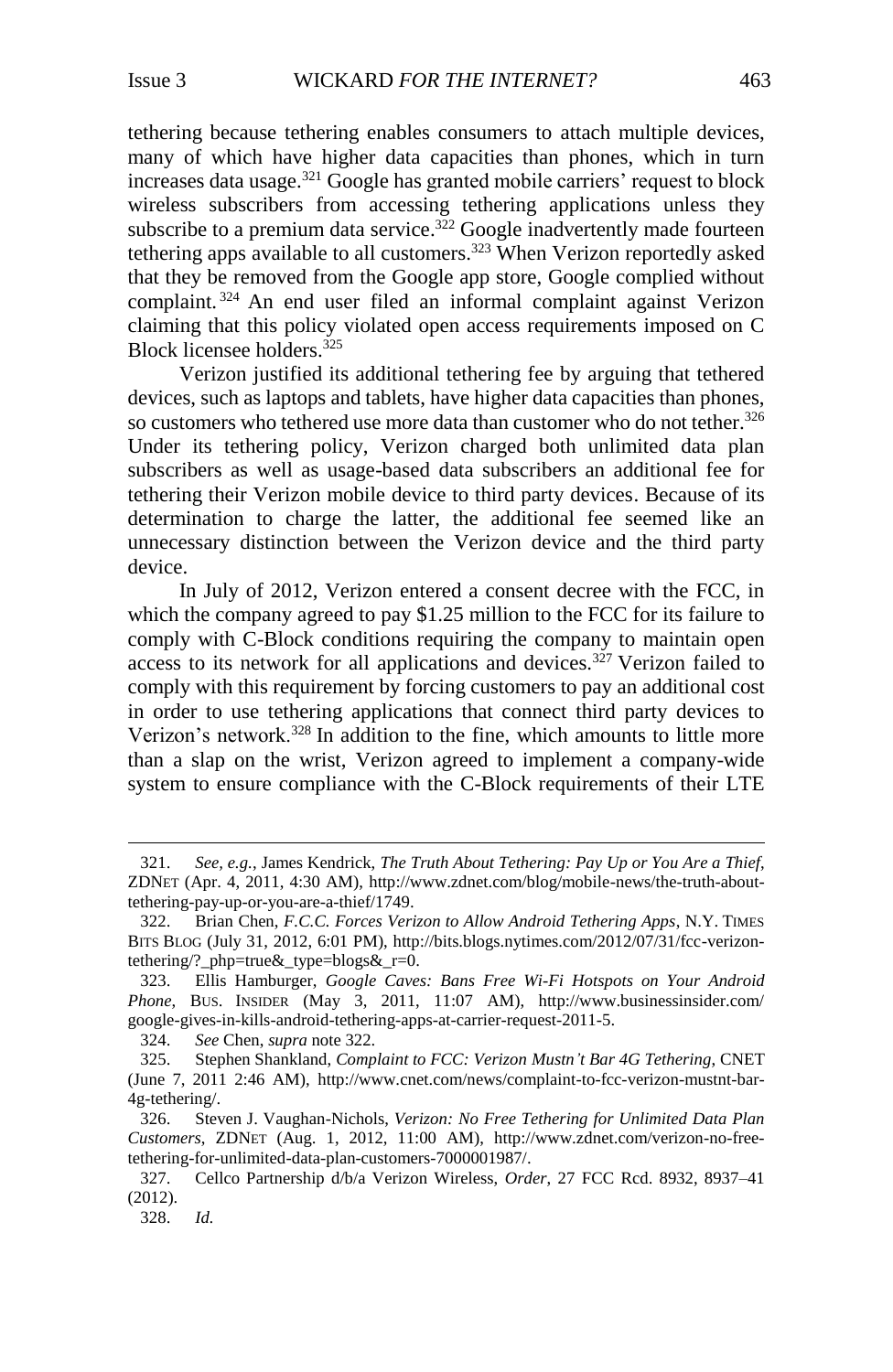tethering because tethering enables consumers to attach multiple devices, many of which have higher data capacities than phones, which in turn increases data usage.[321] Google has granted mobile carriers' request to block wireless subscribers from accessing tethering applications unless they subscribe to a premium data service.[322] Google inadvertently made fourteen tethering apps available to all customers.[323] When Verizon reportedly asked that they be removed from the Google app store, Google complied without complaint.[324] An end user filed an informal complaint against Verizon claiming that this policy violated open access requirements imposed on C Block licensee holders.[325]

Verizon justified its additional tethering fee by arguing that tethered devices, such as laptops and tablets, have higher data capacities than phones, so customers who tethered use more data than customer who do not tether.[326] Under its tethering policy, Verizon charged both unlimited data plan subscribers as well as usage-based data subscribers an additional fee for tethering their Verizon mobile device to third party devices. Because of its determination to charge the latter, the additional fee seemed like an unnecessary distinction between the Verizon device and the third party device.

In July of 2012, Verizon entered a consent decree with the FCC, in which the company agreed to pay $1.25 million to the FCC for its failure to comply with C-Block conditions requiring the company to maintain open access to its network for all applications and devices.[327] Verizon failed to comply with this requirement by forcing customers to pay an additional cost in order to use tethering applications that connect third party devices to Verizon's network.[328] In addition to the fine, which amounts to little more than a slap on the wrist, Verizon agreed to implement a company-wide system to ensure compliance with the C-Block requirements of their LTE

---

321. *See, e.g.*, James Kendrick, *The Truth About Tethering: Pay Up or You Are a Thief*, ZDNET (Apr. 4, 2011, 4:30 AM), http://www.zdnet.com/blog/mobile-news/the-truth-about-tethering-pay-up-or-you-are-a-thief/1749.

322. Brian Chen, *F.C.C. Forces Verizon to Allow Android Tethering Apps*, N.Y. TIMES BITS BLOG (July 31, 2012, 6:01 PM), http://bits.blogs.nytimes.com/2012/07/31/fcc-verizon-tethering/?_php=true&_type=blogs&_r=0.

323. Ellis Hamburger, *Google Caves: Bans Free Wi-Fi Hotspots on Your Android Phone*, BUS. INSIDER (May 3, 2011, 11:07 AM), http://www.businessinsider.com/google-gives-in-kills-android-tethering-apps-at-carrier-request-2011-5.

324. *See* Chen, *supra* note 322.

325. Stephen Shankland, *Complaint to FCC: Verizon Mustn't Bar 4G Tethering*, CNET (June 7, 2011 2:46 AM), http://www.cnet.com/news/complaint-to-fcc-verizon-mustnt-bar-4g-tethering/.

326. Steven J. Vaughan-Nichols, *Verizon: No Free Tethering for Unlimited Data Plan Customers*, ZDNET (Aug. 1, 2012, 11:00 AM), http://www.zdnet.com/verizon-no-free-tethering-for-unlimited-data-plan-customers-7000001987/.

327. Cellco Partnership d/b/a Verizon Wireless, *Order*, 27 FCC Rcd. 8932, 8937–41 (2012).

328. *Id.*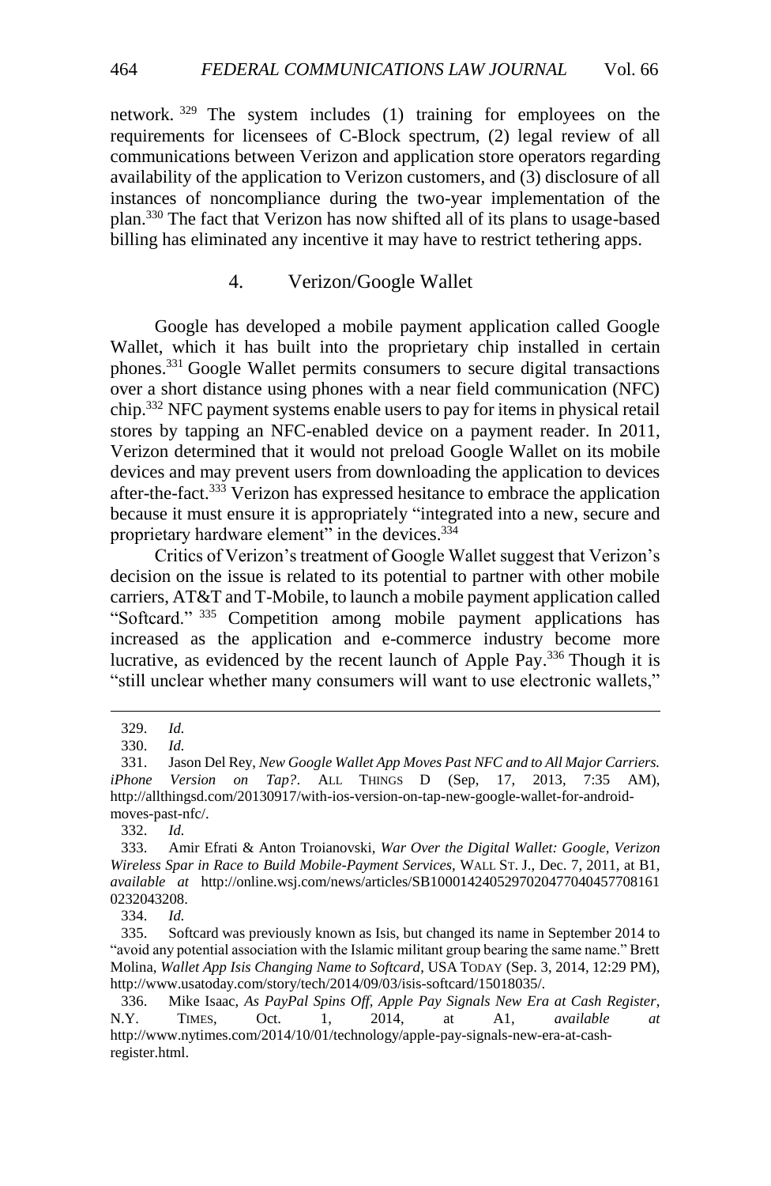network.[329] The system includes (1) training for employees on the requirements for licensees of C-Block spectrum, (2) legal review of all communications between Verizon and application store operators regarding availability of the application to Verizon customers, and (3) disclosure of all instances of noncompliance during the two-year implementation of the plan.[330] The fact that Verizon has now shifted all of its plans to usage-based billing has eliminated any incentive it may have to restrict tethering apps.

### 4. Verizon/Google Wallet

Google has developed a mobile payment application called Google Wallet, which it has built into the proprietary chip installed in certain phones.[331] Google Wallet permits consumers to secure digital transactions over a short distance using phones with a near field communication (NFC) chip.[332] NFC payment systems enable users to pay for items in physical retail stores by tapping an NFC-enabled device on a payment reader. In 2011, Verizon determined that it would not preload Google Wallet on its mobile devices and may prevent users from downloading the application to devices after-the-fact.[333] Verizon has expressed hesitance to embrace the application because it must ensure it is appropriately "integrated into a new, secure and proprietary hardware element" in the devices.[334]

Critics of Verizon's treatment of Google Wallet suggest that Verizon's decision on the issue is related to its potential to partner with other mobile carriers, AT&T and T-Mobile, to launch a mobile payment application called "Softcard." [335] Competition among mobile payment applications has increased as the application and e-commerce industry become more lucrative, as evidenced by the recent launch of Apple Pay.[336] Though it is "still unclear whether many consumers will want to use electronic wallets,"

---

329. *Id.*

330. *Id.*

331. Jason Del Rey, *New Google Wallet App Moves Past NFC and to All Major Carriers. iPhone Version on Tap?*. ALL THINGS D (Sep, 17, 2013, 7:35 AM), http://allthingsd.com/20130917/with-ios-version-on-tap-new-google-wallet-for-android-moves-past-nfc/.

332. *Id.*

333. Amir Efrati & Anton Troianovski, *War Over the Digital Wallet: Google, Verizon Wireless Spar in Race to Build Mobile-Payment Services*, WALL ST. J., Dec. 7, 2011, at B1, *available at* http://online.wsj.com/news/articles/SB10001424052970204770404577081610232043208.

334. *Id.*

335. Softcard was previously known as Isis, but changed its name in September 2014 to "avoid any potential association with the Islamic militant group bearing the same name." Brett Molina, *Wallet App Isis Changing Name to Softcard*, USA TODAY (Sep. 3, 2014, 12:29 PM), http://www.usatoday.com/story/tech/2014/09/03/isis-softcard/15018035/.

336. Mike Isaac, *As PayPal Spins Off, Apple Pay Signals New Era at Cash Register*, N.Y. TIMES, Oct. 1, 2014, at A1, *available at* http://www.nytimes.com/2014/10/01/technology/apple-pay-signals-new-era-at-cash-register.html.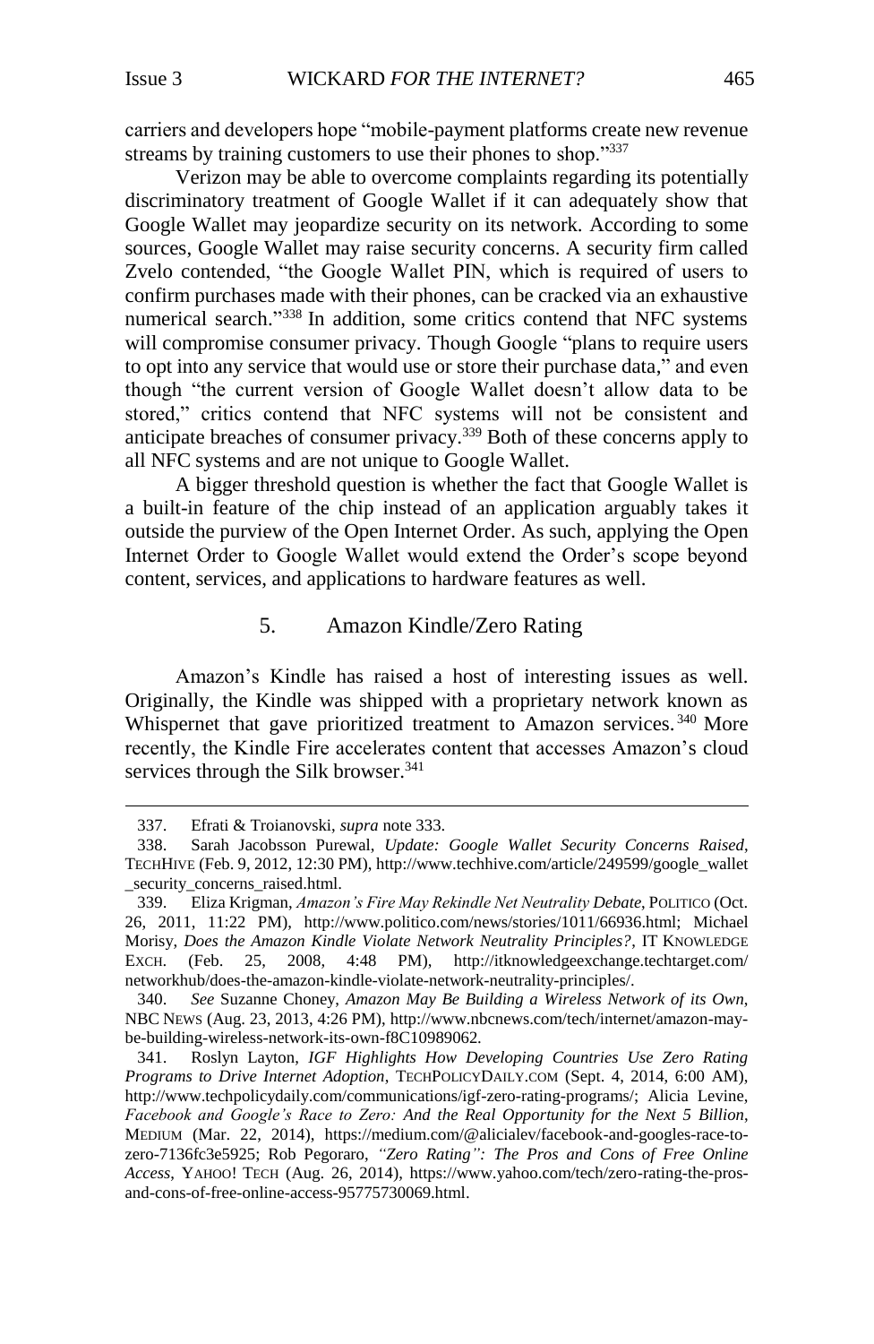carriers and developers hope "mobile-payment platforms create new revenue streams by training customers to use their phones to shop."[337]

Verizon may be able to overcome complaints regarding its potentially discriminatory treatment of Google Wallet if it can adequately show that Google Wallet may jeopardize security on its network. According to some sources, Google Wallet may raise security concerns. A security firm called Zvelo contended, "the Google Wallet PIN, which is required of users to confirm purchases made with their phones, can be cracked via an exhaustive numerical search."[338] In addition, some critics contend that NFC systems will compromise consumer privacy. Though Google "plans to require users to opt into any service that would use or store their purchase data," and even though "the current version of Google Wallet doesn't allow data to be stored," critics contend that NFC systems will not be consistent and anticipate breaches of consumer privacy.[339] Both of these concerns apply to all NFC systems and are not unique to Google Wallet.

A bigger threshold question is whether the fact that Google Wallet is a built-in feature of the chip instead of an application arguably takes it outside the purview of the Open Internet Order. As such, applying the Open Internet Order to Google Wallet would extend the Order's scope beyond content, services, and applications to hardware features as well.

### 5. Amazon Kindle/Zero Rating

Amazon's Kindle has raised a host of interesting issues as well. Originally, the Kindle was shipped with a proprietary network known as Whispernet that gave prioritized treatment to Amazon services.[340] More recently, the Kindle Fire accelerates content that accesses Amazon's cloud services through the Silk browser.[341]

---

337. Efrati & Troianovski, *supra* note 333.

338. Sarah Jacobsson Purewal, *Update: Google Wallet Security Concerns Raised*, TECHHIVE (Feb. 9, 2012, 12:30 PM), http://www.techhive.com/article/249599/google_wallet_security_concerns_raised.html.

339. Eliza Krigman, *Amazon's Fire May Rekindle Net Neutrality Debate*, POLITICO (Oct. 26, 2011, 11:22 PM), http://www.politico.com/news/stories/1011/66936.html; Michael Morisy, *Does the Amazon Kindle Violate Network Neutrality Principles?*, IT KNOWLEDGE EXCH. (Feb. 25, 2008, 4:48 PM), http://itknowledgeexchange.techtarget.com/networkhub/does-the-amazon-kindle-violate-network-neutrality-principles/.

340. *See* Suzanne Choney, *Amazon May Be Building a Wireless Network of its Own*, NBC NEWS (Aug. 23, 2013, 4:26 PM), http://www.nbcnews.com/tech/internet/amazon-may-be-building-wireless-network-its-own-f8C10989062.

341. Roslyn Layton, *IGF Highlights How Developing Countries Use Zero Rating Programs to Drive Internet Adoption*, TECHPOLICYDAILY.COM (Sept. 4, 2014, 6:00 AM), http://www.techpolicydaily.com/communications/igf-zero-rating-programs/; Alicia Levine, *Facebook and Google's Race to Zero: And the Real Opportunity for the Next 5 Billion*, MEDIUM (Mar. 22, 2014), https://medium.com/@alicialev/facebook-and-googles-race-to-zero-7136fc3e5925; Rob Pegoraro, *"Zero Rating": The Pros and Cons of Free Online Access*, YAHOO! TECH (Aug. 26, 2014), https://www.yahoo.com/tech/zero-rating-the-pros-and-cons-of-free-online-access-95775730069.html.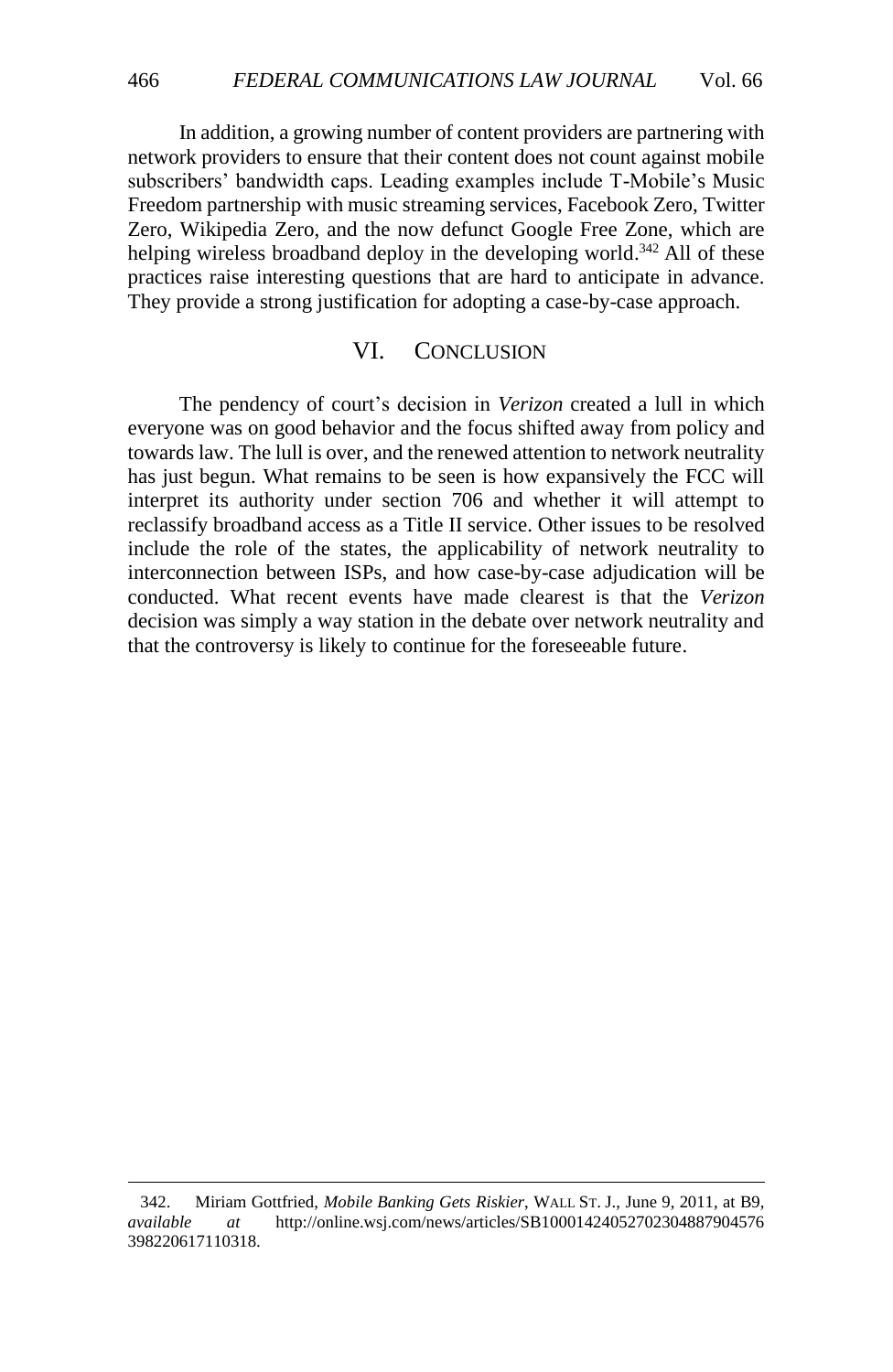In addition, a growing number of content providers are partnering with network providers to ensure that their content does not count against mobile subscribers' bandwidth caps. Leading examples include T-Mobile's Music Freedom partnership with music streaming services, Facebook Zero, Twitter Zero, Wikipedia Zero, and the now defunct Google Free Zone, which are helping wireless broadband deploy in the developing world.[342] All of these practices raise interesting questions that are hard to anticipate in advance. They provide a strong justification for adopting a case-by-case approach.

## VI. CONCLUSION

The pendency of court's decision in *Verizon* created a lull in which everyone was on good behavior and the focus shifted away from policy and towards law. The lull is over, and the renewed attention to network neutrality has just begun. What remains to be seen is how expansively the FCC will interpret its authority under section 706 and whether it will attempt to reclassify broadband access as a Title II service. Other issues to be resolved include the role of the states, the applicability of network neutrality to interconnection between ISPs, and how case-by-case adjudication will be conducted. What recent events have made clearest is that the *Verizon* decision was simply a way station in the debate over network neutrality and that the controversy is likely to continue for the foreseeable future.

342. Miriam Gottfried, *Mobile Banking Gets Riskier*, WALL ST. J., June 9, 2011, at B9, *available at* http://online.wsj.com/news/articles/SB10001424052702304887904576398220617110318.